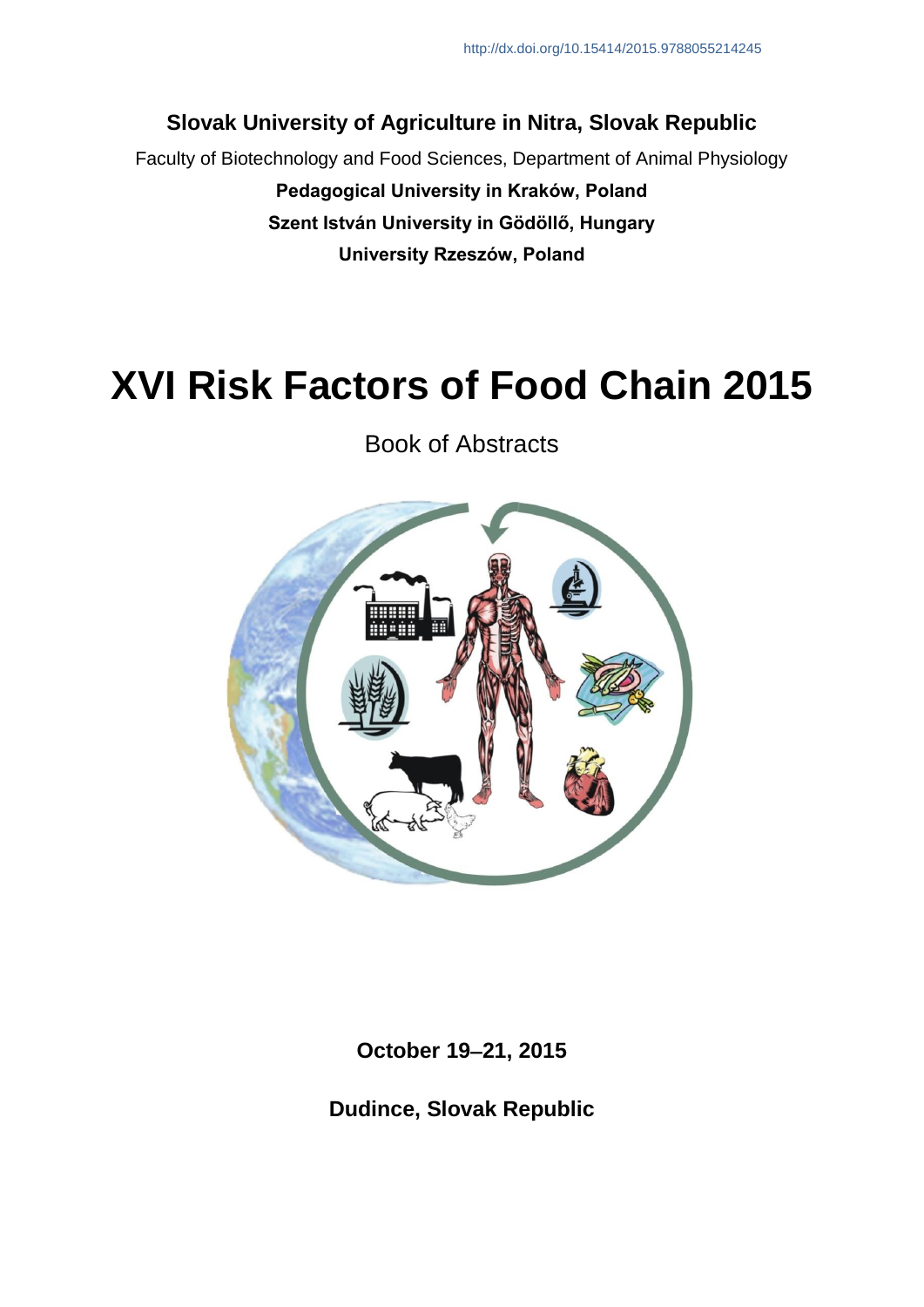http://dx.doi.org/10.15414/2015.9788055214245

**Slovak University of Agriculture in Nitra, Slovak Republic**

Faculty of Biotechnology and Food Sciences, Department of Animal Physiology

**Pedagogical University in Kraków, Poland**

**Szent István University in Gödöllő, Hungary**

**University Rzeszów, Poland**

# XVI Risk Factors of Food Chain 2015

Book of Abstracts

**October 19–21, 2015**

**Dudince, Slovak Republic**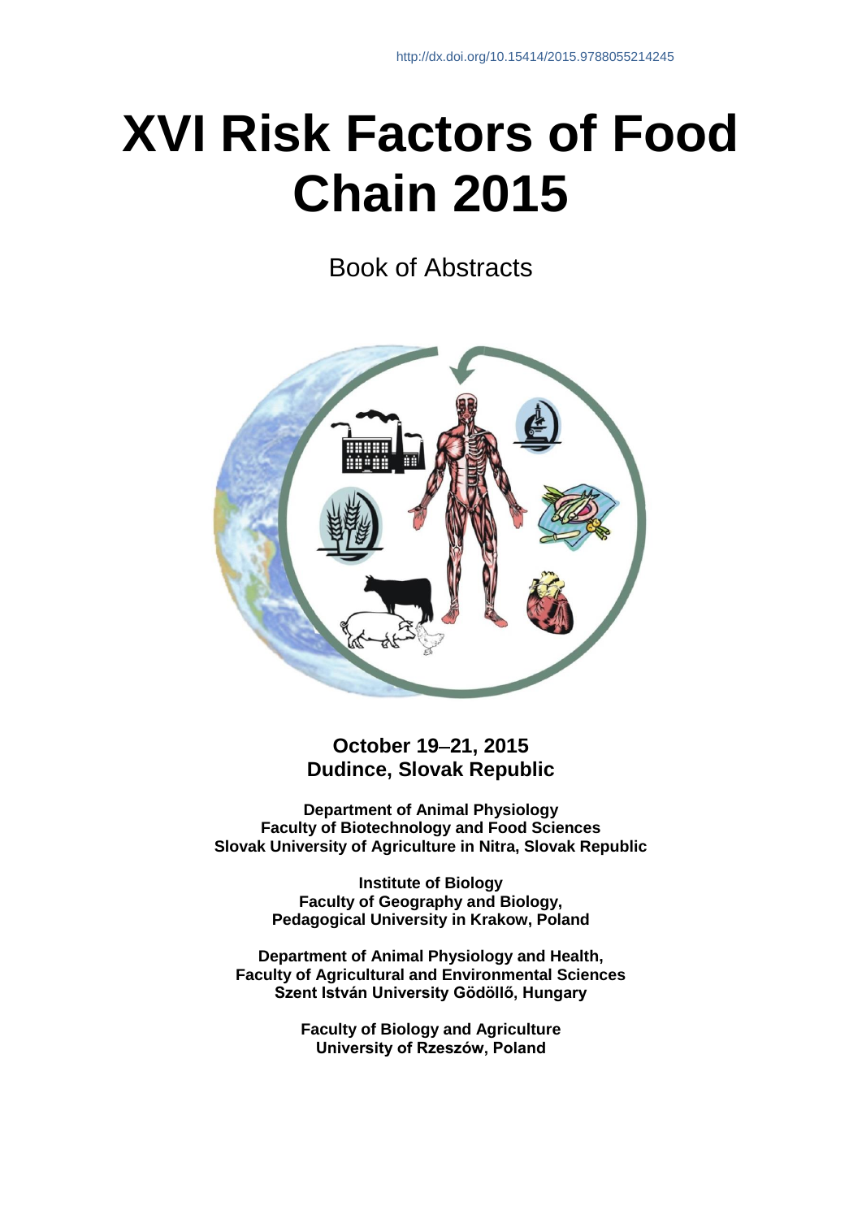http://dx.doi.org/10.15414/2015.9788055214245

# XVI Risk Factors of Food Chain 2015

Book of Abstracts

**October 19–21, 2015**
**Dudince, Slovak Republic**

**Department of Animal Physiology**
**Faculty of Biotechnology and Food Sciences**
**Slovak University of Agriculture in Nitra, Slovak Republic**

**Institute of Biology**
**Faculty of Geography and Biology,**
**Pedagogical University in Krakow, Poland**

**Department of Animal Physiology and Health,**
**Faculty of Agricultural and Environmental Sciences**
**Szent István University Gödöllő, Hungary**

**Faculty of Biology and Agriculture**
**University of Rzeszów, Poland**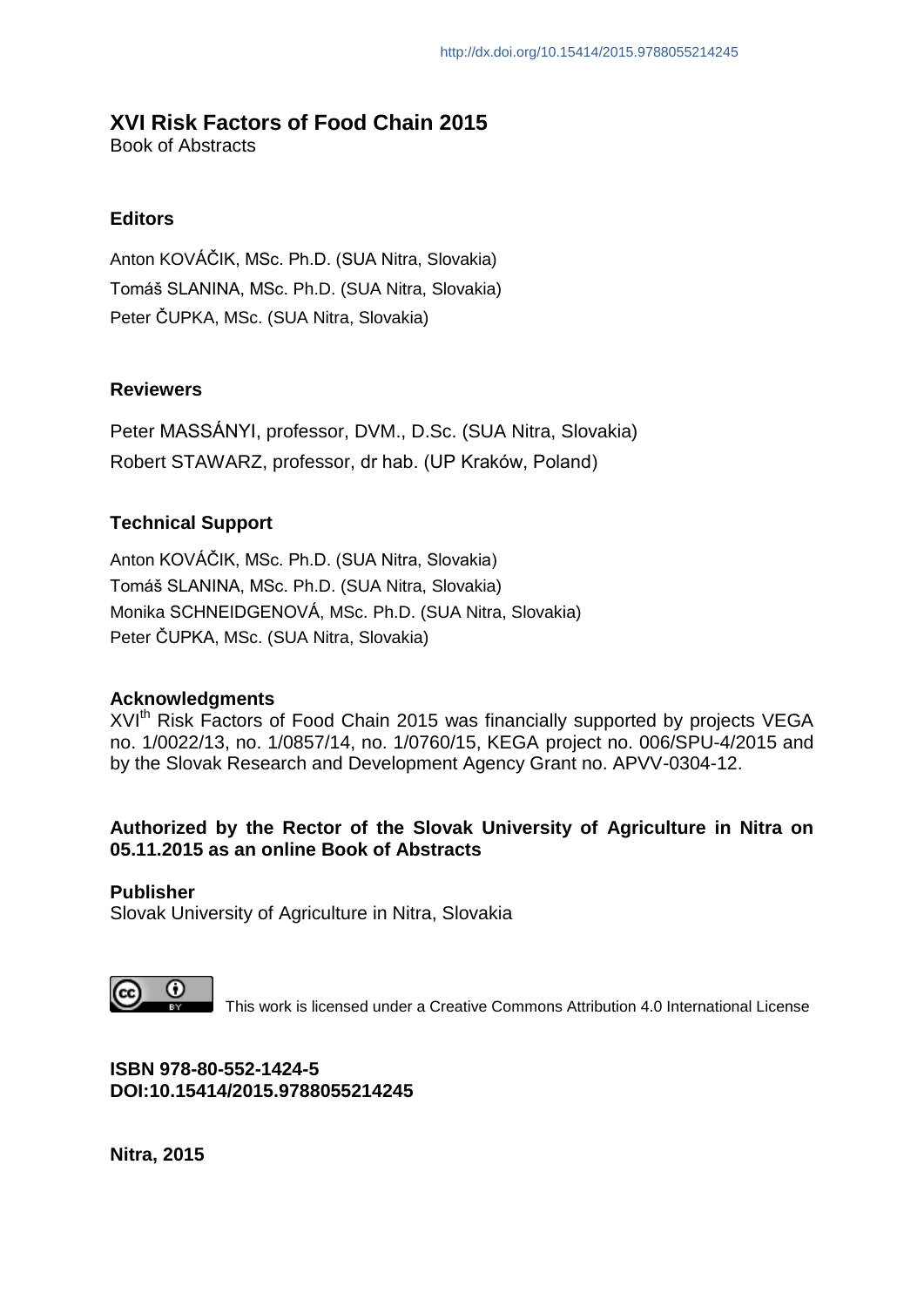http://dx.doi.org/10.15414/2015.9788055214245

# XVI Risk Factors of Food Chain 2015

Book of Abstracts

### Editors

Anton KOVÁČIK, MSc. Ph.D. (SUA Nitra, Slovakia)
Tomáš SLANINA, MSc. Ph.D. (SUA Nitra, Slovakia)
Peter ČUPKA, MSc. (SUA Nitra, Slovakia)

### Reviewers

Peter MASSÁNYI, professor, DVM., D.Sc. (SUA Nitra, Slovakia)
Robert STAWARZ, professor, dr hab. (UP Kraków, Poland)

### Technical Support

Anton KOVÁČIK, MSc. Ph.D. (SUA Nitra, Slovakia)
Tomáš SLANINA, MSc. Ph.D. (SUA Nitra, Slovakia)
Monika SCHNEIDGENOVÁ, MSc. Ph.D. (SUA Nitra, Slovakia)
Peter ČUPKA, MSc. (SUA Nitra, Slovakia)

### Acknowledgments

XVI$^{th}$ Risk Factors of Food Chain 2015 was financially supported by projects VEGA no. 1/0022/13, no. 1/0857/14, no. 1/0760/15, KEGA project no. 006/SPU-4/2015 and by the Slovak Research and Development Agency Grant no. APVV-0304-12.

**Authorized by the Rector of the Slovak University of Agriculture in Nitra on 05.11.2015 as an online Book of Abstracts**

**Publisher**
Slovak University of Agriculture in Nitra, Slovakia

This work is licensed under a Creative Commons Attribution 4.0 International License

**ISBN 978-80-552-1424-5**
**DOI:10.15414/2015.9788055214245**

**Nitra, 2015**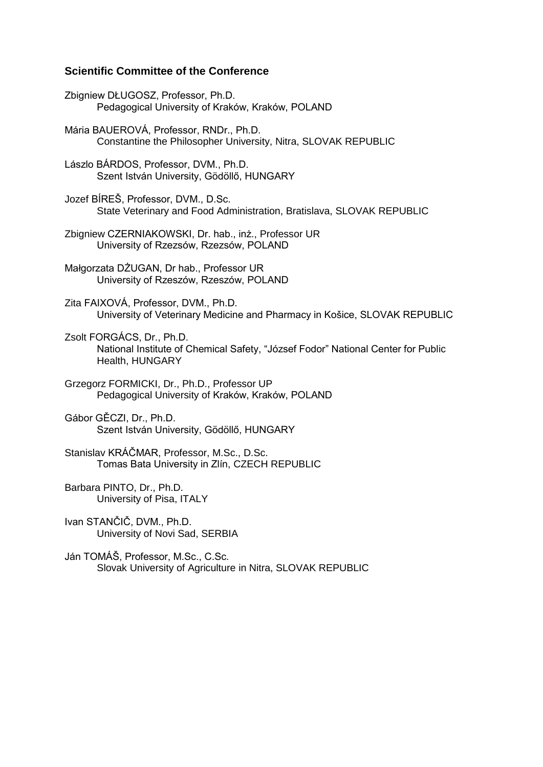### Scientific Committee of the Conference

Zbigniew DŁUGOSZ, Professor, Ph.D.
Pedagogical University of Kraków, Kraków, POLAND

Mária BAUEROVÁ, Professor, RNDr., Ph.D.
Constantine the Philosopher University, Nitra, SLOVAK REPUBLIC

Lászlo BÁRDOS, Professor, DVM., Ph.D.
Szent István University, Gödöllő, HUNGARY

Jozef BÍREŠ, Professor, DVM., D.Sc.
State Veterinary and Food Administration, Bratislava, SLOVAK REPUBLIC

Zbigniew CZERNIAKOWSKI, Dr. hab., inż., Professor UR
University of Rzezsów, Rzezsów, POLAND

Małgorzata DŻUGAN, Dr hab., Professor UR
University of Rzeszów, Rzeszów, POLAND

Zita FAIXOVÁ, Professor, DVM., Ph.D.
University of Veterinary Medicine and Pharmacy in Košice, SLOVAK REPUBLIC

Zsolt FORGÁCS, Dr., Ph.D.
National Institute of Chemical Safety, "József Fodor" National Center for Public Health, HUNGARY

Grzegorz FORMICKI, Dr., Ph.D., Professor UP
Pedagogical University of Kraków, Kraków, POLAND

Gábor GĚCZI, Dr., Ph.D.
Szent István University, Gödöllő, HUNGARY

Stanislav KRÁČMAR, Professor, M.Sc., D.Sc.
Tomas Bata University in Zlín, CZECH REPUBLIC

Barbara PINTO, Dr., Ph.D.
University of Pisa, ITALY

Ivan STANČIČ, DVM., Ph.D.
University of Novi Sad, SERBIA

Ján TOMÁŠ, Professor, M.Sc., C.Sc.
Slovak University of Agriculture in Nitra, SLOVAK REPUBLIC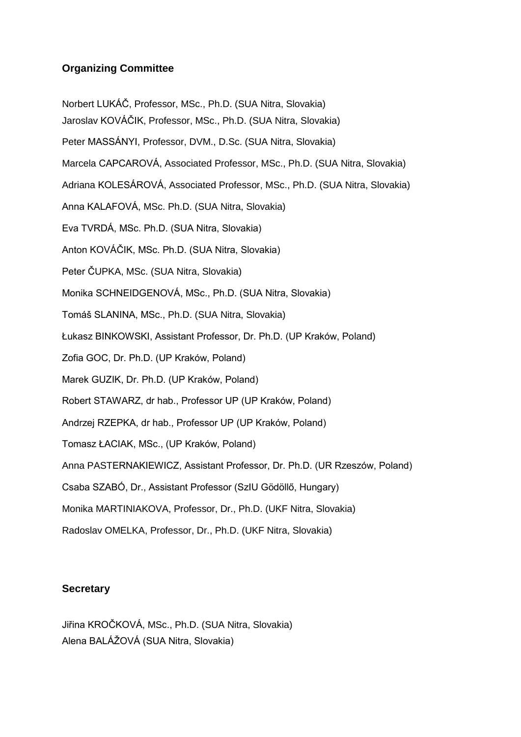## Organizing Committee

Norbert LUKÁČ, Professor, MSc., Ph.D. (SUA Nitra, Slovakia)
Jaroslav KOVÁČIK, Professor, MSc., Ph.D. (SUA Nitra, Slovakia)

Peter MASSÁNYI, Professor, DVM., D.Sc. (SUA Nitra, Slovakia)

Marcela CAPCAROVÁ, Associated Professor, MSc., Ph.D. (SUA Nitra, Slovakia)

Adriana KOLESÁROVÁ, Associated Professor, MSc., Ph.D. (SUA Nitra, Slovakia)

Anna KALAFOVÁ, MSc. Ph.D. (SUA Nitra, Slovakia)

Eva TVRDÁ, MSc. Ph.D. (SUA Nitra, Slovakia)

Anton KOVÁČIK, MSc. Ph.D. (SUA Nitra, Slovakia)

Peter ČUPKA, MSc. (SUA Nitra, Slovakia)

Monika SCHNEIDGENOVÁ, MSc., Ph.D. (SUA Nitra, Slovakia)

Tomáš SLANINA, MSc., Ph.D. (SUA Nitra, Slovakia)

Łukasz BINKOWSKI, Assistant Professor, Dr. Ph.D. (UP Kraków, Poland)

Zofia GOC, Dr. Ph.D. (UP Kraków, Poland)

Marek GUZIK, Dr. Ph.D. (UP Kraków, Poland)

Robert STAWARZ, dr hab., Professor UP (UP Kraków, Poland)

Andrzej RZEPKA, dr hab., Professor UP (UP Kraków, Poland)

Tomasz ŁACIAK, MSc., (UP Kraków, Poland)

Anna PASTERNAKIEWICZ, Assistant Professor, Dr. Ph.D. (UR Rzeszów, Poland)

Csaba SZABÓ, Dr., Assistant Professor (SzIU Gödöllő, Hungary)

Monika MARTINIAKOVA, Professor, Dr., Ph.D. (UKF Nitra, Slovakia)

Radoslav OMELKA, Professor, Dr., Ph.D. (UKF Nitra, Slovakia)

## Secretary

Jiřina KROČKOVÁ, MSc., Ph.D. (SUA Nitra, Slovakia)
Alena BALÁŽOVÁ (SUA Nitra, Slovakia)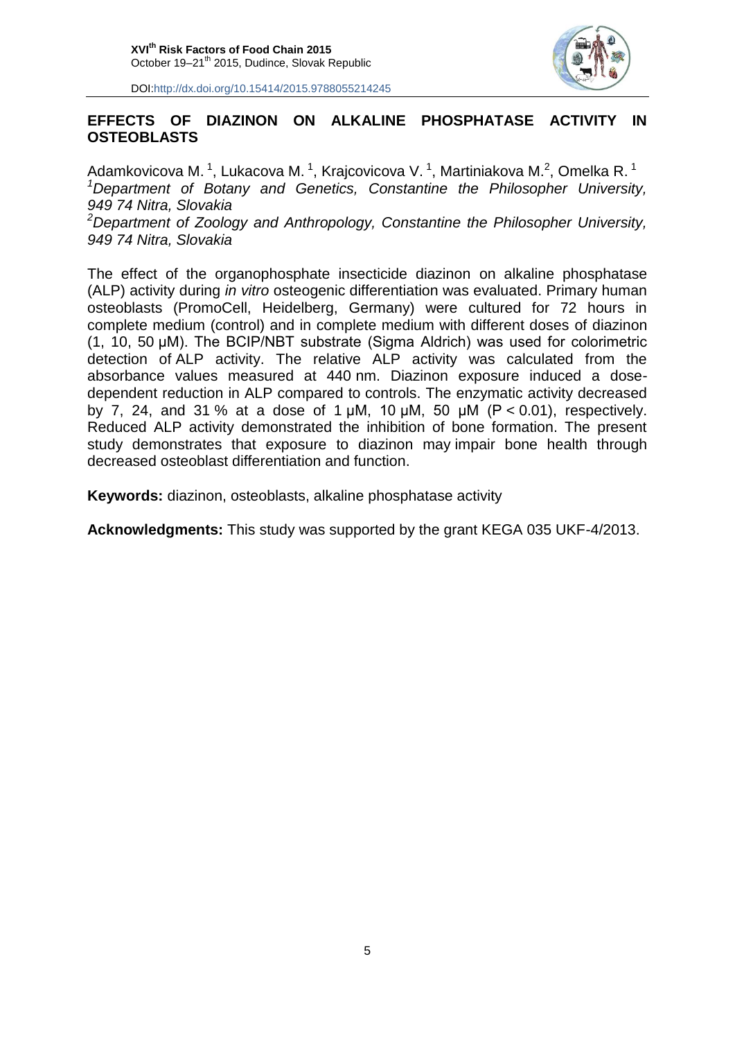## EFFECTS OF DIAZINON ON ALKALINE PHOSPHATASE ACTIVITY IN OSTEOBLASTS

Adamkovicova M. [1], Lukacova M. [1], Krajcovicova V. [1], Martiniakova M.[2], Omelka R. [1]

[1]*Department of Botany and Genetics, Constantine the Philosopher University, 949 74 Nitra, Slovakia*

[2]*Department of Zoology and Anthropology, Constantine the Philosopher University, 949 74 Nitra, Slovakia*

The effect of the organophosphate insecticide diazinon on alkaline phosphatase (ALP) activity during *in vitro* osteogenic differentiation was evaluated. Primary human osteoblasts (PromoCell, Heidelberg, Germany) were cultured for 72 hours in complete medium (control) and in complete medium with different doses of diazinon (1, 10, 50 μM). The BCIP/NBT substrate (Sigma Aldrich) was used for colorimetric detection of ALP activity. The relative ALP activity was calculated from the absorbance values measured at 440 nm. Diazinon exposure induced a dose-dependent reduction in ALP compared to controls. The enzymatic activity decreased by 7, 24, and 31 % at a dose of 1 μM, 10 μM, 50 μM ($P < 0.01$), respectively. Reduced ALP activity demonstrated the inhibition of bone formation. The present study demonstrates that exposure to diazinon may impair bone health through decreased osteoblast differentiation and function.

**Keywords:** diazinon, osteoblasts, alkaline phosphatase activity

**Acknowledgments:** This study was supported by the grant KEGA 035 UKF-4/2013.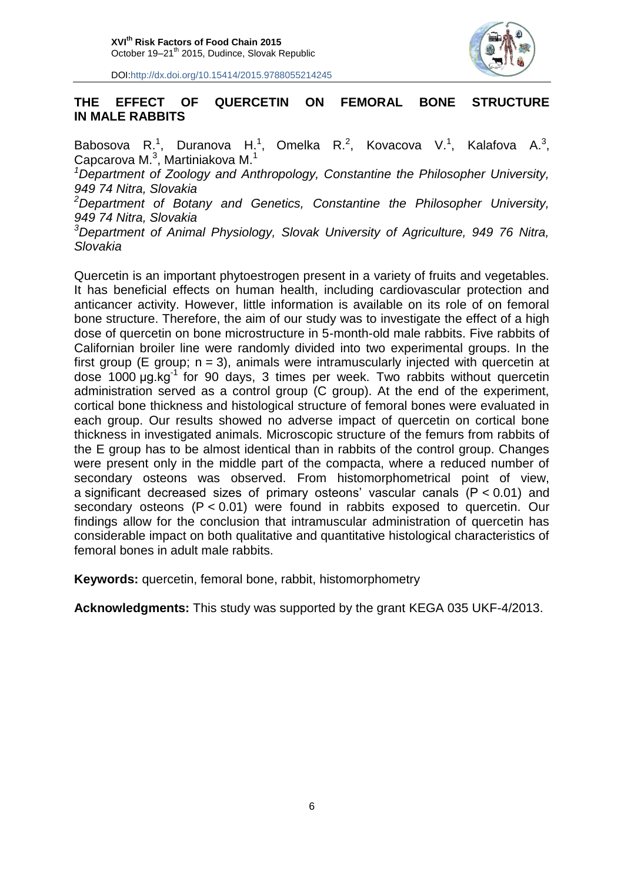# THE EFFECT OF QUERCETIN ON FEMORAL BONE STRUCTURE IN MALE RABBITS

Babosova R.[1], Duranova H.[1], Omelka R.[2], Kovacova V.[1], Kalafova A.[3], Capcarova M.[3], Martiniakova M.[1]

[1]*Department of Zoology and Anthropology, Constantine the Philosopher University, 949 74 Nitra, Slovakia*

[2]*Department of Botany and Genetics, Constantine the Philosopher University, 949 74 Nitra, Slovakia*

[3]*Department of Animal Physiology, Slovak University of Agriculture, 949 76 Nitra, Slovakia*

Quercetin is an important phytoestrogen present in a variety of fruits and vegetables. It has beneficial effects on human health, including cardiovascular protection and anticancer activity. However, little information is available on its role of on femoral bone structure. Therefore, the aim of our study was to investigate the effect of a high dose of quercetin on bone microstructure in 5-month-old male rabbits. Five rabbits of Californian broiler line were randomly divided into two experimental groups. In the first group (E group; $n = 3$), animals were intramuscularly injected with quercetin at dose 1000 $\mu g.kg^{-1}$ for 90 days, 3 times per week. Two rabbits without quercetin administration served as a control group (C group). At the end of the experiment, cortical bone thickness and histological structure of femoral bones were evaluated in each group. Our results showed no adverse impact of quercetin on cortical bone thickness in investigated animals. Microscopic structure of the femurs from rabbits of the E group has to be almost identical than in rabbits of the control group. Changes were present only in the middle part of the compacta, where a reduced number of secondary osteons was observed. From histomorphometrical point of view, a significant decreased sizes of primary osteons' vascular canals ($P < 0.01$) and secondary osteons ($P < 0.01$) were found in rabbits exposed to quercetin. Our findings allow for the conclusion that intramuscular administration of quercetin has considerable impact on both qualitative and quantitative histological characteristics of femoral bones in adult male rabbits.

**Keywords:** quercetin, femoral bone, rabbit, histomorphometry

**Acknowledgments:** This study was supported by the grant KEGA 035 UKF-4/2013.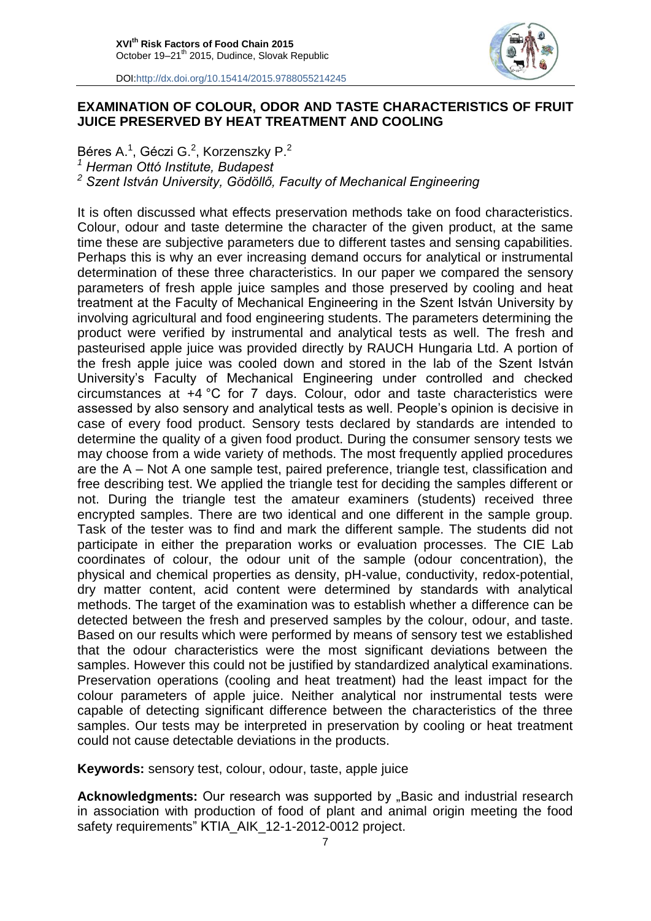## EXAMINATION OF COLOUR, ODOR AND TASTE CHARACTERISTICS OF FRUIT JUICE PRESERVED BY HEAT TREATMENT AND COOLING

Béres A.[1], Géczi G.[2], Korzenszky P.[2]

[1] *Herman Ottó Institute, Budapest*

[2] *Szent István University, Gödöllő, Faculty of Mechanical Engineering*

It is often discussed what effects preservation methods take on food characteristics. Colour, odour and taste determine the character of the given product, at the same time these are subjective parameters due to different tastes and sensing capabilities. Perhaps this is why an ever increasing demand occurs for analytical or instrumental determination of these three characteristics. In our paper we compared the sensory parameters of fresh apple juice samples and those preserved by cooling and heat treatment at the Faculty of Mechanical Engineering in the Szent István University by involving agricultural and food engineering students. The parameters determining the product were verified by instrumental and analytical tests as well. The fresh and pasteurised apple juice was provided directly by RAUCH Hungaria Ltd. A portion of the fresh apple juice was cooled down and stored in the lab of the Szent István University's Faculty of Mechanical Engineering under controlled and checked circumstances at +4 °C for 7 days. Colour, odor and taste characteristics were assessed by also sensory and analytical tests as well. People's opinion is decisive in case of every food product. Sensory tests declared by standards are intended to determine the quality of a given food product. During the consumer sensory tests we may choose from a wide variety of methods. The most frequently applied procedures are the A – Not A one sample test, paired preference, triangle test, classification and free describing test. We applied the triangle test for deciding the samples different or not. During the triangle test the amateur examiners (students) received three encrypted samples. There are two identical and one different in the sample group. Task of the tester was to find and mark the different sample. The students did not participate in either the preparation works or evaluation processes. The CIE Lab coordinates of colour, the odour unit of the sample (odour concentration), the physical and chemical properties as density, pH-value, conductivity, redox-potential, dry matter content, acid content were determined by standards with analytical methods. The target of the examination was to establish whether a difference can be detected between the fresh and preserved samples by the colour, odour, and taste. Based on our results which were performed by means of sensory test we established that the odour characteristics were the most significant deviations between the samples. However this could not be justified by standardized analytical examinations. Preservation operations (cooling and heat treatment) had the least impact for the colour parameters of apple juice. Neither analytical nor instrumental tests were capable of detecting significant difference between the characteristics of the three samples. Our tests may be interpreted in preservation by cooling or heat treatment could not cause detectable deviations in the products.

**Keywords:** sensory test, colour, odour, taste, apple juice

**Acknowledgments:** Our research was supported by „Basic and industrial research in association with production of food of plant and animal origin meeting the food safety requirements" KTIA_AIK_12-1-2012-0012 project.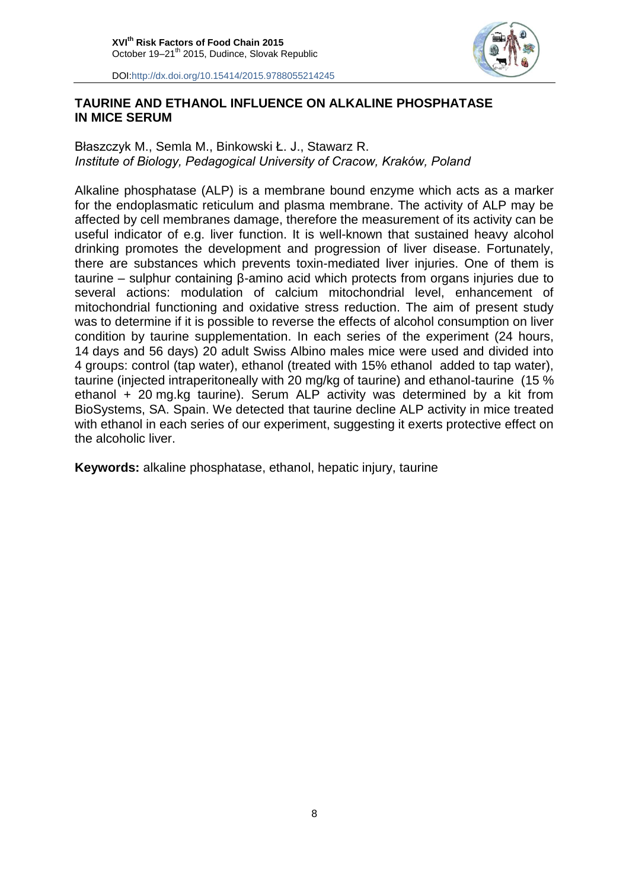## TAURINE AND ETHANOL INFLUENCE ON ALKALINE PHOSPHATASE IN MICE SERUM

Błaszczyk M., Semla M., Binkowski Ł. J., Stawarz R.
*Institute of Biology, Pedagogical University of Cracow, Kraków, Poland*

Alkaline phosphatase (ALP) is a membrane bound enzyme which acts as a marker for the endoplasmatic reticulum and plasma membrane. The activity of ALP may be affected by cell membranes damage, therefore the measurement of its activity can be useful indicator of e.g. liver function. It is well-known that sustained heavy alcohol drinking promotes the development and progression of liver disease. Fortunately, there are substances which prevents toxin-mediated liver injuries. One of them is taurine – sulphur containing β-amino acid which protects from organs injuries due to several actions: modulation of calcium mitochondrial level, enhancement of mitochondrial functioning and oxidative stress reduction. The aim of present study was to determine if it is possible to reverse the effects of alcohol consumption on liver condition by taurine supplementation. In each series of the experiment (24 hours, 14 days and 56 days) 20 adult Swiss Albino males mice were used and divided into 4 groups: control (tap water), ethanol (treated with 15% ethanol added to tap water), taurine (injected intraperitoneally with 20 mg/kg of taurine) and ethanol-taurine (15 % ethanol + 20 mg.kg taurine). Serum ALP activity was determined by a kit from BioSystems, SA. Spain. We detected that taurine decline ALP activity in mice treated with ethanol in each series of our experiment, suggesting it exerts protective effect on the alcoholic liver.

**Keywords:** alkaline phosphatase, ethanol, hepatic injury, taurine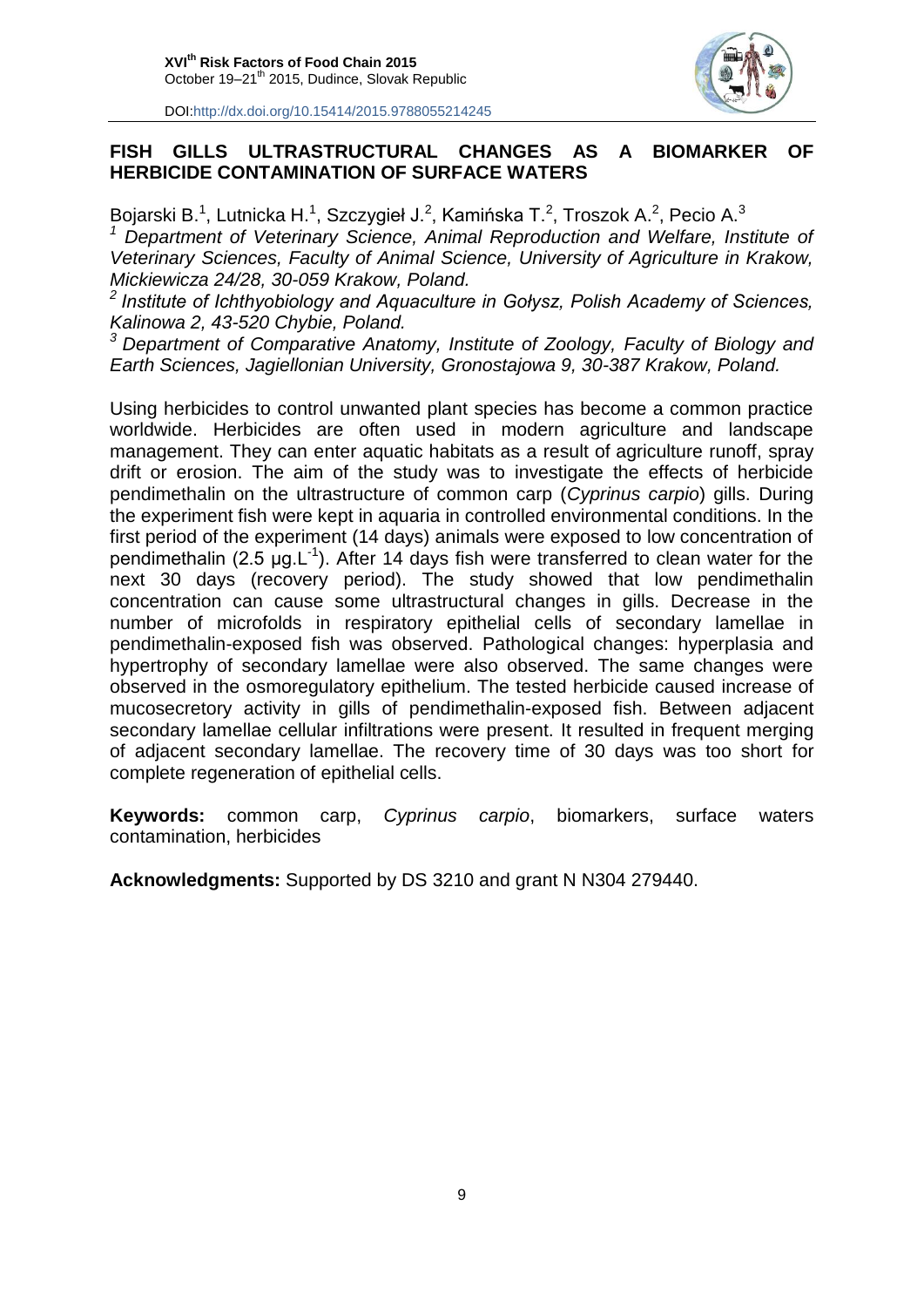## FISH GILLS ULTRASTRUCTURAL CHANGES AS A BIOMARKER OF HERBICIDE CONTAMINATION OF SURFACE WATERS

Bojarski B.[1], Lutnicka H.[1], Szczygieł J.[2], Kamińska T.[2], Troszok A.[2], Pecio A.[3]

[1] *Department of Veterinary Science, Animal Reproduction and Welfare, Institute of Veterinary Sciences, Faculty of Animal Science, University of Agriculture in Krakow, Mickiewicza 24/28, 30-059 Krakow, Poland.*

[2] *Institute of Ichthyobiology and Aquaculture in Gołysz, Polish Academy of Sciences, Kalinowa 2, 43-520 Chybie, Poland.*

[3] *Department of Comparative Anatomy, Institute of Zoology, Faculty of Biology and Earth Sciences, Jagiellonian University, Gronostajowa 9, 30-387 Krakow, Poland.*

Using herbicides to control unwanted plant species has become a common practice worldwide. Herbicides are often used in modern agriculture and landscape management. They can enter aquatic habitats as a result of agriculture runoff, spray drift or erosion. The aim of the study was to investigate the effects of herbicide pendimethalin on the ultrastructure of common carp (*Cyprinus carpio*) gills. During the experiment fish were kept in aquaria in controlled environmental conditions. In the first period of the experiment (14 days) animals were exposed to low concentration of pendimethalin (2.5 $\mu g.L^{-1}$). After 14 days fish were transferred to clean water for the next 30 days (recovery period). The study showed that low pendimethalin concentration can cause some ultrastructural changes in gills. Decrease in the number of microfolds in respiratory epithelial cells of secondary lamellae in pendimethalin-exposed fish was observed. Pathological changes: hyperplasia and hypertrophy of secondary lamellae were also observed. The same changes were observed in the osmoregulatory epithelium. The tested herbicide caused increase of mucosecretory activity in gills of pendimethalin-exposed fish. Between adjacent secondary lamellae cellular infiltrations were present. It resulted in frequent merging of adjacent secondary lamellae. The recovery time of 30 days was too short for complete regeneration of epithelial cells.

**Keywords:** common carp, *Cyprinus carpio*, biomarkers, surface waters contamination, herbicides

**Acknowledgments:** Supported by DS 3210 and grant N N304 279440.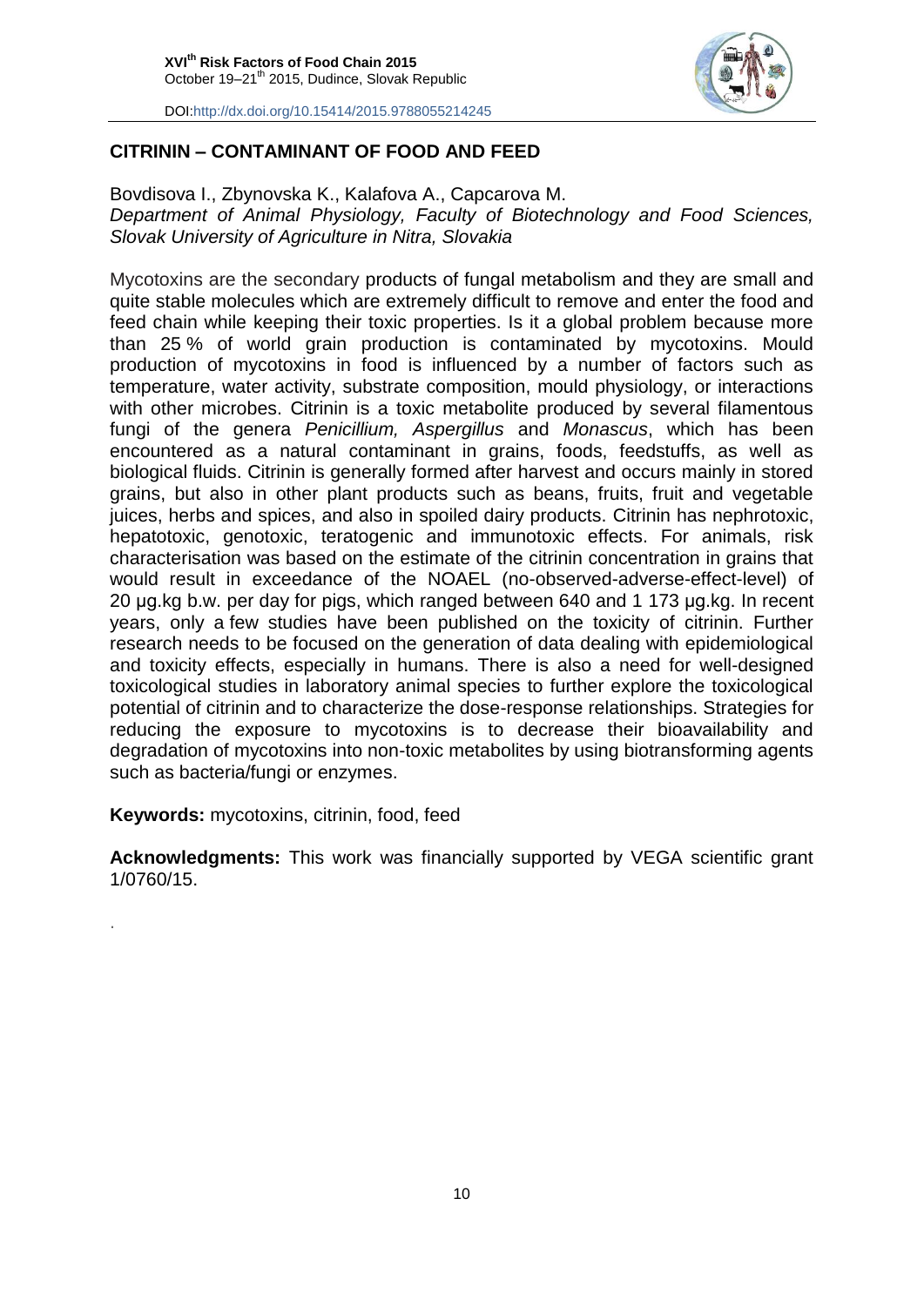## CITRININ – CONTAMINANT OF FOOD AND FEED

Bovdisova I., Zbynovska K., Kalafova A., Capcarova M.
*Department of Animal Physiology, Faculty of Biotechnology and Food Sciences, Slovak University of Agriculture in Nitra, Slovakia*

Mycotoxins are the secondary products of fungal metabolism and they are small and quite stable molecules which are extremely difficult to remove and enter the food and feed chain while keeping their toxic properties. Is it a global problem because more than 25 % of world grain production is contaminated by mycotoxins. Mould production of mycotoxins in food is influenced by a number of factors such as temperature, water activity, substrate composition, mould physiology, or interactions with other microbes. Citrinin is a toxic metabolite produced by several filamentous fungi of the genera *Penicillium, Aspergillus* and *Monascus*, which has been encountered as a natural contaminant in grains, foods, feedstuffs, as well as biological fluids. Citrinin is generally formed after harvest and occurs mainly in stored grains, but also in other plant products such as beans, fruits, fruit and vegetable juices, herbs and spices, and also in spoiled dairy products. Citrinin has nephrotoxic, hepatotoxic, genotoxic, teratogenic and immunotoxic effects. For animals, risk characterisation was based on the estimate of the citrinin concentration in grains that would result in exceedance of the NOAEL (no-observed-adverse-effect-level) of 20 μg.kg b.w. per day for pigs, which ranged between 640 and 1 173 μg.kg. In recent years, only a few studies have been published on the toxicity of citrinin. Further research needs to be focused on the generation of data dealing with epidemiological and toxicity effects, especially in humans. There is also a need for well-designed toxicological studies in laboratory animal species to further explore the toxicological potential of citrinin and to characterize the dose-response relationships. Strategies for reducing the exposure to mycotoxins is to decrease their bioavailability and degradation of mycotoxins into non-toxic metabolites by using biotransforming agents such as bacteria/fungi or enzymes.

**Keywords:** mycotoxins, citrinin, food, feed

**Acknowledgments:** This work was financially supported by VEGA scientific grant 1/0760/15.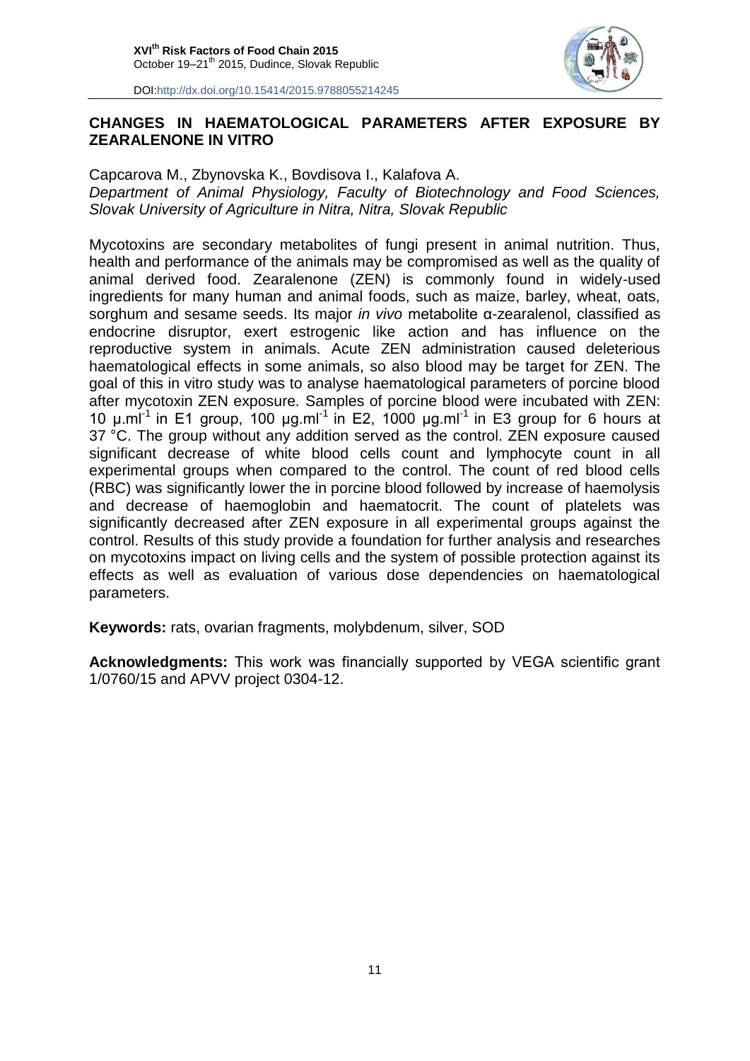## CHANGES IN HAEMATOLOGICAL PARAMETERS AFTER EXPOSURE BY ZEARALENONE IN VITRO

Capcarova M., Zbynovska K., Bovdisova I., Kalafova A.

*Department of Animal Physiology, Faculty of Biotechnology and Food Sciences, Slovak University of Agriculture in Nitra, Nitra, Slovak Republic*

Mycotoxins are secondary metabolites of fungi present in animal nutrition. Thus, health and performance of the animals may be compromised as well as the quality of animal derived food. Zearalenone (ZEN) is commonly found in widely-used ingredients for many human and animal foods, such as maize, barley, wheat, oats, sorghum and sesame seeds. Its major *in vivo* metabolite α-zearalenol, classified as endocrine disruptor, exert estrogenic like action and has influence on the reproductive system in animals. Acute ZEN administration caused deleterious haematological effects in some animals, so also blood may be target for ZEN. The goal of this in vitro study was to analyse haematological parameters of porcine blood after mycotoxin ZEN exposure. Samples of porcine blood were incubated with ZEN: 10 $\mu.ml^{-1}$ in E1 group, 100 $\mu g.ml^{-1}$ in E2, 1000 $\mu g.ml^{-1}$ in E3 group for 6 hours at 37 °C. The group without any addition served as the control. ZEN exposure caused significant decrease of white blood cells count and lymphocyte count in all experimental groups when compared to the control. The count of red blood cells (RBC) was significantly lower the in porcine blood followed by increase of haemolysis and decrease of haemoglobin and haematocrit. The count of platelets was significantly decreased after ZEN exposure in all experimental groups against the control. Results of this study provide a foundation for further analysis and researches on mycotoxins impact on living cells and the system of possible protection against its effects as well as evaluation of various dose dependencies on haematological parameters.

**Keywords:** rats, ovarian fragments, molybdenum, silver, SOD

**Acknowledgments:** This work was financially supported by VEGA scientific grant 1/0760/15 and APVV project 0304-12.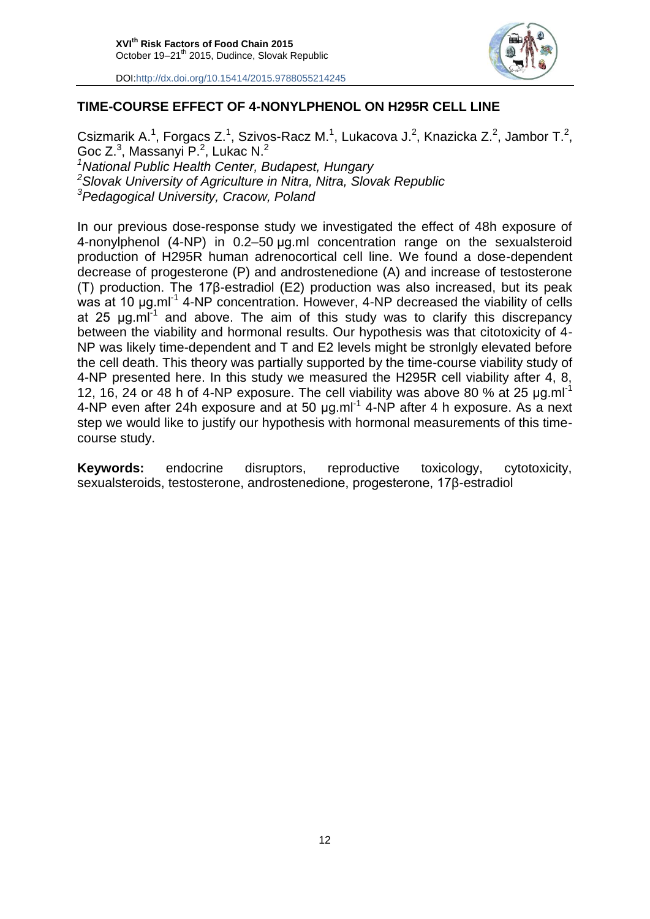## TIME-COURSE EFFECT OF 4-NONYLPHENOL ON H295R CELL LINE

Csizmarik A.[1], Forgacs Z.[1], Szivos-Racz M.[1], Lukacova J.[2], Knazicka Z.[2], Jambor T.[2], Goc Z.[3], Massanyi P.[2], Lukac N.[2]

[1]*National Public Health Center, Budapest, Hungary*
[2]*Slovak University of Agriculture in Nitra, Nitra, Slovak Republic*
[3]*Pedagogical University, Cracow, Poland*

In our previous dose-response study we investigated the effect of 48h exposure of 4-nonylphenol (4-NP) in 0.2–50 µg.ml concentration range on the sexualsteroid production of H295R human adrenocortical cell line. We found a dose-dependent decrease of progesterone (P) and androstenedione (A) and increase of testosterone (T) production. The 17β-estradiol (E2) production was also increased, but its peak was at 10 µg.ml$^{-1}$ 4-NP concentration. However, 4-NP decreased the viability of cells at 25 µg.ml$^{-1}$ and above. The aim of this study was to clarify this discrepancy between the viability and hormonal results. Our hypothesis was that citotoxicity of 4-NP was likely time-dependent and T and E2 levels might be stronlgly elevated before the cell death. This theory was partially supported by the time-course viability study of 4-NP presented here. In this study we measured the H295R cell viability after 4, 8, 12, 16, 24 or 48 h of 4-NP exposure. The cell viability was above 80 % at 25 µg.ml$^{-1}$ 4-NP even after 24h exposure and at 50 µg.ml$^{-1}$ 4-NP after 4 h exposure. As a next step we would like to justify our hypothesis with hormonal measurements of this time-course study.

**Keywords:** endocrine disruptors, reproductive toxicology, cytotoxicity, sexualsteroids, testosterone, androstenedione, progesterone, 17β-estradiol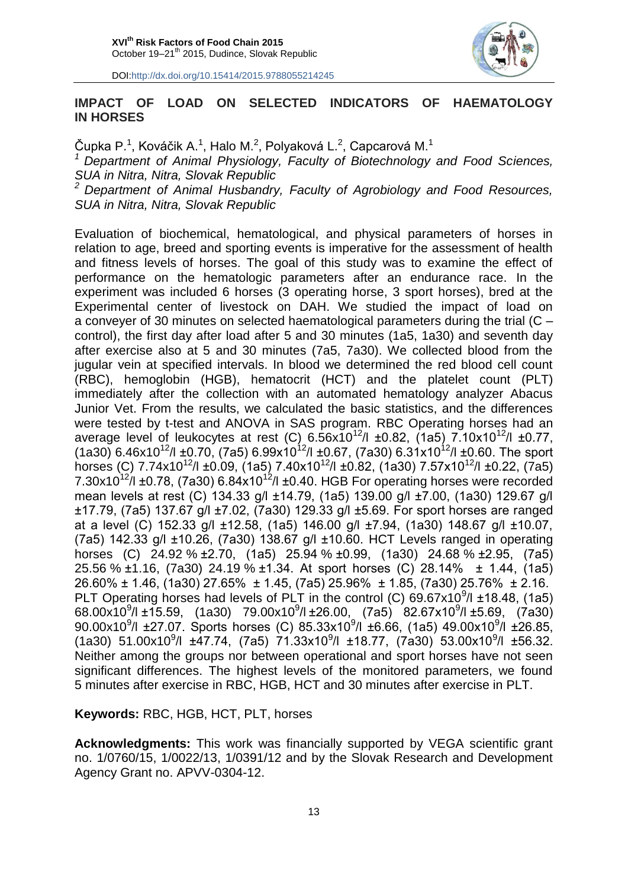## IMPACT OF LOAD ON SELECTED INDICATORS OF HAEMATOLOGY IN HORSES

Čupka P.[1], Kováčik A.[1], Halo M.[2], Polyaková L.[2], Capcarová M.[1]

*[1] Department of Animal Physiology, Faculty of Biotechnology and Food Sciences, SUA in Nitra, Nitra, Slovak Republic*

*[2] Department of Animal Husbandry, Faculty of Agrobiology and Food Resources, SUA in Nitra, Nitra, Slovak Republic*

Evaluation of biochemical, hematological, and physical parameters of horses in relation to age, breed and sporting events is imperative for the assessment of health and fitness levels of horses. The goal of this study was to examine the effect of performance on the hematologic parameters after an endurance race. In the experiment was included 6 horses (3 operating horse, 3 sport horses), bred at the Experimental center of livestock on DAH. We studied the impact of load on a conveyer of 30 minutes on selected haematological parameters during the trial (C – control), the first day after load after 5 and 30 minutes (1a5, 1a30) and seventh day after exercise also at 5 and 30 minutes (7a5, 7a30). We collected blood from the jugular vein at specified intervals. In blood we determined the red blood cell count (RBC), hemoglobin (HGB), hematocrit (HCT) and the platelet count (PLT) immediately after the collection with an automated hematology analyzer Abacus Junior Vet. From the results, we calculated the basic statistics, and the differences were tested by t-test and ANOVA in SAS program. RBC Operating horses had an average level of leukocytes at rest (C) $6.56 \times 10^{12}$/l ±0.82, (1a5) $7.10 \times 10^{12}$/l ±0.77, (1a30) $6.46 \times 10^{12}$/l ±0.70, (7a5) $6.99 \times 10^{12}$/l ±0.67, (7a30) $6.31 \times 10^{12}$/l ±0.60. The sport horses (C) $7.74 \times 10^{12}$/l ±0.09, (1a5) $7.40 \times 10^{12}$/l ±0.82, (1a30) $7.57 \times 10^{12}$/l ±0.22, (7a5) $7.30 \times 10^{12}$/l ±0.78, (7a30) $6.84 \times 10^{12}$/l ±0.40. HGB For operating horses were recorded mean levels at rest (C) 134.33 g/l ±14.79, (1a5) 139.00 g/l ±7.00, (1a30) 129.67 g/l ±17.79, (7a5) 137.67 g/l ±7.02, (7a30) 129.33 g/l ±5.69. For sport horses are ranged at a level (C) 152.33 g/l ±12.58, (1a5) 146.00 g/l ±7.94, (1a30) 148.67 g/l ±10.07, (7a5) 142.33 g/l ±10.26, (7a30) 138.67 g/l ±10.60. HCT Levels ranged in operating horses (C) 24.92 % ±2.70, (1a5) 25.94 % ±0.99, (1a30) 24.68 % ±2.95, (7a5) 25.56 % ±1.16, (7a30) 24.19 % ±1.34. At sport horses (C) 28.14% ± 1.44, (1a5) 26.60% ± 1.46, (1a30) 27.65% ± 1.45, (7a5) 25.96% ± 1.85, (7a30) 25.76% ± 2.16. PLT Operating horses had levels of PLT in the control (C) $69.67 \times 10^{9}$/l ±18.48, (1a5) $68.00 \times 10^{9}$/l ±15.59, (1a30) $79.00 \times 10^{9}$/l ±26.00, (7a5) $82.67 \times 10^{9}$/l ±5.69, (7a30) $90.00 \times 10^{9}$/l ±27.07. Sports horses (C) $85.33 \times 10^{9}$/l ±6.66, (1a5) $49.00 \times 10^{9}$/l ±26.85, (1a30) $51.00 \times 10^{9}$/l ±47.74, (7a5) $71.33 \times 10^{9}$/l ±18.77, (7a30) $53.00 \times 10^{9}$/l ±56.32. Neither among the groups nor between operational and sport horses have not seen significant differences. The highest levels of the monitored parameters, we found 5 minutes after exercise in RBC, HGB, HCT and 30 minutes after exercise in PLT.

**Keywords:** RBC, HGB, HCT, PLT, horses

**Acknowledgments:** This work was financially supported by VEGA scientific grant no. 1/0760/15, 1/0022/13, 1/0391/12 and by the Slovak Research and Development Agency Grant no. APVV-0304-12.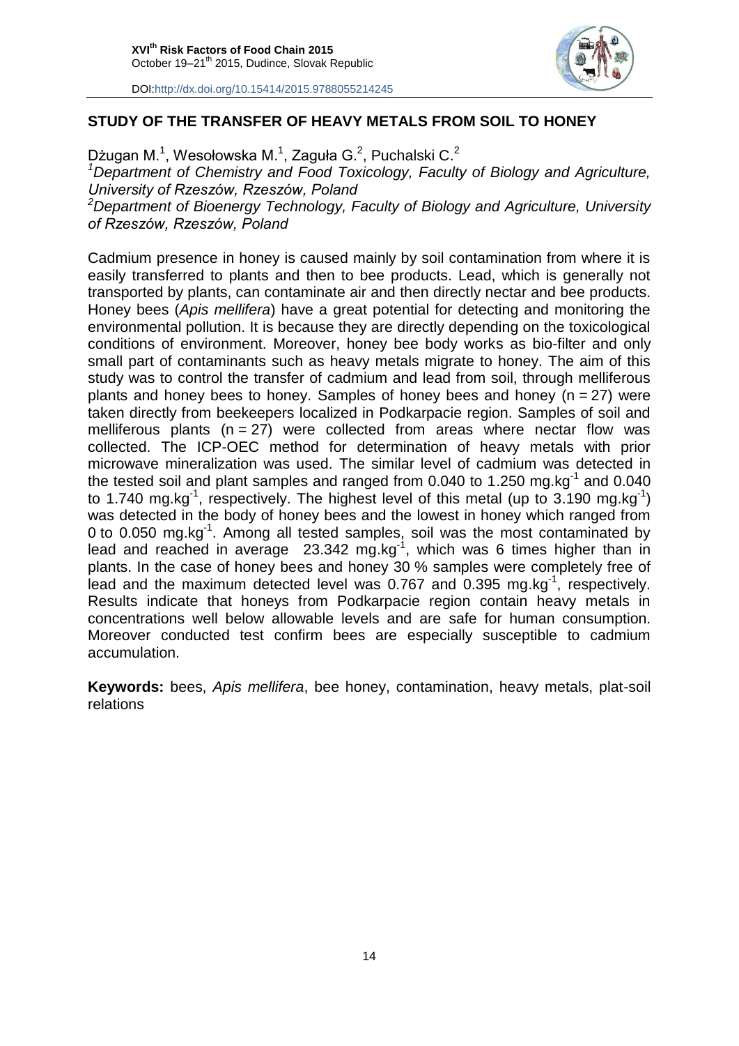## STUDY OF THE TRANSFER OF HEAVY METALS FROM SOIL TO HONEY

Dżugan M.[1], Wesołowska M.[1], Zaguła G.[2], Puchalski C.[2]

[1]*Department of Chemistry and Food Toxicology, Faculty of Biology and Agriculture, University of Rzeszów, Rzeszów, Poland*

[2]*Department of Bioenergy Technology, Faculty of Biology and Agriculture, University of Rzeszów, Rzeszów, Poland*

Cadmium presence in honey is caused mainly by soil contamination from where it is easily transferred to plants and then to bee products. Lead, which is generally not transported by plants, can contaminate air and then directly nectar and bee products. Honey bees (*Apis mellifera*) have a great potential for detecting and monitoring the environmental pollution. It is because they are directly depending on the toxicological conditions of environment. Moreover, honey bee body works as bio-filter and only small part of contaminants such as heavy metals migrate to honey. The aim of this study was to control the transfer of cadmium and lead from soil, through melliferous plants and honey bees to honey. Samples of honey bees and honey ($n = 27$) were taken directly from beekeepers localized in Podkarpacie region. Samples of soil and melliferous plants ($n = 27$) were collected from areas where nectar flow was collected. The ICP-OEC method for determination of heavy metals with prior microwave mineralization was used. The similar level of cadmium was detected in the tested soil and plant samples and ranged from 0.040 to 1.250 $mg.kg^{-1}$ and 0.040 to 1.740 $mg.kg^{-1}$, respectively. The highest level of this metal (up to 3.190 $mg.kg^{-1}$) was detected in the body of honey bees and the lowest in honey which ranged from 0 to 0.050 $mg.kg^{-1}$. Among all tested samples, soil was the most contaminated by lead and reached in average 23.342 $mg.kg^{-1}$, which was 6 times higher than in plants. In the case of honey bees and honey 30 % samples were completely free of lead and the maximum detected level was 0.767 and 0.395 $mg.kg^{-1}$, respectively. Results indicate that honeys from Podkarpacie region contain heavy metals in concentrations well below allowable levels and are safe for human consumption. Moreover conducted test confirm bees are especially susceptible to cadmium accumulation.

**Keywords:** bees, *Apis mellifera*, bee honey, contamination, heavy metals, plat-soil relations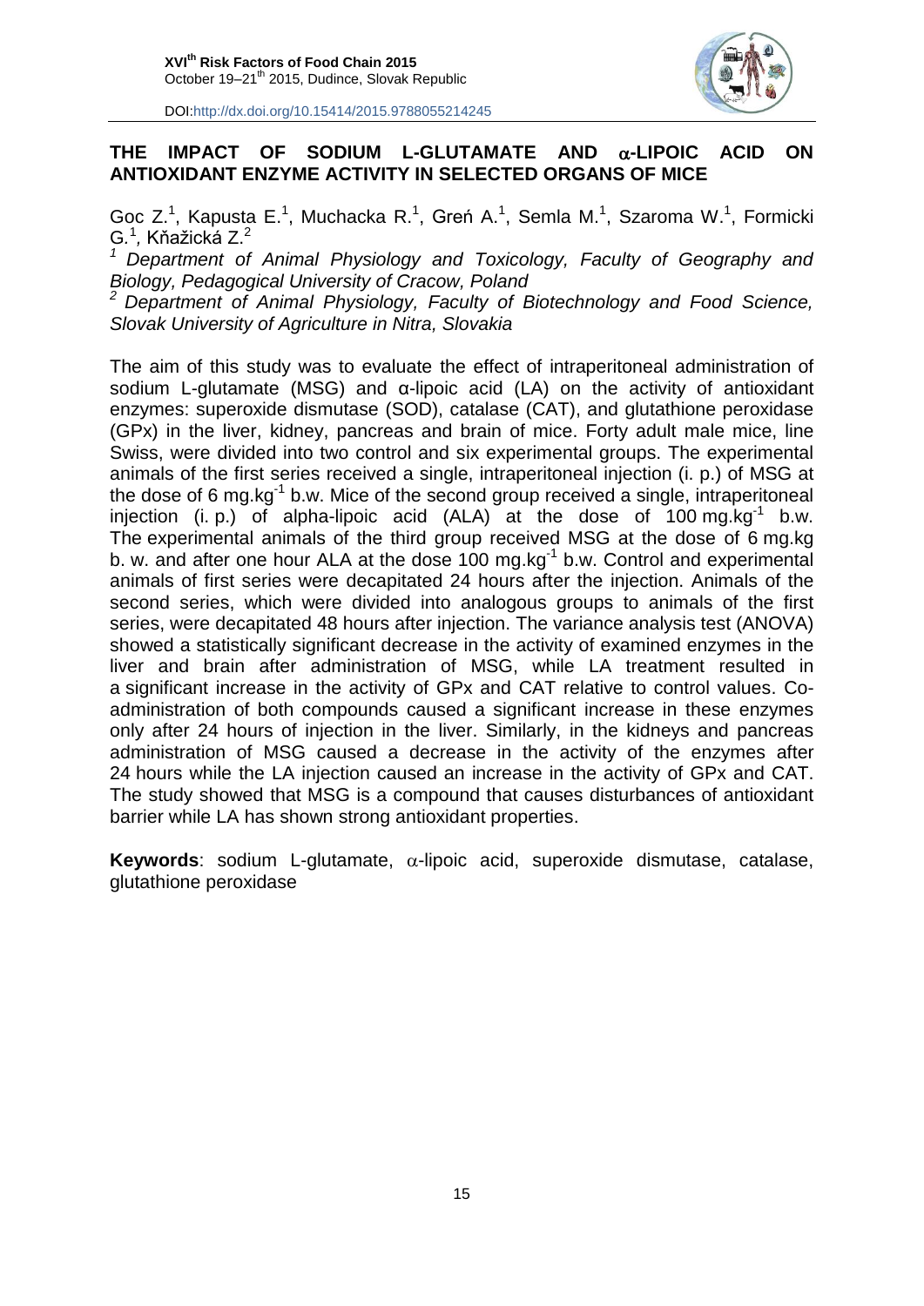# THE IMPACT OF SODIUM L-GLUTAMATE AND α-LIPOIC ACID ON ANTIOXIDANT ENZYME ACTIVITY IN SELECTED ORGANS OF MICE

Goc Z.[1], Kapusta E.[1], Muchacka R.[1], Greń A.[1], Semla M.[1], Szaroma W.[1], Formicki G.[1], Kňažická Z.[2]

[1] *Department of Animal Physiology and Toxicology, Faculty of Geography and Biology, Pedagogical University of Cracow, Poland*

[2] *Department of Animal Physiology, Faculty of Biotechnology and Food Science, Slovak University of Agriculture in Nitra, Slovakia*

The aim of this study was to evaluate the effect of intraperitoneal administration of sodium L-glutamate (MSG) and α-lipoic acid (LA) on the activity of antioxidant enzymes: superoxide dismutase (SOD), catalase (CAT), and glutathione peroxidase (GPx) in the liver, kidney, pancreas and brain of mice. Forty adult male mice, line Swiss, were divided into two control and six experimental groups. The experimental animals of the first series received a single, intraperitoneal injection (i. p.) of MSG at the dose of 6 $mg.kg^{-1}$ b.w. Mice of the second group received a single, intraperitoneal injection (i. p.) of alpha-lipoic acid (ALA) at the dose of 100 $mg.kg^{-1}$ b.w. The experimental animals of the third group received MSG at the dose of 6 mg.kg b. w. and after one hour ALA at the dose 100 $mg.kg^{-1}$ b.w. Control and experimental animals of first series were decapitated 24 hours after the injection. Animals of the second series, which were divided into analogous groups to animals of the first series, were decapitated 48 hours after injection. The variance analysis test (ANOVA) showed a statistically significant decrease in the activity of examined enzymes in the liver and brain after administration of MSG, while LA treatment resulted in a significant increase in the activity of GPx and CAT relative to control values. Co-administration of both compounds caused a significant increase in these enzymes only after 24 hours of injection in the liver. Similarly, in the kidneys and pancreas administration of MSG caused a decrease in the activity of the enzymes after 24 hours while the LA injection caused an increase in the activity of GPx and CAT. The study showed that MSG is a compound that causes disturbances of antioxidant barrier while LA has shown strong antioxidant properties.

**Keywords**: sodium L-glutamate, α-lipoic acid, superoxide dismutase, catalase, glutathione peroxidase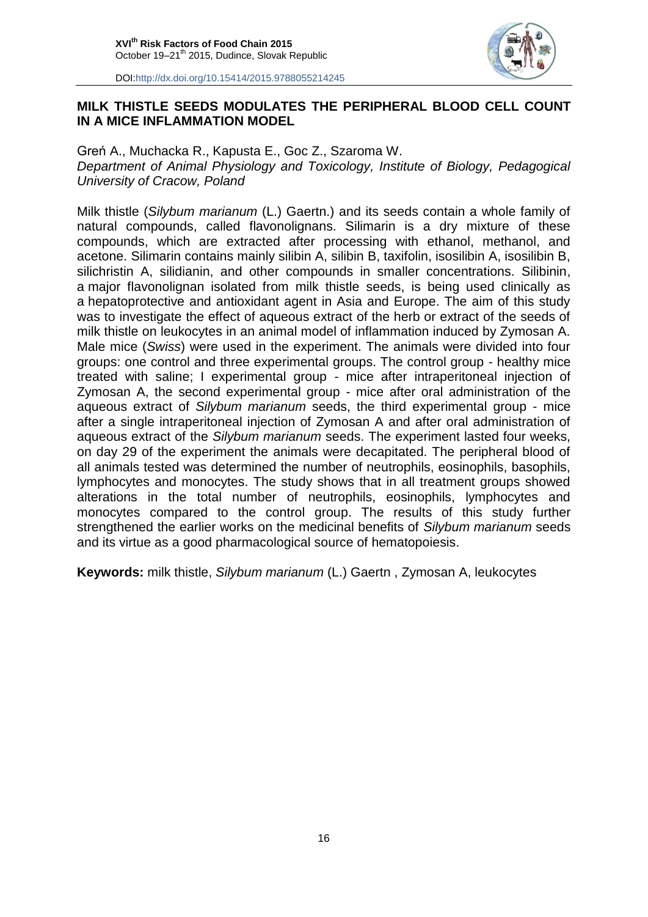## MILK THISTLE SEEDS MODULATES THE PERIPHERAL BLOOD CELL COUNT IN A MICE INFLAMMATION MODEL

Greń A., Muchacka R., Kapusta E., Goc Z., Szaroma W.

*Department of Animal Physiology and Toxicology, Institute of Biology, Pedagogical University of Cracow, Poland*

Milk thistle (*Silybum marianum* (L.) Gaertn.) and its seeds contain a whole family of natural compounds, called flavonolignans. Silimarin is a dry mixture of these compounds, which are extracted after processing with ethanol, methanol, and acetone. Silimarin contains mainly silibin A, silibin B, taxifolin, isosilibin A, isosilibin B, silichristin A, silidianin, and other compounds in smaller concentrations. Silibinin, a major flavonolignan isolated from milk thistle seeds, is being used clinically as a hepatoprotective and antioxidant agent in Asia and Europe. The aim of this study was to investigate the effect of aqueous extract of the herb or extract of the seeds of milk thistle on leukocytes in an animal model of inflammation induced by Zymosan A. Male mice (*Swiss*) were used in the experiment. The animals were divided into four groups: one control and three experimental groups. The control group - healthy mice treated with saline; I experimental group - mice after intraperitoneal injection of Zymosan A, the second experimental group - mice after oral administration of the aqueous extract of *Silybum marianum* seeds, the third experimental group - mice after a single intraperitoneal injection of Zymosan A and after oral administration of aqueous extract of the *Silybum marianum* seeds. The experiment lasted four weeks, on day 29 of the experiment the animals were decapitated. The peripheral blood of all animals tested was determined the number of neutrophils, eosinophils, basophils, lymphocytes and monocytes. The study shows that in all treatment groups showed alterations in the total number of neutrophils, eosinophils, lymphocytes and monocytes compared to the control group. The results of this study further strengthened the earlier works on the medicinal benefits of *Silybum marianum* seeds and its virtue as a good pharmacological source of hematopoiesis.

**Keywords:** milk thistle, *Silybum marianum* (L.) Gaertn , Zymosan A, leukocytes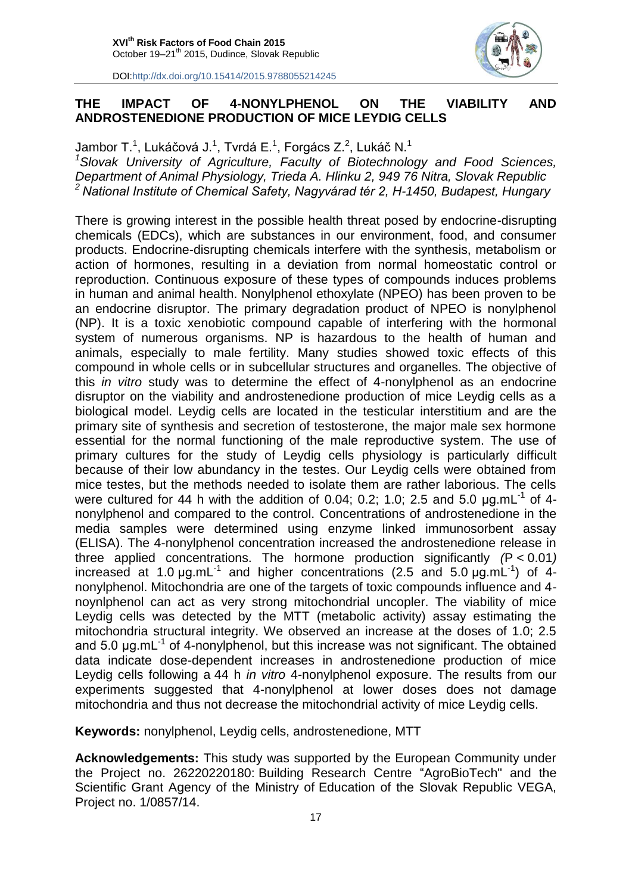## THE IMPACT OF 4-NONYLPHENOL ON THE VIABILITY AND ANDROSTENEDIONE PRODUCTION OF MICE LEYDIG CELLS

Jambor T.[1], Lukáčová J.[1], Tvrdá E.[1], Forgács Z.[2], Lukáč N.[1]

*[1]Slovak University of Agriculture, Faculty of Biotechnology and Food Sciences, Department of Animal Physiology, Trieda A. Hlinku 2, 949 76 Nitra, Slovak Republic*
*[2] National Institute of Chemical Safety, Nagyvárad tér 2, H-1450, Budapest, Hungary*

There is growing interest in the possible health threat posed by endocrine-disrupting chemicals (EDCs), which are substances in our environment, food, and consumer products. Endocrine-disrupting chemicals interfere with the synthesis, metabolism or action of hormones, resulting in a deviation from normal homeostatic control or reproduction. Continuous exposure of these types of compounds induces problems in human and animal health. Nonylphenol ethoxylate (NPEO) has been proven to be an endocrine disruptor. The primary degradation product of NPEO is nonylphenol (NP). It is a toxic xenobiotic compound capable of interfering with the hormonal system of numerous organisms. NP is hazardous to the health of human and animals, especially to male fertility. Many studies showed toxic effects of this compound in whole cells or in subcellular structures and organelles. The objective of this *in vitro* study was to determine the effect of 4-nonylphenol as an endocrine disruptor on the viability and androstenedione production of mice Leydig cells as a biological model. Leydig cells are located in the testicular interstitium and are the primary site of synthesis and secretion of testosterone, the major male sex hormone essential for the normal functioning of the male reproductive system. The use of primary cultures for the study of Leydig cells physiology is particularly difficult because of their low abundancy in the testes. Our Leydig cells were obtained from mice testes, but the methods needed to isolate them are rather laborious. The cells were cultured for 44 h with the addition of 0.04; 0.2; 1.0; 2.5 and 5.0 $\mu g.mL^{-1}$ of 4-nonylphenol and compared to the control. Concentrations of androstenedione in the media samples were determined using enzyme linked immunosorbent assay (ELISA). The 4-nonylphenol concentration increased the androstenedione release in three applied concentrations. The hormone production significantly *(*$P < 0.01$*)* increased at 1.0 $\mu g.mL^{-1}$ and higher concentrations (2.5 and 5.0 $\mu g.mL^{-1}$) of 4-nonylphenol. Mitochondria are one of the targets of toxic compounds influence and 4-noynlphenol can act as very strong mitochondrial uncopler. The viability of mice Leydig cells was detected by the MTT (metabolic activity) assay estimating the mitochondria structural integrity. We observed an increase at the doses of 1.0; 2.5 and 5.0 $\mu g.mL^{-1}$ of 4-nonylphenol, but this increase was not significant. The obtained data indicate dose-dependent increases in androstenedione production of mice Leydig cells following a 44 h *in vitro* 4-nonylphenol exposure. The results from our experiments suggested that 4-nonylphenol at lower doses does not damage mitochondria and thus not decrease the mitochondrial activity of mice Leydig cells.

**Keywords:** nonylphenol, Leydig cells, androstenedione, MTT

**Acknowledgements:** This study was supported by the European Community under the Project no. 26220220180: Building Research Centre "AgroBioTech" and the Scientific Grant Agency of the Ministry of Education of the Slovak Republic VEGA, Project no. 1/0857/14.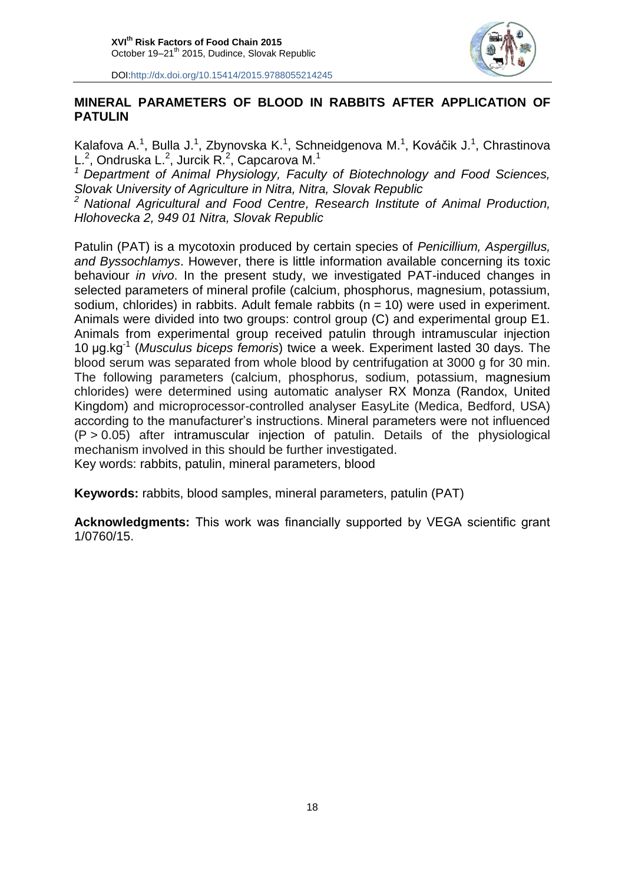## MINERAL PARAMETERS OF BLOOD IN RABBITS AFTER APPLICATION OF PATULIN

Kalafova A.[1], Bulla J.[1], Zbynovska K.[1], Schneidgenova M.[1], Kováčik J.[1], Chrastinova L.[2], Ondruska L.[2], Jurcik R.[2], Capcarova M.[1]

[1] *Department of Animal Physiology, Faculty of Biotechnology and Food Sciences, Slovak University of Agriculture in Nitra, Nitra, Slovak Republic*

[2] *National Agricultural and Food Centre, Research Institute of Animal Production, Hlohovecka 2, 949 01 Nitra, Slovak Republic*

Patulin (PAT) is a mycotoxin produced by certain species of *Penicillium, Aspergillus, and Byssochlamys*. However, there is little information available concerning its toxic behaviour *in vivo*. In the present study, we investigated PAT-induced changes in selected parameters of mineral profile (calcium, phosphorus, magnesium, potassium, sodium, chlorides) in rabbits. Adult female rabbits (n = 10) were used in experiment. Animals were divided into two groups: control group (C) and experimental group E1. Animals from experimental group received patulin through intramuscular injection 10 µg.kg$^{-1}$ (*Musculus biceps femoris*) twice a week. Experiment lasted 30 days. The blood serum was separated from whole blood by centrifugation at 3000 g for 30 min. The following parameters (calcium, phosphorus, sodium, potassium, magnesium chlorides) were determined using automatic analyser RX Monza (Randox, United Kingdom) and microprocessor-controlled analyser EasyLite (Medica, Bedford, USA) according to the manufacturer's instructions. Mineral parameters were not influenced ($P > 0.05$) after intramuscular injection of patulin. Details of the physiological mechanism involved in this should be further investigated.

Key words: rabbits, patulin, mineral parameters, blood

**Keywords:** rabbits, blood samples, mineral parameters, patulin (PAT)

**Acknowledgments:** This work was financially supported by VEGA scientific grant 1/0760/15.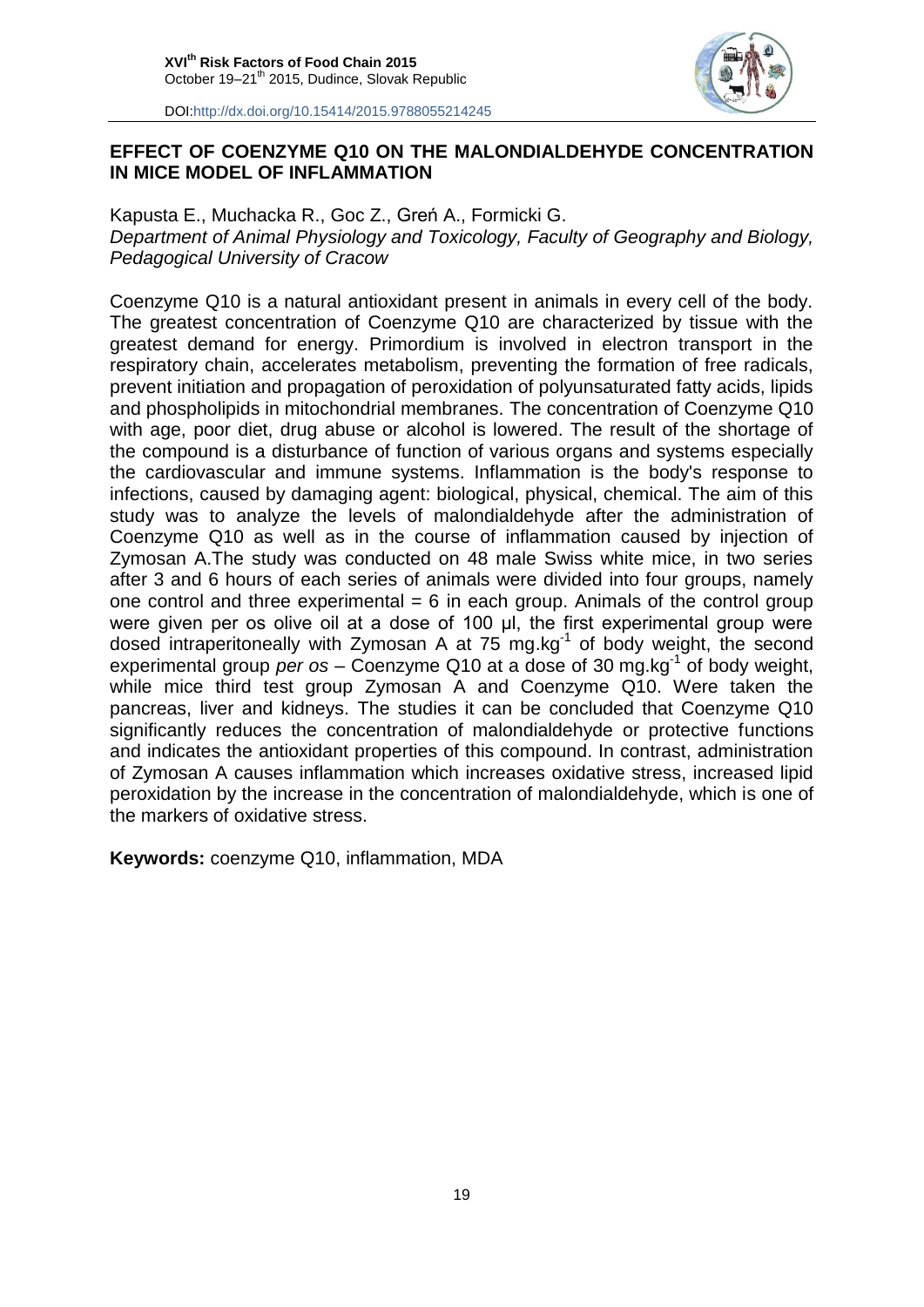## EFFECT OF COENZYME Q10 ON THE MALONDIALDEHYDE CONCENTRATION IN MICE MODEL OF INFLAMMATION

Kapusta E., Muchacka R., Goc Z., Greń A., Formicki G.
*Department of Animal Physiology and Toxicology, Faculty of Geography and Biology, Pedagogical University of Cracow*

Coenzyme Q10 is a natural antioxidant present in animals in every cell of the body. The greatest concentration of Coenzyme Q10 are characterized by tissue with the greatest demand for energy. Primordium is involved in electron transport in the respiratory chain, accelerates metabolism, preventing the formation of free radicals, prevent initiation and propagation of peroxidation of polyunsaturated fatty acids, lipids and phospholipids in mitochondrial membranes. The concentration of Coenzyme Q10 with age, poor diet, drug abuse or alcohol is lowered. The result of the shortage of the compound is a disturbance of function of various organs and systems especially the cardiovascular and immune systems. Inflammation is the body's response to infections, caused by damaging agent: biological, physical, chemical. The aim of this study was to analyze the levels of malondialdehyde after the administration of Coenzyme Q10 as well as in the course of inflammation caused by injection of Zymosan A.The study was conducted on 48 male Swiss white mice, in two series after 3 and 6 hours of each series of animals were divided into four groups, namely one control and three experimental = 6 in each group. Animals of the control group were given per os olive oil at a dose of 100 µl, the first experimental group were dosed intraperitoneally with Zymosan A at 75 $mg.kg^{-1}$ of body weight, the second experimental group *per os* – Coenzyme Q10 at a dose of 30 $mg.kg^{-1}$ of body weight, while mice third test group Zymosan A and Coenzyme Q10. Were taken the pancreas, liver and kidneys. The studies it can be concluded that Coenzyme Q10 significantly reduces the concentration of malondialdehyde or protective functions and indicates the antioxidant properties of this compound. In contrast, administration of Zymosan A causes inflammation which increases oxidative stress, increased lipid peroxidation by the increase in the concentration of malondialdehyde, which is one of the markers of oxidative stress.

**Keywords:** coenzyme Q10, inflammation, MDA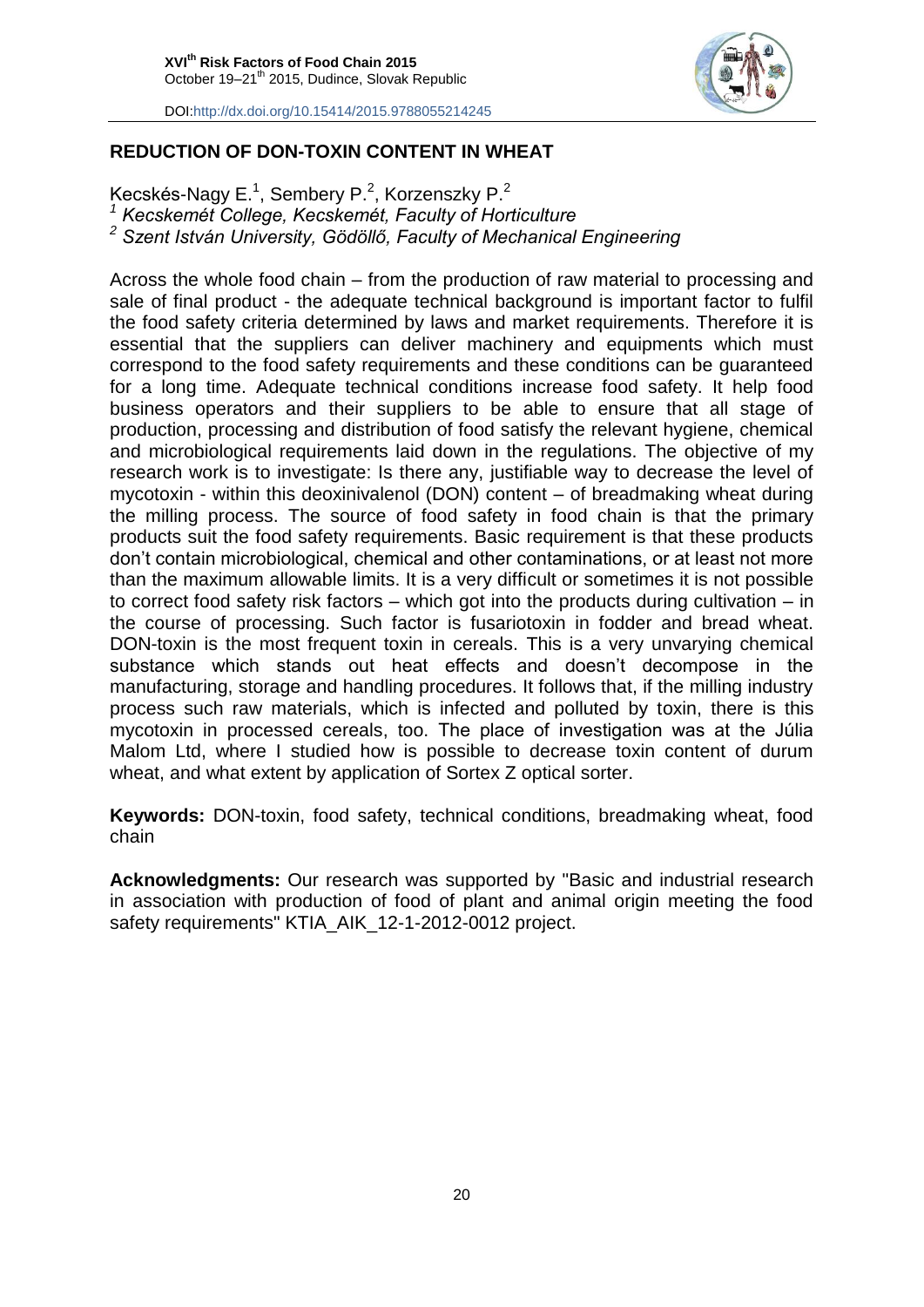## REDUCTION OF DON-TOXIN CONTENT IN WHEAT

Kecskés-Nagy E.[1], Sembery P.[2], Korzenszky P.[2]

[1] *Kecskemét College, Kecskemét, Faculty of Horticulture*

[2] *Szent István University, Gödöllő, Faculty of Mechanical Engineering*

Across the whole food chain – from the production of raw material to processing and sale of final product - the adequate technical background is important factor to fulfil the food safety criteria determined by laws and market requirements. Therefore it is essential that the suppliers can deliver machinery and equipments which must correspond to the food safety requirements and these conditions can be guaranteed for a long time. Adequate technical conditions increase food safety. It help food business operators and their suppliers to be able to ensure that all stage of production, processing and distribution of food satisfy the relevant hygiene, chemical and microbiological requirements laid down in the regulations. The objective of my research work is to investigate: Is there any, justifiable way to decrease the level of mycotoxin - within this deoxinivalenol (DON) content – of breadmaking wheat during the milling process. The source of food safety in food chain is that the primary products suit the food safety requirements. Basic requirement is that these products don't contain microbiological, chemical and other contaminations, or at least not more than the maximum allowable limits. It is a very difficult or sometimes it is not possible to correct food safety risk factors – which got into the products during cultivation – in the course of processing. Such factor is fusariotoxin in fodder and bread wheat. DON-toxin is the most frequent toxin in cereals. This is a very unvarying chemical substance which stands out heat effects and doesn't decompose in the manufacturing, storage and handling procedures. It follows that, if the milling industry process such raw materials, which is infected and polluted by toxin, there is this mycotoxin in processed cereals, too. The place of investigation was at the Júlia Malom Ltd, where I studied how is possible to decrease toxin content of durum wheat, and what extent by application of Sortex Z optical sorter.

**Keywords:** DON-toxin, food safety, technical conditions, breadmaking wheat, food chain

**Acknowledgments:** Our research was supported by "Basic and industrial research in association with production of food of plant and animal origin meeting the food safety requirements" KTIA_AIK_12-1-2012-0012 project.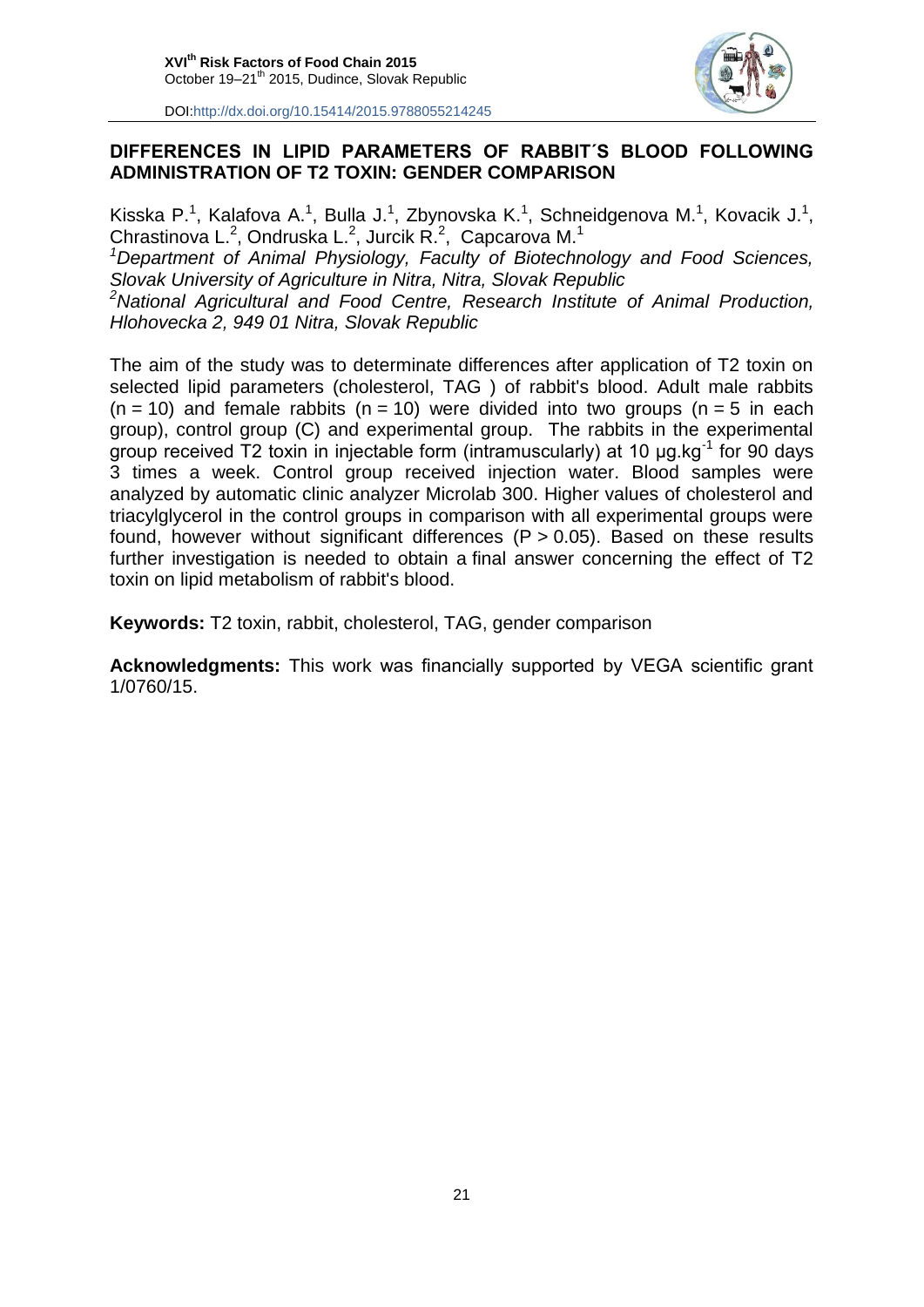## DIFFERENCES IN LIPID PARAMETERS OF RABBIT´S BLOOD FOLLOWING ADMINISTRATION OF T2 TOXIN: GENDER COMPARISON

Kisska P.[1], Kalafova A.[1], Bulla J.[1], Zbynovska K.[1], Schneidgenova M.[1], Kovacik J.[1], Chrastinova L.[2], Ondruska L.[2], Jurcik R.[2], Capcarova M.[1]

[1]*Department of Animal Physiology, Faculty of Biotechnology and Food Sciences, Slovak University of Agriculture in Nitra, Nitra, Slovak Republic*

[2]*National Agricultural and Food Centre, Research Institute of Animal Production, Hlohovecka 2, 949 01 Nitra, Slovak Republic*

The aim of the study was to determinate differences after application of T2 toxin on selected lipid parameters (cholesterol, TAG ) of rabbit's blood. Adult male rabbits ($n = 10$) and female rabbits ($n = 10$) were divided into two groups ($n = 5$ in each group), control group (C) and experimental group. The rabbits in the experimental group received T2 toxin in injectable form (intramuscularly) at 10 $\mu g.kg^{-1}$ for 90 days 3 times a week. Control group received injection water. Blood samples were analyzed by automatic clinic analyzer Microlab 300. Higher values of cholesterol and triacylglycerol in the control groups in comparison with all experimental groups were found, however without significant differences ($P > 0.05$). Based on these results further investigation is needed to obtain a final answer concerning the effect of T2 toxin on lipid metabolism of rabbit's blood.

**Keywords:** T2 toxin, rabbit, cholesterol, TAG, gender comparison

**Acknowledgments:** This work was financially supported by VEGA scientific grant 1/0760/15.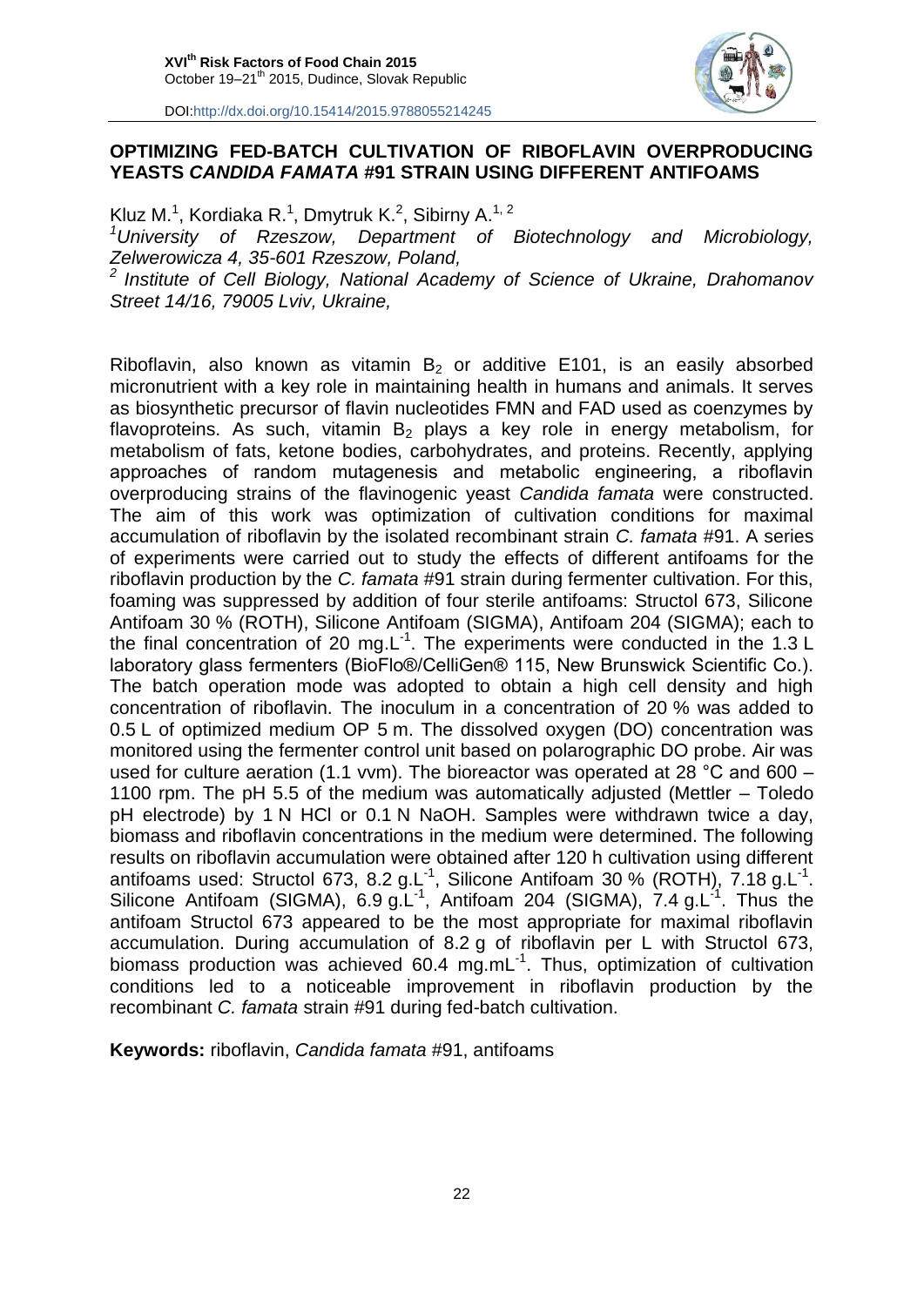## OPTIMIZING FED-BATCH CULTIVATION OF RIBOFLAVIN OVERPRODUCING YEASTS *CANDIDA FAMATA* #91 STRAIN USING DIFFERENT ANTIFOAMS

Kluz M.[1], Kordiaka R.[1], Dmytruk K.[2], Sibirny A.[1, 2]

[1]*University of Rzeszow, Department of Biotechnology and Microbiology, Zelwerowicza 4, 35-601 Rzeszow, Poland,*

[2] *Institute of Cell Biology, National Academy of Science of Ukraine, Drahomanov Street 14/16, 79005 Lviv, Ukraine,*

Riboflavin, also known as vitamin $B_2$ or additive E101, is an easily absorbed micronutrient with a key role in maintaining health in humans and animals. It serves as biosynthetic precursor of flavin nucleotides FMN and FAD used as coenzymes by flavoproteins. As such, vitamin $B_2$ plays a key role in energy metabolism, for metabolism of fats, ketone bodies, carbohydrates, and proteins. Recently, applying approaches of random mutagenesis and metabolic engineering, a riboflavin overproducing strains of the flavinogenic yeast *Candida famata* were constructed. The aim of this work was optimization of cultivation conditions for maximal accumulation of riboflavin by the isolated recombinant strain *C. famata* #91. A series of experiments were carried out to study the effects of different antifoams for the riboflavin production by the *C. famata* #91 strain during fermenter cultivation. For this, foaming was suppressed by addition of four sterile antifoams: Structol 673, Silicone Antifoam 30 % (ROTH), Silicone Antifoam (SIGMA), Antifoam 204 (SIGMA); each to the final concentration of 20 mg.$L^{-1}$. The experiments were conducted in the 1.3 L laboratory glass fermenters (BioFlo®/CelliGen® 115, New Brunswick Scientific Co.). The batch operation mode was adopted to obtain a high cell density and high concentration of riboflavin. The inoculum in a concentration of 20 % was added to 0.5 L of optimized medium OP 5 m. The dissolved oxygen (DO) concentration was monitored using the fermenter control unit based on polarographic DO probe. Air was used for culture aeration (1.1 vvm). The bioreactor was operated at 28 °C and 600 – 1100 rpm. The pH 5.5 of the medium was automatically adjusted (Mettler – Toledo pH electrode) by 1 N HCl or 0.1 N NaOH. Samples were withdrawn twice a day, biomass and riboflavin concentrations in the medium were determined. The following results on riboflavin accumulation were obtained after 120 h cultivation using different antifoams used: Structol 673, 8.2 g.$L^{-1}$, Silicone Antifoam 30 % (ROTH), 7.18 g.$L^{-1}$. Silicone Antifoam (SIGMA), 6.9 g.$L^{-1}$, Antifoam 204 (SIGMA), 7.4 g.$L^{-1}$. Thus the antifoam Structol 673 appeared to be the most appropriate for maximal riboflavin accumulation. During accumulation of 8.2 g of riboflavin per L with Structol 673, biomass production was achieved 60.4 mg.$mL^{-1}$. Thus, optimization of cultivation conditions led to a noticeable improvement in riboflavin production by the recombinant *C. famata* strain #91 during fed-batch cultivation.

**Keywords:** riboflavin, *Candida famata* #91, antifoams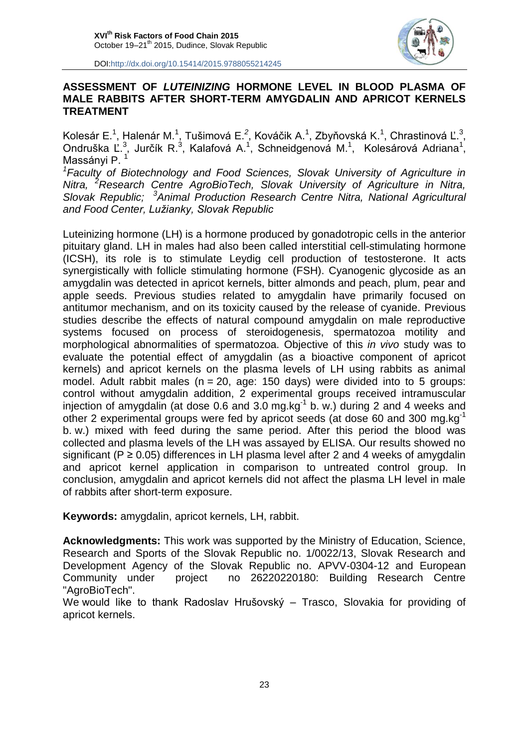# ASSESSMENT OF *LUTEINIZING* HORMONE LEVEL IN BLOOD PLASMA OF MALE RABBITS AFTER SHORT-TERM AMYGDALIN AND APRICOT KERNELS TREATMENT

Kolesár E.[1], Halenár M.[1], Tušimová E.[2], Kováčik A.[1], Zbyňovská K.[1], Chrastinová Ľ.[3], Ondruška Ľ.[3], Jurčík R.[3], Kalafová A.[1], Schneidgenová M.[1], Kolesárová Adriana[1], Massányi P. [1]

*[1]Faculty of Biotechnology and Food Sciences, Slovak University of Agriculture in Nitra, [2]Research Centre AgroBioTech, Slovak University of Agriculture in Nitra, Slovak Republic; [3]Animal Production Research Centre Nitra, National Agricultural and Food Center, Lužianky, Slovak Republic*

Luteinizing hormone (LH) is a hormone produced by gonadotropic cells in the anterior pituitary gland. LH in males had also been called interstitial cell-stimulating hormone (ICSH), its role is to stimulate Leydig cell production of testosterone. It acts synergistically with follicle stimulating hormone (FSH). Cyanogenic glycoside as an amygdalin was detected in apricot kernels, bitter almonds and peach, plum, pear and apple seeds. Previous studies related to amygdalin have primarily focused on antitumor mechanism, and on its toxicity caused by the release of cyanide. Previous studies describe the effects of natural compound amygdalin on male reproductive systems focused on process of steroidogenesis, spermatozoa motility and morphological abnormalities of spermatozoa. Objective of this *in vivo* study was to evaluate the potential effect of amygdalin (as a bioactive component of apricot kernels) and apricot kernels on the plasma levels of LH using rabbits as animal model. Adult rabbit males ($n = 20$, age: 150 days) were divided into to 5 groups: control without amygdalin addition, 2 experimental groups received intramuscular injection of amygdalin (at dose 0.6 and 3.0 $mg.kg^{-1}$ b. w.) during 2 and 4 weeks and other 2 experimental groups were fed by apricot seeds (at dose 60 and 300 $mg.kg^{-1}$ b. w.) mixed with feed during the same period. After this period the blood was collected and plasma levels of the LH was assayed by ELISA. Our results showed no significant ($P \geq 0.05$) differences in LH plasma level after 2 and 4 weeks of amygdalin and apricot kernel application in comparison to untreated control group. In conclusion, amygdalin and apricot kernels did not affect the plasma LH level in male of rabbits after short-term exposure.

**Keywords:** amygdalin, apricot kernels, LH, rabbit.

**Acknowledgments:** This work was supported by the Ministry of Education, Science, Research and Sports of the Slovak Republic no. 1/0022/13, Slovak Research and Development Agency of the Slovak Republic no. APVV-0304-12 and European Community under project no 26220220180: Building Research Centre "AgroBioTech".

We would like to thank Radoslav Hrušovský – Trasco, Slovakia for providing of apricot kernels.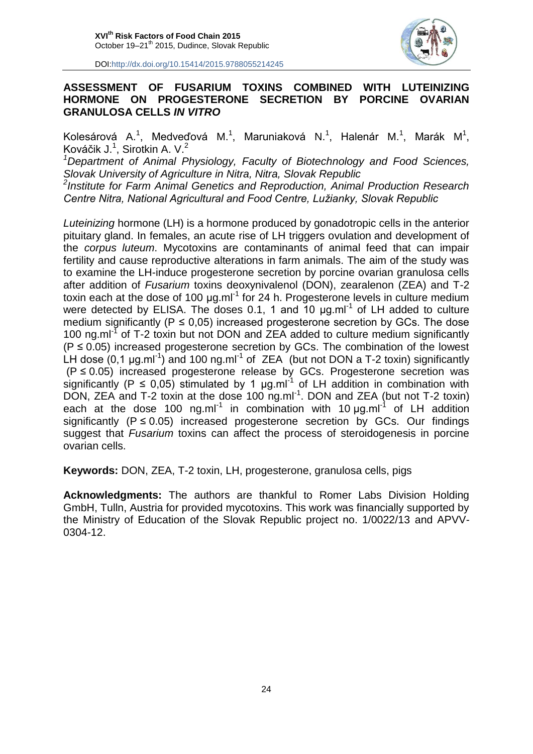## ASSESSMENT OF FUSARIUM TOXINS COMBINED WITH LUTEINIZING HORMONE ON PROGESTERONE SECRETION BY PORCINE OVARIAN GRANULOSA CELLS *IN VITRO*

Kolesárová A.[1], Medveďová M.[1], Maruniaková N.[1], Halenár M.[1], Marák M[1], Kováčik J.[1], Sirotkin A. V.[2]

[1]*Department of Animal Physiology, Faculty of Biotechnology and Food Sciences, Slovak University of Agriculture in Nitra, Nitra, Slovak Republic*

[2]*Institute for Farm Animal Genetics and Reproduction, Animal Production Research Centre Nitra, National Agricultural and Food Centre, Lužianky, Slovak Republic*

*Luteinizing* hormone (LH) is a hormone produced by gonadotropic cells in the anterior pituitary gland. In females, an acute rise of LH triggers ovulation and development of the *corpus luteum*. Mycotoxins are contaminants of animal feed that can impair fertility and cause reproductive alterations in farm animals. The aim of the study was to examine the LH-induce progesterone secretion by porcine ovarian granulosa cells after addition of *Fusarium* toxins deoxynivalenol (DON), zearalenon (ZEA) and T-2 toxin each at the dose of 100 $\mu g.ml^{-1}$ for 24 h. Progesterone levels in culture medium were detected by ELISA. The doses 0.1, 1 and 10 $\mu g.ml^{-1}$ of LH added to culture medium significantly ($P \leq 0{,}05$) increased progesterone secretion by GCs. The dose 100 $ng.ml^{-1}$ of T-2 toxin but not DON and ZEA added to culture medium significantly ($P \leq 0.05$) increased progesterone secretion by GCs. The combination of the lowest LH dose (0,1 $\mu g.ml^{-1}$) and 100 $ng.ml^{-1}$ of ZEA (but not DON a T-2 toxin) significantly ($P \leq 0.05$) increased progesterone release by GCs. Progesterone secretion was significantly ($P \leq 0{,}05$) stimulated by 1 $\mu g.ml^{-1}$ of LH addition in combination with DON, ZEA and T-2 toxin at the dose 100 $ng.ml^{-1}$. DON and ZEA (but not T-2 toxin) each at the dose 100 $ng.ml^{-1}$ in combination with 10 $\mu g.ml^{-1}$ of LH addition significantly ($P \leq 0.05$) increased progesterone secretion by GCs. Our findings suggest that *Fusarium* toxins can affect the process of steroidogenesis in porcine ovarian cells.

**Keywords:** DON, ZEA, T-2 toxin, LH, progesterone, granulosa cells, pigs

**Acknowledgments:** The authors are thankful to Romer Labs Division Holding GmbH, Tulln, Austria for provided mycotoxins. This work was financially supported by the Ministry of Education of the Slovak Republic project no. 1/0022/13 and APVV-0304-12.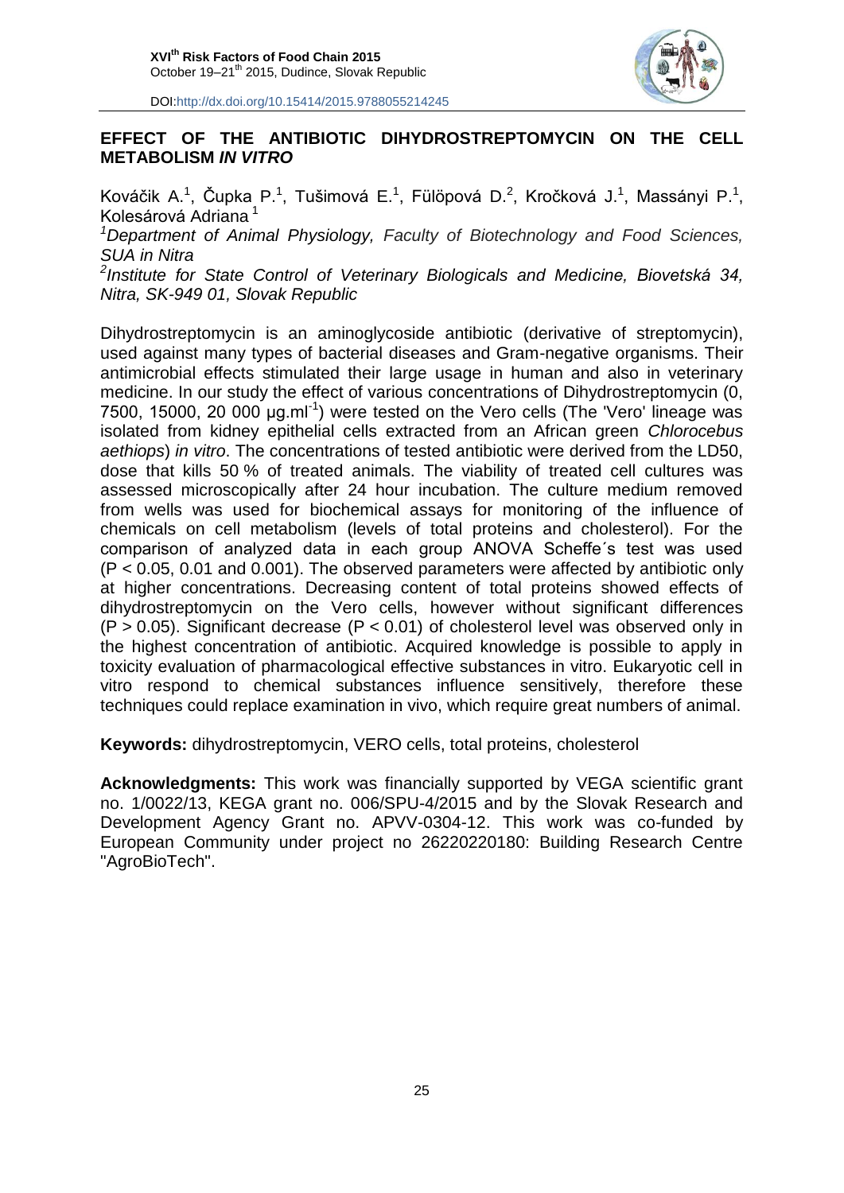## EFFECT OF THE ANTIBIOTIC DIHYDROSTREPTOMYCIN ON THE CELL METABOLISM *IN VITRO*

Kováčik A.[1], Čupka P.[1], Tušimová E.[1], Fülöpová D.[2], Kročková J.[1], Massányi P.[1], Kolesárová Adriana[1]

[1]*Department of Animal Physiology, Faculty of Biotechnology and Food Sciences, SUA in Nitra*

[2]*Institute for State Control of Veterinary Biologicals and Medicine, Biovetská 34, Nitra, SK-949 01, Slovak Republic*

Dihydrostreptomycin is an aminoglycoside antibiotic (derivative of streptomycin), used against many types of bacterial diseases and Gram-negative organisms. Their antimicrobial effects stimulated their large usage in human and also in veterinary medicine. In our study the effect of various concentrations of Dihydrostreptomycin (0, 7500, 15000, 20 000 $\mu g.ml^{-1}$) were tested on the Vero cells (The 'Vero' lineage was isolated from kidney epithelial cells extracted from an African green *Chlorocebus aethiops*) *in vitro*. The concentrations of tested antibiotic were derived from the LD50, dose that kills 50 % of treated animals. The viability of treated cell cultures was assessed microscopically after 24 hour incubation. The culture medium removed from wells was used for biochemical assays for monitoring of the influence of chemicals on cell metabolism (levels of total proteins and cholesterol). For the comparison of analyzed data in each group ANOVA Scheffe´s test was used ($P < 0.05$, 0.01 and 0.001). The observed parameters were affected by antibiotic only at higher concentrations. Decreasing content of total proteins showed effects of dihydrostreptomycin on the Vero cells, however without significant differences ($P > 0.05$). Significant decrease ($P < 0.01$) of cholesterol level was observed only in the highest concentration of antibiotic. Acquired knowledge is possible to apply in toxicity evaluation of pharmacological effective substances in vitro. Eukaryotic cell in vitro respond to chemical substances influence sensitively, therefore these techniques could replace examination in vivo, which require great numbers of animal.

**Keywords:** dihydrostreptomycin, VERO cells, total proteins, cholesterol

**Acknowledgments:** This work was financially supported by VEGA scientific grant no. 1/0022/13, KEGA grant no. 006/SPU-4/2015 and by the Slovak Research and Development Agency Grant no. APVV-0304-12. This work was co-funded by European Community under project no 26220220180: Building Research Centre "AgroBioTech".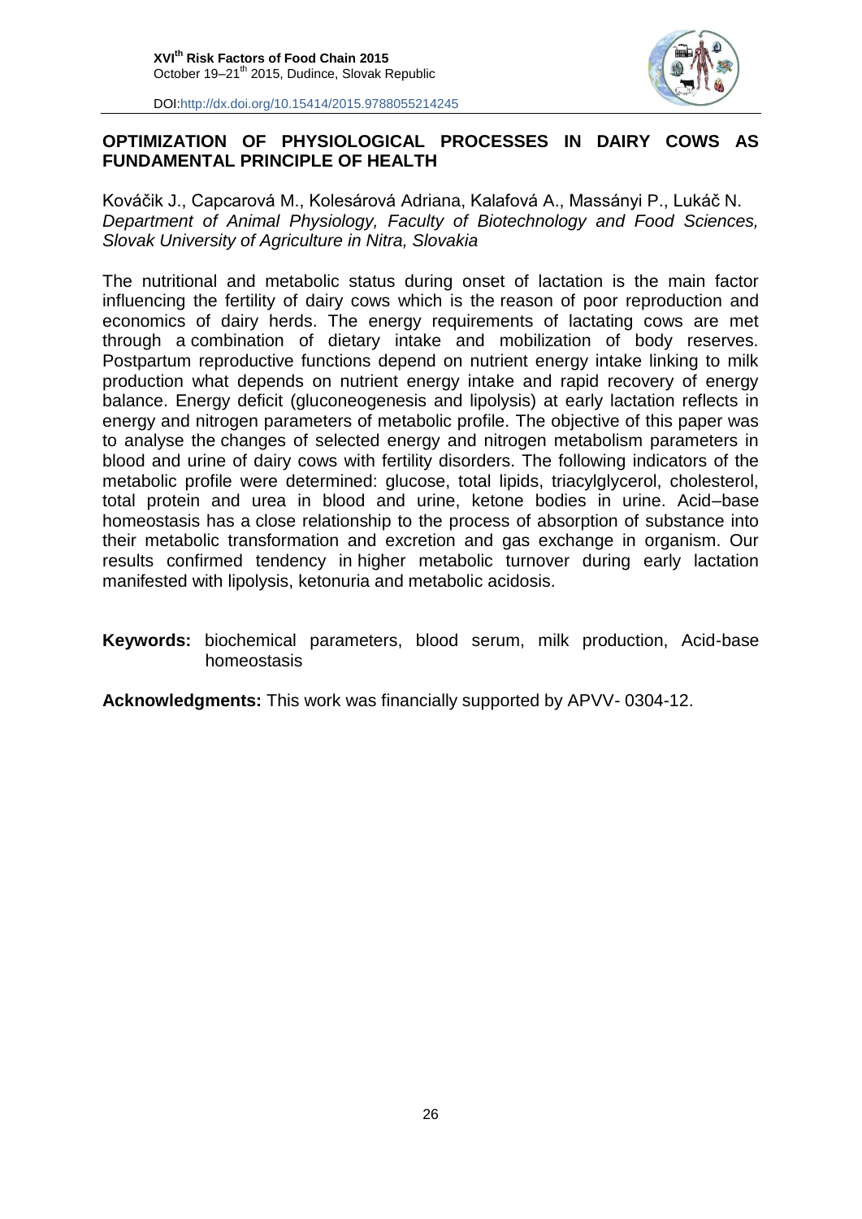## OPTIMIZATION OF PHYSIOLOGICAL PROCESSES IN DAIRY COWS AS FUNDAMENTAL PRINCIPLE OF HEALTH

Kováčik J., Capcarová M., Kolesárová Adriana, Kalafová A., Massányi P., Lukáč N.
*Department of Animal Physiology, Faculty of Biotechnology and Food Sciences, Slovak University of Agriculture in Nitra, Slovakia*

The nutritional and metabolic status during onset of lactation is the main factor influencing the fertility of dairy cows which is the reason of poor reproduction and economics of dairy herds. The energy requirements of lactating cows are met through a combination of dietary intake and mobilization of body reserves. Postpartum reproductive functions depend on nutrient energy intake linking to milk production what depends on nutrient energy intake and rapid recovery of energy balance. Energy deficit (gluconeogenesis and lipolysis) at early lactation reflects in energy and nitrogen parameters of metabolic profile. The objective of this paper was to analyse the changes of selected energy and nitrogen metabolism parameters in blood and urine of dairy cows with fertility disorders. The following indicators of the metabolic profile were determined: glucose, total lipids, triacylglycerol, cholesterol, total protein and urea in blood and urine, ketone bodies in urine. Acid–base homeostasis has a close relationship to the process of absorption of substance into their metabolic transformation and excretion and gas exchange in organism. Our results confirmed tendency in higher metabolic turnover during early lactation manifested with lipolysis, ketonuria and metabolic acidosis.

**Keywords:** biochemical parameters, blood serum, milk production, Acid-base homeostasis

**Acknowledgments:** This work was financially supported by APVV- 0304-12.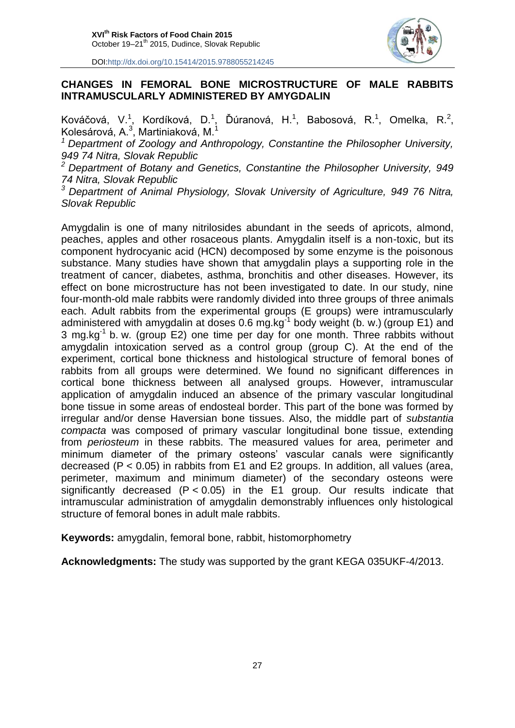## CHANGES IN FEMORAL BONE MICROSTRUCTURE OF MALE RABBITS INTRAMUSCULARLY ADMINISTERED BY AMYGDALIN

Kováčová, V.[1], Kordíková, D.[1], Ďúranová, H.[1], Babosová, R.[1], Omelka, R.[2], Kolesárová, A.[3], Martiniaková, M.[1]

*[1] Department of Zoology and Anthropology, Constantine the Philosopher University, 949 74 Nitra, Slovak Republic*

*[2] Department of Botany and Genetics, Constantine the Philosopher University, 949 74 Nitra, Slovak Republic*

*[3] Department of Animal Physiology, Slovak University of Agriculture, 949 76 Nitra, Slovak Republic*

Amygdalin is one of many nitrilosides abundant in the seeds of apricots, almond, peaches, apples and other rosaceous plants. Amygdalin itself is a non-toxic, but its component hydrocyanic acid (HCN) decomposed by some enzyme is the poisonous substance. Many studies have shown that amygdalin plays a supporting role in the treatment of cancer, diabetes, asthma, bronchitis and other diseases. However, its effect on bone microstructure has not been investigated to date. In our study, nine four-month-old male rabbits were randomly divided into three groups of three animals each. Adult rabbits from the experimental groups (E groups) were intramuscularly administered with amygdalin at doses 0.6 $mg.kg^{-1}$ body weight (b. w.) (group E1) and 3 $mg.kg^{-1}$ b. w. (group E2) one time per day for one month. Three rabbits without amygdalin intoxication served as a control group (group C). At the end of the experiment, cortical bone thickness and histological structure of femoral bones of rabbits from all groups were determined. We found no significant differences in cortical bone thickness between all analysed groups. However, intramuscular application of amygdalin induced an absence of the primary vascular longitudinal bone tissue in some areas of endosteal border. This part of the bone was formed by irregular and/or dense Haversian bone tissues. Also, the middle part of *substantia compacta* was composed of primary vascular longitudinal bone tissue, extending from *periosteum* in these rabbits. The measured values for area, perimeter and minimum diameter of the primary osteons' vascular canals were significantly decreased ($P < 0.05$) in rabbits from E1 and E2 groups. In addition, all values (area, perimeter, maximum and minimum diameter) of the secondary osteons were significantly decreased ($P < 0.05$) in the E1 group. Our results indicate that intramuscular administration of amygdalin demonstrably influences only histological structure of femoral bones in adult male rabbits.

**Keywords:** amygdalin, femoral bone, rabbit, histomorphometry

**Acknowledgments:** The study was supported by the grant KEGA 035UKF-4/2013.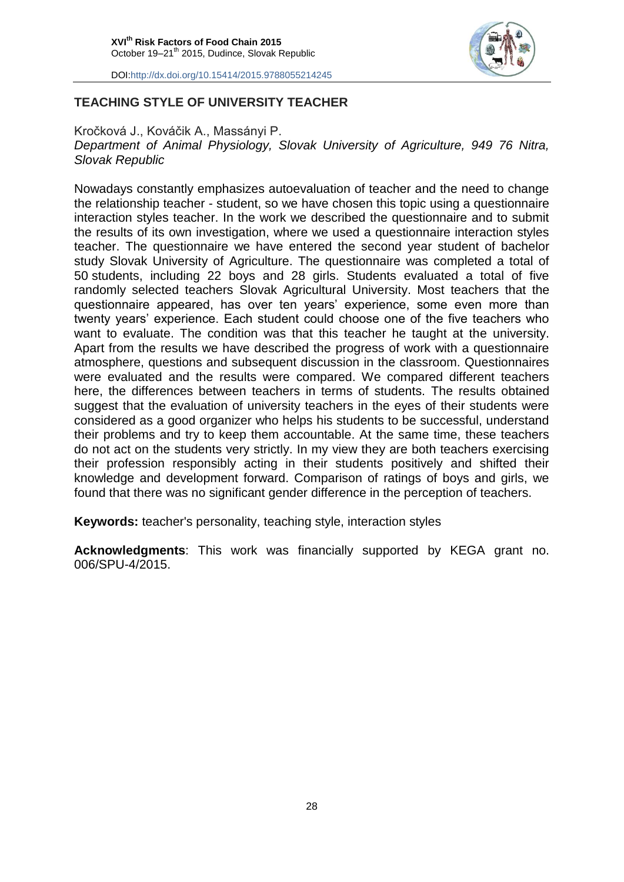## TEACHING STYLE OF UNIVERSITY TEACHER

Kročková J., Kováčik A., Massányi P.

*Department of Animal Physiology, Slovak University of Agriculture, 949 76 Nitra, Slovak Republic*

Nowadays constantly emphasizes autoevaluation of teacher and the need to change the relationship teacher - student, so we have chosen this topic using a questionnaire interaction styles teacher. In the work we described the questionnaire and to submit the results of its own investigation, where we used a questionnaire interaction styles teacher. The questionnaire we have entered the second year student of bachelor study Slovak University of Agriculture. The questionnaire was completed a total of 50 students, including 22 boys and 28 girls. Students evaluated a total of five randomly selected teachers Slovak Agricultural University. Most teachers that the questionnaire appeared, has over ten years' experience, some even more than twenty years' experience. Each student could choose one of the five teachers who want to evaluate. The condition was that this teacher he taught at the university. Apart from the results we have described the progress of work with a questionnaire atmosphere, questions and subsequent discussion in the classroom. Questionnaires were evaluated and the results were compared. We compared different teachers here, the differences between teachers in terms of students. The results obtained suggest that the evaluation of university teachers in the eyes of their students were considered as a good organizer who helps his students to be successful, understand their problems and try to keep them accountable. At the same time, these teachers do not act on the students very strictly. In my view they are both teachers exercising their profession responsibly acting in their students positively and shifted their knowledge and development forward. Comparison of ratings of boys and girls, we found that there was no significant gender difference in the perception of teachers.

**Keywords:** teacher's personality, teaching style, interaction styles

**Acknowledgments**: This work was financially supported by KEGA grant no. 006/SPU-4/2015.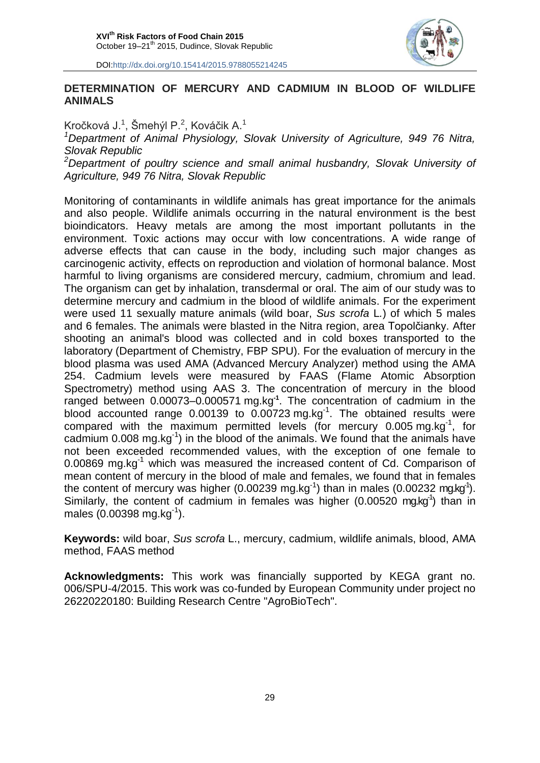## DETERMINATION OF MERCURY AND CADMIUM IN BLOOD OF WILDLIFE ANIMALS

Kročková J.[1], Šmehýl P.[2], Kováčik A.[1]

[1]*Department of Animal Physiology, Slovak University of Agriculture, 949 76 Nitra, Slovak Republic*

[2]*Department of poultry science and small animal husbandry, Slovak University of Agriculture, 949 76 Nitra, Slovak Republic*

Monitoring of contaminants in wildlife animals has great importance for the animals and also people. Wildlife animals occurring in the natural environment is the best bioindicators. Heavy metals are among the most important pollutants in the environment. Toxic actions may occur with low concentrations. A wide range of adverse effects that can cause in the body, including such major changes as carcinogenic activity, effects on reproduction and violation of hormonal balance. Most harmful to living organisms are considered mercury, cadmium, chromium and lead. The organism can get by inhalation, transdermal or oral. The aim of our study was to determine mercury and cadmium in the blood of wildlife animals. For the experiment were used 11 sexually mature animals (wild boar, *Sus scrofa* L.) of which 5 males and 6 females. The animals were blasted in the Nitra region, area Topolčianky. After shooting an animal's blood was collected and in cold boxes transported to the laboratory (Department of Chemistry, FBP SPU). For the evaluation of mercury in the blood plasma was used AMA (Advanced Mercury Analyzer) method using the AMA 254. Cadmium levels were measured by FAAS (Flame Atomic Absorption Spectrometry) method using AAS 3. The concentration of mercury in the blood ranged between 0.00073–0.000571 mg.kg$^{-1}$. The concentration of cadmium in the blood accounted range 0.00139 to 0.00723 mg.kg$^{-1}$. The obtained results were compared with the maximum permitted levels (for mercury 0.005 mg.kg$^{-1}$, for cadmium 0.008 mg.kg$^{-1}$) in the blood of the animals. We found that the animals have not been exceeded recommended values, with the exception of one female to 0.00869 mg.kg$^{-1}$ which was measured the increased content of Cd. Comparison of mean content of mercury in the blood of male and females, we found that in females the content of mercury was higher (0.00239 mg.kg$^{-1}$) than in males (0.00232 mg.kg$^{-1}$). Similarly, the content of cadmium in females was higher (0.00520 mg.kg$^{-1}$) than in males (0.00398 mg.kg$^{-1}$).

**Keywords:** wild boar, *Sus scrofa* L., mercury, cadmium, wildlife animals, blood, AMA method, FAAS method

**Acknowledgments:** This work was financially supported by KEGA grant no. 006/SPU-4/2015. This work was co-funded by European Community under project no 26220220180: Building Research Centre "AgroBioTech".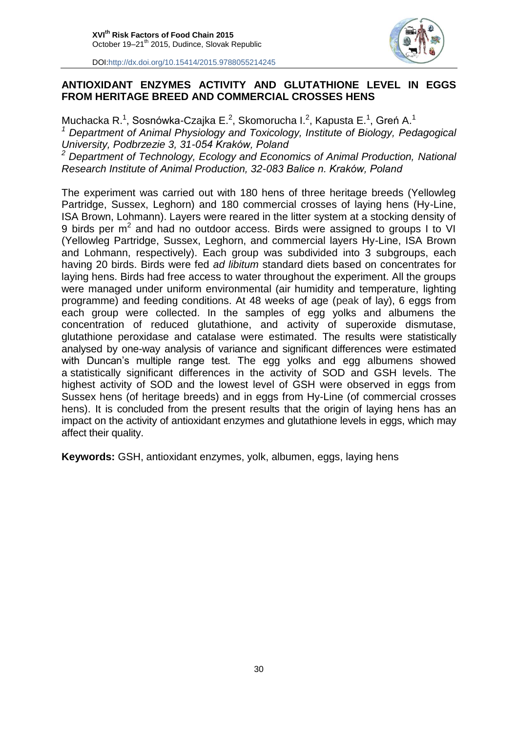## ANTIOXIDANT ENZYMES ACTIVITY AND GLUTATHIONE LEVEL IN EGGS FROM HERITAGE BREED AND COMMERCIAL CROSSES HENS

Muchacka R.[1], Sosnówka-Czajka E.[2], Skomorucha I.[2], Kapusta E.[1], Greń A.[1]

*[1] Department of Animal Physiology and Toxicology, Institute of Biology, Pedagogical University, Podbrzezie 3, 31-054 Kraków, Poland*

*[2] Department of Technology, Ecology and Economics of Animal Production, National Research Institute of Animal Production, 32-083 Balice n. Kraków, Poland*

The experiment was carried out with 180 hens of three heritage breeds (Yellowleg Partridge, Sussex, Leghorn) and 180 commercial crosses of laying hens (Hy-Line, ISA Brown, Lohmann). Layers were reared in the litter system at a stocking density of 9 birds per $m^2$ and had no outdoor access. Birds were assigned to groups I to VI (Yellowleg Partridge, Sussex, Leghorn, and commercial layers Hy-Line, ISA Brown and Lohmann, respectively). Each group was subdivided into 3 subgroups, each having 20 birds. Birds were fed *ad libitum* standard diets based on concentrates for laying hens. Birds had free access to water throughout the experiment. All the groups were managed under uniform environmental (air humidity and temperature, lighting programme) and feeding conditions. At 48 weeks of age (peak of lay), 6 eggs from each group were collected. In the samples of egg yolks and albumens the concentration of reduced glutathione, and activity of superoxide dismutase, glutathione peroxidase and catalase were estimated. The results were statistically analysed by one-way analysis of variance and significant differences were estimated with Duncan's multiple range test. The egg yolks and egg albumens showed a statistically significant differences in the activity of SOD and GSH levels. The highest activity of SOD and the lowest level of GSH were observed in eggs from Sussex hens (of heritage breeds) and in eggs from Hy-Line (of commercial crosses hens). It is concluded from the present results that the origin of laying hens has an impact on the activity of antioxidant enzymes and glutathione levels in eggs, which may affect their quality.

**Keywords:** GSH, antioxidant enzymes, yolk, albumen, eggs, laying hens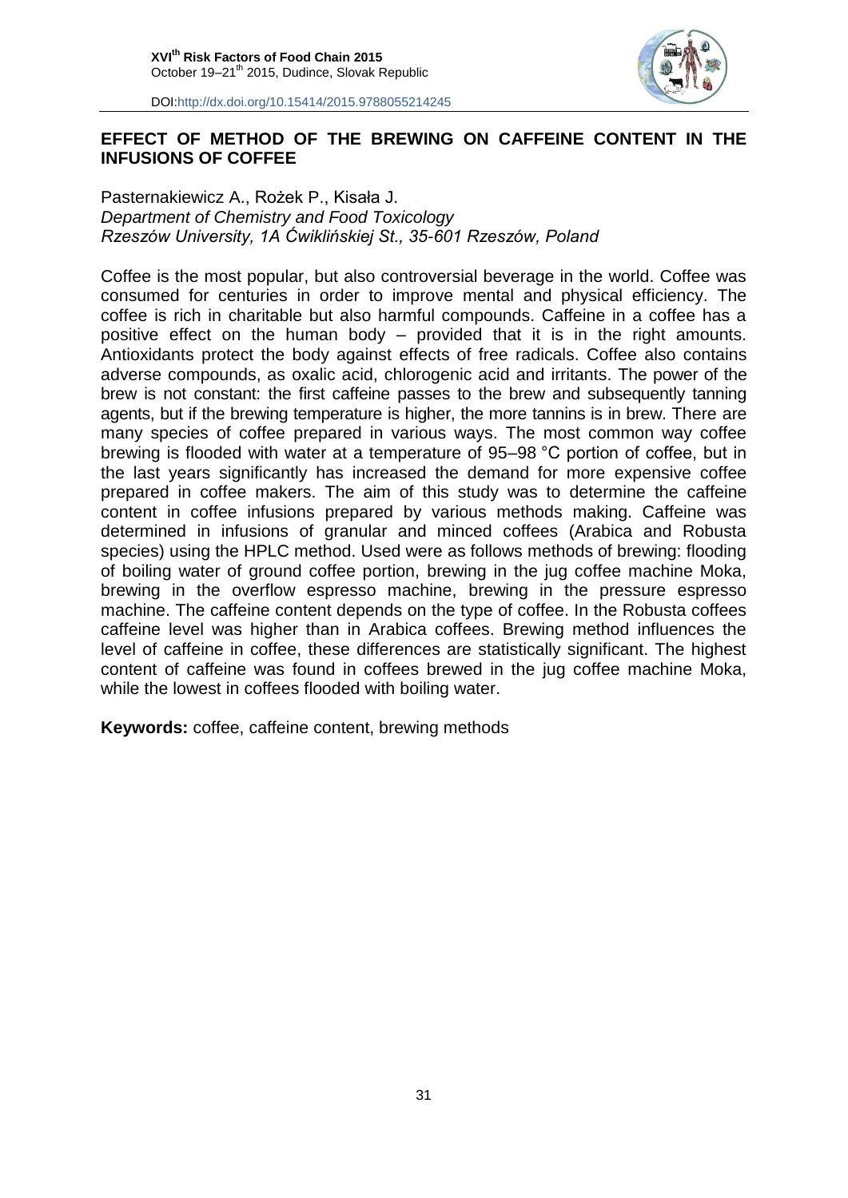## EFFECT OF METHOD OF THE BREWING ON CAFFEINE CONTENT IN THE INFUSIONS OF COFFEE

Pasternakiewicz A., Rożek P., Kisała J.
*Department of Chemistry and Food Toxicology*
*Rzeszów University, 1A Ćwiklińskiej St., 35-601 Rzeszów, Poland*

Coffee is the most popular, but also controversial beverage in the world. Coffee was consumed for centuries in order to improve mental and physical efficiency. The coffee is rich in charitable but also harmful compounds. Caffeine in a coffee has a positive effect on the human body – provided that it is in the right amounts. Antioxidants protect the body against effects of free radicals. Coffee also contains adverse compounds, as oxalic acid, chlorogenic acid and irritants. The power of the brew is not constant: the first caffeine passes to the brew and subsequently tanning agents, but if the brewing temperature is higher, the more tannins is in brew. There are many species of coffee prepared in various ways. The most common way coffee brewing is flooded with water at a temperature of 95–98 °C portion of coffee, but in the last years significantly has increased the demand for more expensive coffee prepared in coffee makers. The aim of this study was to determine the caffeine content in coffee infusions prepared by various methods making. Caffeine was determined in infusions of granular and minced coffees (Arabica and Robusta species) using the HPLC method. Used were as follows methods of brewing: flooding of boiling water of ground coffee portion, brewing in the jug coffee machine Moka, brewing in the overflow espresso machine, brewing in the pressure espresso machine. The caffeine content depends on the type of coffee. In the Robusta coffees caffeine level was higher than in Arabica coffees. Brewing method influences the level of caffeine in coffee, these differences are statistically significant. The highest content of caffeine was found in coffees brewed in the jug coffee machine Moka, while the lowest in coffees flooded with boiling water.

**Keywords:** coffee, caffeine content, brewing methods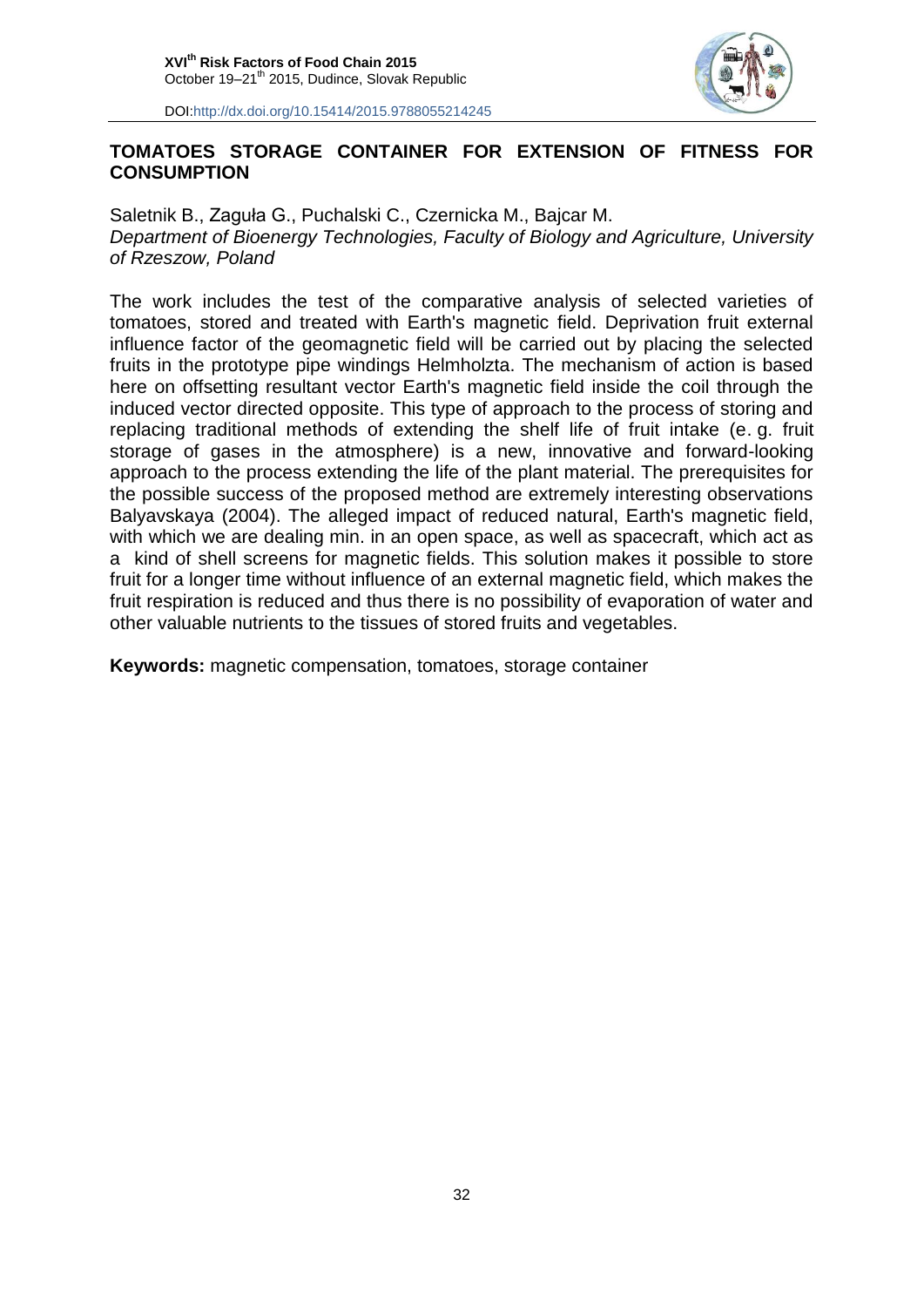## TOMATOES STORAGE CONTAINER FOR EXTENSION OF FITNESS FOR CONSUMPTION

Saletnik B., Zaguła G., Puchalski C., Czernicka M., Bajcar M.
*Department of Bioenergy Technologies, Faculty of Biology and Agriculture, University of Rzeszow, Poland*

The work includes the test of the comparative analysis of selected varieties of tomatoes, stored and treated with Earth's magnetic field. Deprivation fruit external influence factor of the geomagnetic field will be carried out by placing the selected fruits in the prototype pipe windings Helmholzta. The mechanism of action is based here on offsetting resultant vector Earth's magnetic field inside the coil through the induced vector directed opposite. This type of approach to the process of storing and replacing traditional methods of extending the shelf life of fruit intake (e. g. fruit storage of gases in the atmosphere) is a new, innovative and forward-looking approach to the process extending the life of the plant material. The prerequisites for the possible success of the proposed method are extremely interesting observations Balyavskaya (2004). The alleged impact of reduced natural, Earth's magnetic field, with which we are dealing min. in an open space, as well as spacecraft, which act as a kind of shell screens for magnetic fields. This solution makes it possible to store fruit for a longer time without influence of an external magnetic field, which makes the fruit respiration is reduced and thus there is no possibility of evaporation of water and other valuable nutrients to the tissues of stored fruits and vegetables.

**Keywords:** magnetic compensation, tomatoes, storage container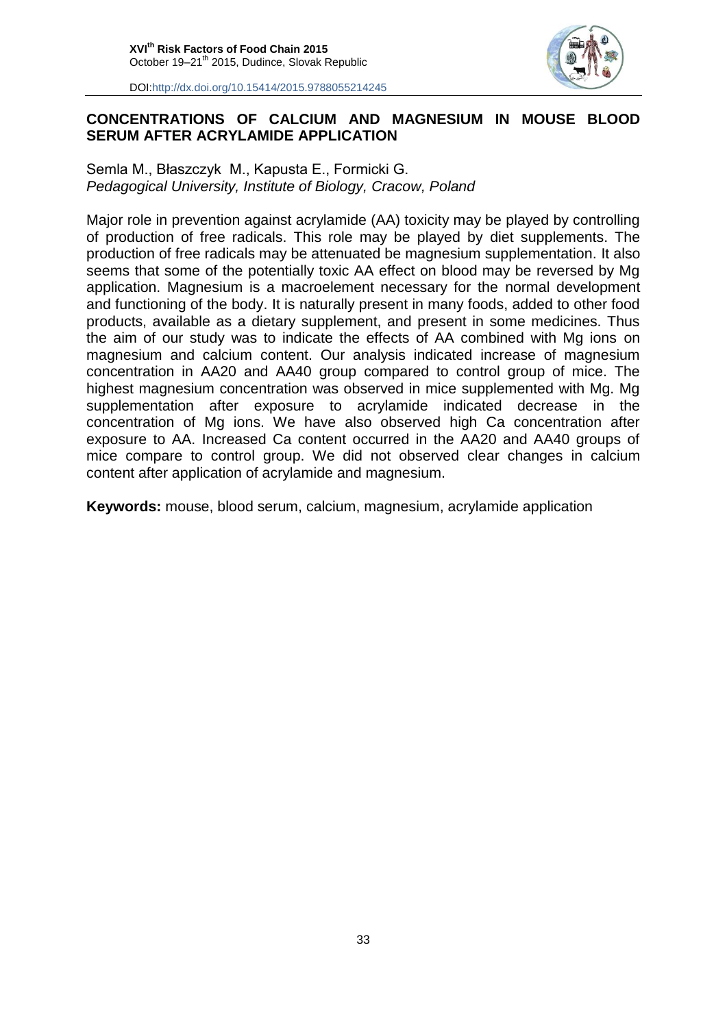## CONCENTRATIONS OF CALCIUM AND MAGNESIUM IN MOUSE BLOOD SERUM AFTER ACRYLAMIDE APPLICATION

Semla M., Błaszczyk M., Kapusta E., Formicki G.
*Pedagogical University, Institute of Biology, Cracow, Poland*

Major role in prevention against acrylamide (AA) toxicity may be played by controlling of production of free radicals. This role may be played by diet supplements. The production of free radicals may be attenuated be magnesium supplementation. It also seems that some of the potentially toxic AA effect on blood may be reversed by Mg application. Magnesium is a macroelement necessary for the normal development and functioning of the body. It is naturally present in many foods, added to other food products, available as a dietary supplement, and present in some medicines. Thus the aim of our study was to indicate the effects of AA combined with Mg ions on magnesium and calcium content. Our analysis indicated increase of magnesium concentration in AA20 and AA40 group compared to control group of mice. The highest magnesium concentration was observed in mice supplemented with Mg. Mg supplementation after exposure to acrylamide indicated decrease in the concentration of Mg ions. We have also observed high Ca concentration after exposure to AA. Increased Ca content occurred in the AA20 and AA40 groups of mice compare to control group. We did not observed clear changes in calcium content after application of acrylamide and magnesium.

**Keywords:** mouse, blood serum, calcium, magnesium, acrylamide application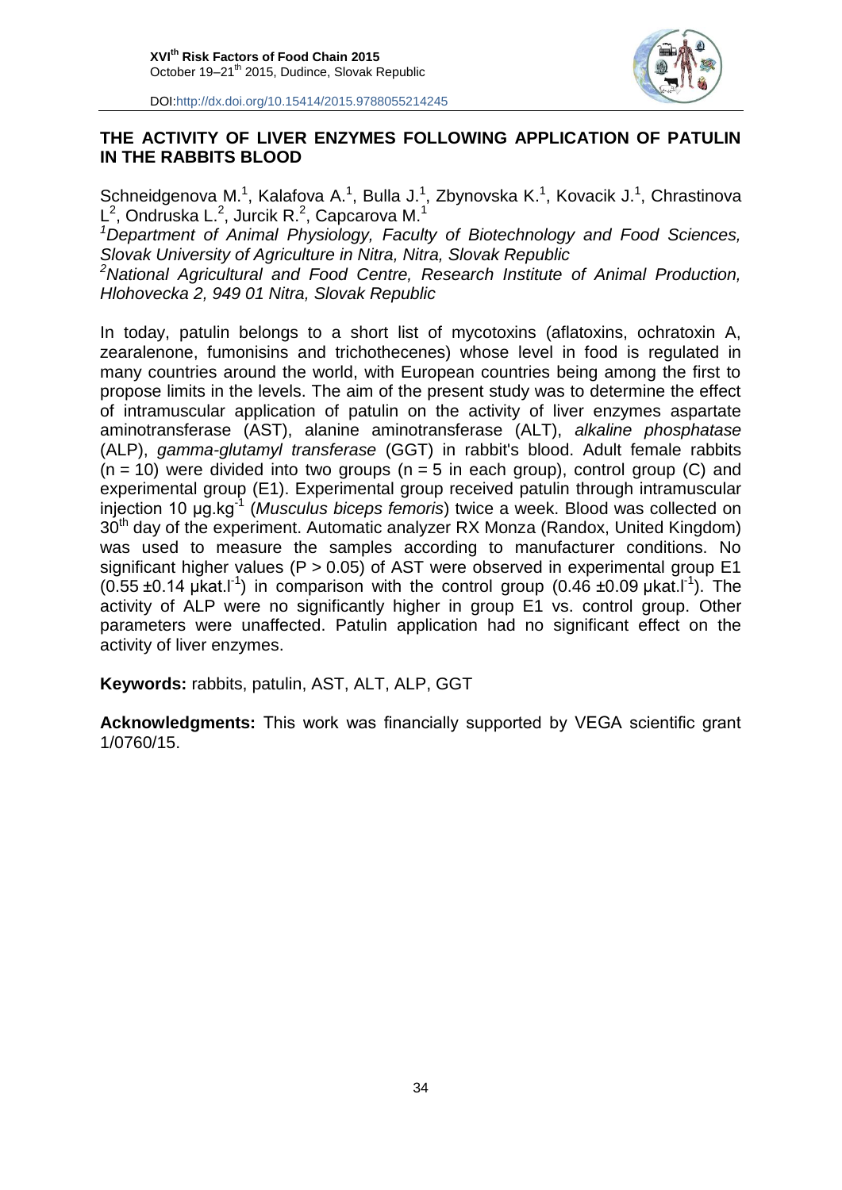## THE ACTIVITY OF LIVER ENZYMES FOLLOWING APPLICATION OF PATULIN IN THE RABBITS BLOOD

Schneidgenova M.[1], Kalafova A.[1], Bulla J.[1], Zbynovska K.[1], Kovacik J.[1], Chrastinova L[2], Ondruska L.[2], Jurcik R.[2], Capcarova M.[1]

[1]*Department of Animal Physiology, Faculty of Biotechnology and Food Sciences, Slovak University of Agriculture in Nitra, Nitra, Slovak Republic*

[2]*National Agricultural and Food Centre, Research Institute of Animal Production, Hlohovecka 2, 949 01 Nitra, Slovak Republic*

In today, patulin belongs to a short list of mycotoxins (aflatoxins, ochratoxin A, zearalenone, fumonisins and trichothecenes) whose level in food is regulated in many countries around the world, with European countries being among the first to propose limits in the levels. The aim of the present study was to determine the effect of intramuscular application of patulin on the activity of liver enzymes aspartate aminotransferase (AST), alanine aminotransferase (ALT), *alkaline phosphatase* (ALP), *gamma-glutamyl transferase* (GGT) in rabbit's blood. Adult female rabbits ($n = 10$) were divided into two groups ($n = 5$ in each group), control group (C) and experimental group (E1). Experimental group received patulin through intramuscular injection 10 $\mu g.kg^{-1}$ (*Musculus biceps femoris*) twice a week. Blood was collected on 30$^{th}$ day of the experiment. Automatic analyzer RX Monza (Randox, United Kingdom) was used to measure the samples according to manufacturer conditions. No significant higher values ($P > 0.05$) of AST were observed in experimental group E1 ($0.55 \pm 0.14$ $\mu kat.l^{-1}$) in comparison with the control group ($0.46 \pm 0.09$ $\mu kat.l^{-1}$). The activity of ALP were no significantly higher in group E1 vs. control group. Other parameters were unaffected. Patulin application had no significant effect on the activity of liver enzymes.

**Keywords:** rabbits, patulin, AST, ALT, ALP, GGT

**Acknowledgments:** This work was financially supported by VEGA scientific grant 1/0760/15.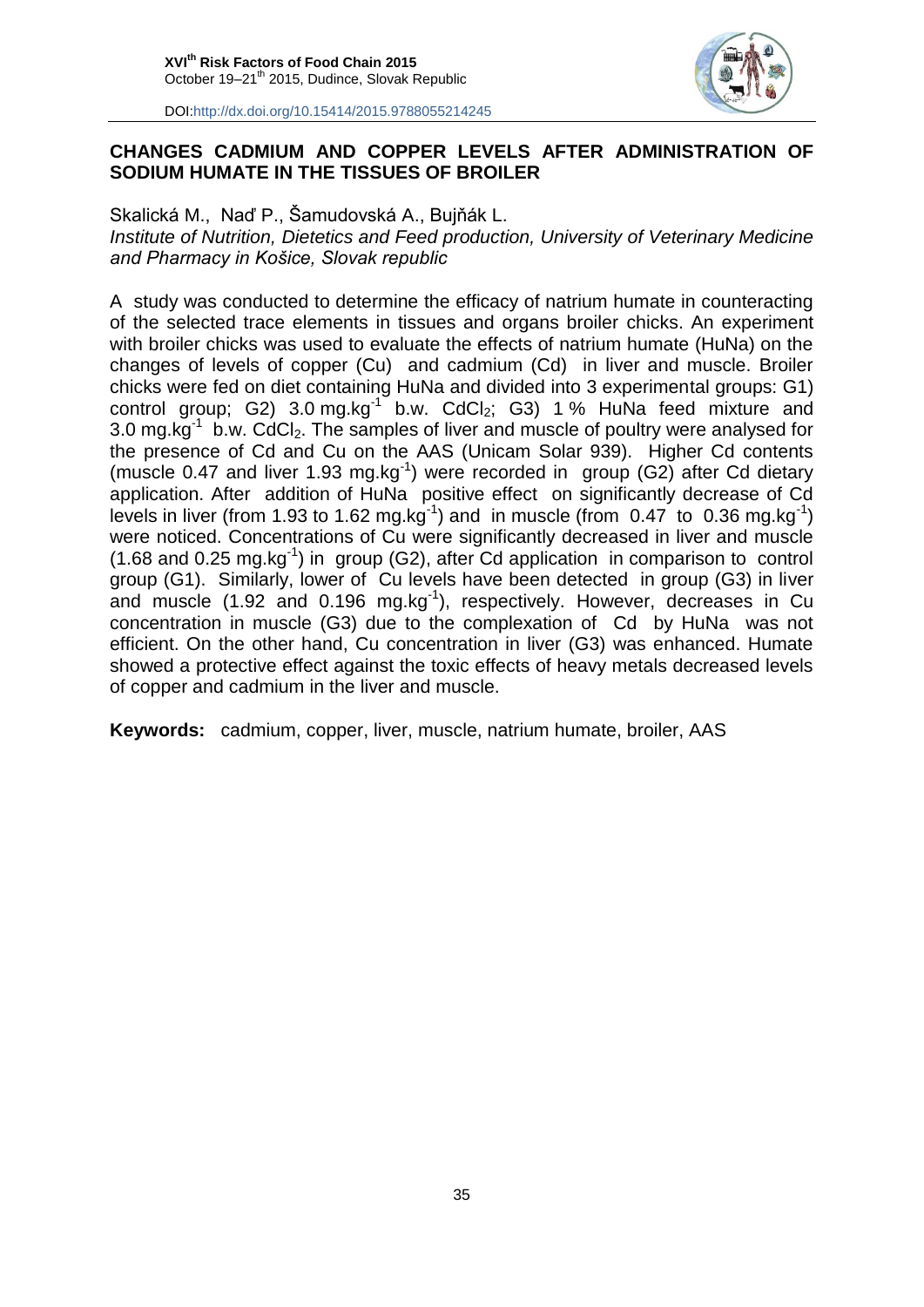## CHANGES CADMIUM AND COPPER LEVELS AFTER ADMINISTRATION OF SODIUM HUMATE IN THE TISSUES OF BROILER

Skalická M., Naď P., Šamudovská A., Bujňák L.

*Institute of Nutrition, Dietetics and Feed production, University of Veterinary Medicine and Pharmacy in Košice, Slovak republic*

A study was conducted to determine the efficacy of natrium humate in counteracting of the selected trace elements in tissues and organs broiler chicks. An experiment with broiler chicks was used to evaluate the effects of natrium humate (HuNa) on the changes of levels of copper (Cu) and cadmium (Cd) in liver and muscle. Broiler chicks were fed on diet containing HuNa and divided into 3 experimental groups: G1) control group; G2) 3.0 $mg.kg^{-1}$ b.w. $CdCl_2$; G3) 1 % HuNa feed mixture and 3.0 $mg.kg^{-1}$ b.w. $CdCl_2$. The samples of liver and muscle of poultry were analysed for the presence of Cd and Cu on the AAS (Unicam Solar 939). Higher Cd contents (muscle 0.47 and liver 1.93 $mg.kg^{-1}$) were recorded in group (G2) after Cd dietary application. After addition of HuNa positive effect on significantly decrease of Cd levels in liver (from 1.93 to 1.62 $mg.kg^{-1}$) and in muscle (from 0.47 to 0.36 $mg.kg^{-1}$) were noticed. Concentrations of Cu were significantly decreased in liver and muscle (1.68 and 0.25 $mg.kg^{-1}$) in group (G2), after Cd application in comparison to control group (G1). Similarly, lower of Cu levels have been detected in group (G3) in liver and muscle (1.92 and 0.196 $mg.kg^{-1}$), respectively. However, decreases in Cu concentration in muscle (G3) due to the complexation of Cd by HuNa was not efficient. On the other hand, Cu concentration in liver (G3) was enhanced. Humate showed a protective effect against the toxic effects of heavy metals decreased levels of copper and cadmium in the liver and muscle.

**Keywords:** cadmium, copper, liver, muscle, natrium humate, broiler, AAS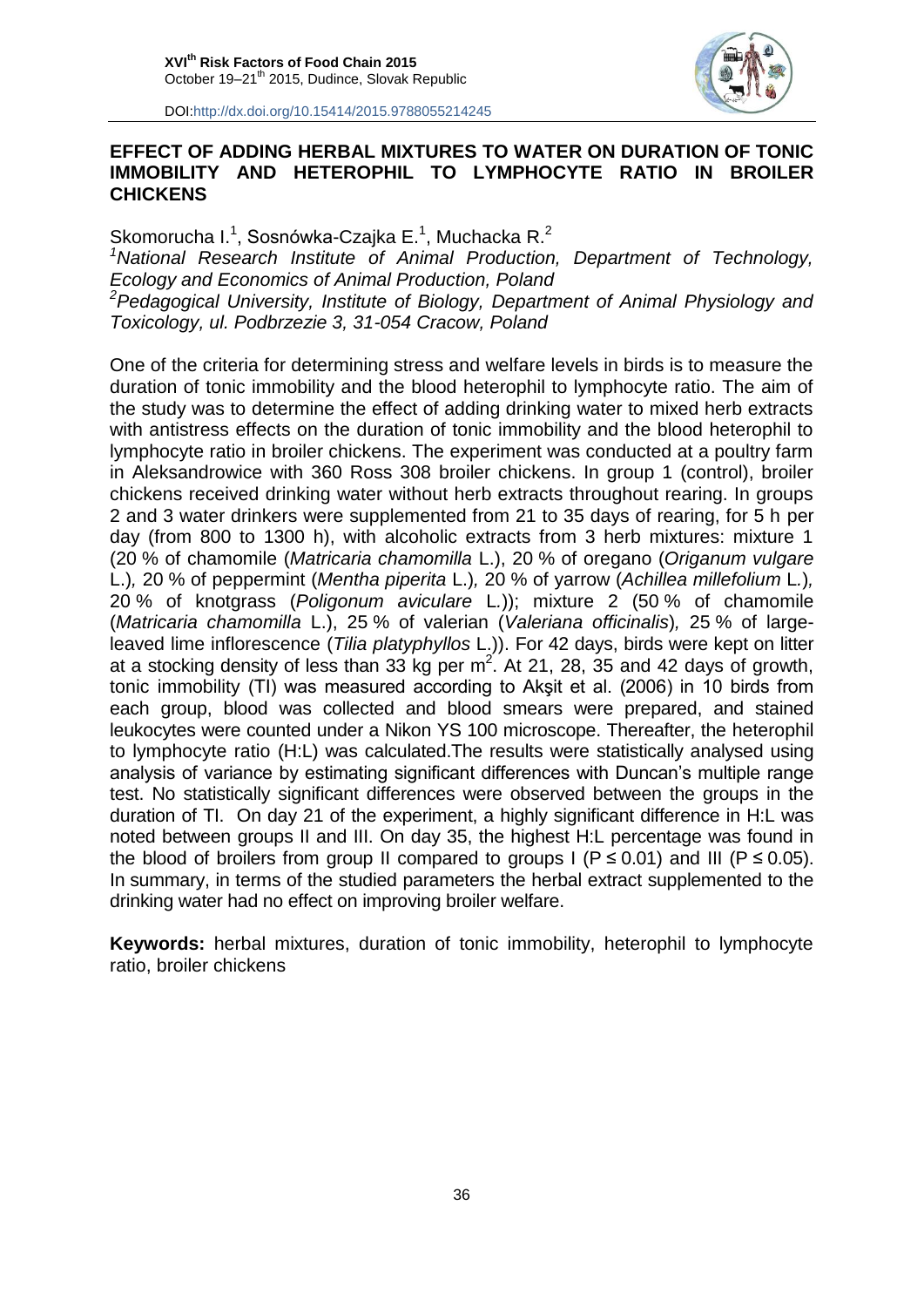# EFFECT OF ADDING HERBAL MIXTURES TO WATER ON DURATION OF TONIC IMMOBILITY AND HETEROPHIL TO LYMPHOCYTE RATIO IN BROILER CHICKENS

Skomorucha I.[1], Sosnówka-Czajka E.[1], Muchacka R.[2]

[1]*National Research Institute of Animal Production, Department of Technology, Ecology and Economics of Animal Production, Poland*

[2]*Pedagogical University, Institute of Biology, Department of Animal Physiology and Toxicology, ul. Podbrzezie 3, 31-054 Cracow, Poland*

One of the criteria for determining stress and welfare levels in birds is to measure the duration of tonic immobility and the blood heterophil to lymphocyte ratio. The aim of the study was to determine the effect of adding drinking water to mixed herb extracts with antistress effects on the duration of tonic immobility and the blood heterophil to lymphocyte ratio in broiler chickens. The experiment was conducted at a poultry farm in Aleksandrowice with 360 Ross 308 broiler chickens. In group 1 (control), broiler chickens received drinking water without herb extracts throughout rearing. In groups 2 and 3 water drinkers were supplemented from 21 to 35 days of rearing, for 5 h per day (from 800 to 1300 h), with alcoholic extracts from 3 herb mixtures: mixture 1 (20 % of chamomile (*Matricaria chamomilla* L.), 20 % of oregano (*Origanum vulgare* L.), 20 % of peppermint (*Mentha piperita* L.), 20 % of yarrow (*Achillea millefolium* L.), 20 % of knotgrass (*Poligonum aviculare* L.)); mixture 2 (50 % of chamomile (*Matricaria chamomilla* L.), 25 % of valerian (*Valeriana officinalis*), 25 % of large-leaved lime inflorescence (*Tilia platyphyllos* L.)). For 42 days, birds were kept on litter at a stocking density of less than 33 kg per $m^2$. At 21, 28, 35 and 42 days of growth, tonic immobility (TI) was measured according to Akşit et al. (2006) in 10 birds from each group, blood was collected and blood smears were prepared, and stained leukocytes were counted under a Nikon YS 100 microscope. Thereafter, the heterophil to lymphocyte ratio (H:L) was calculated.The results were statistically analysed using analysis of variance by estimating significant differences with Duncan's multiple range test. No statistically significant differences were observed between the groups in the duration of TI. On day 21 of the experiment, a highly significant difference in H:L was noted between groups II and III. On day 35, the highest H:L percentage was found in the blood of broilers from group II compared to groups I ($P \leq 0.01$) and III ($P \leq 0.05$). In summary, in terms of the studied parameters the herbal extract supplemented to the drinking water had no effect on improving broiler welfare.

**Keywords:** herbal mixtures, duration of tonic immobility, heterophil to lymphocyte ratio, broiler chickens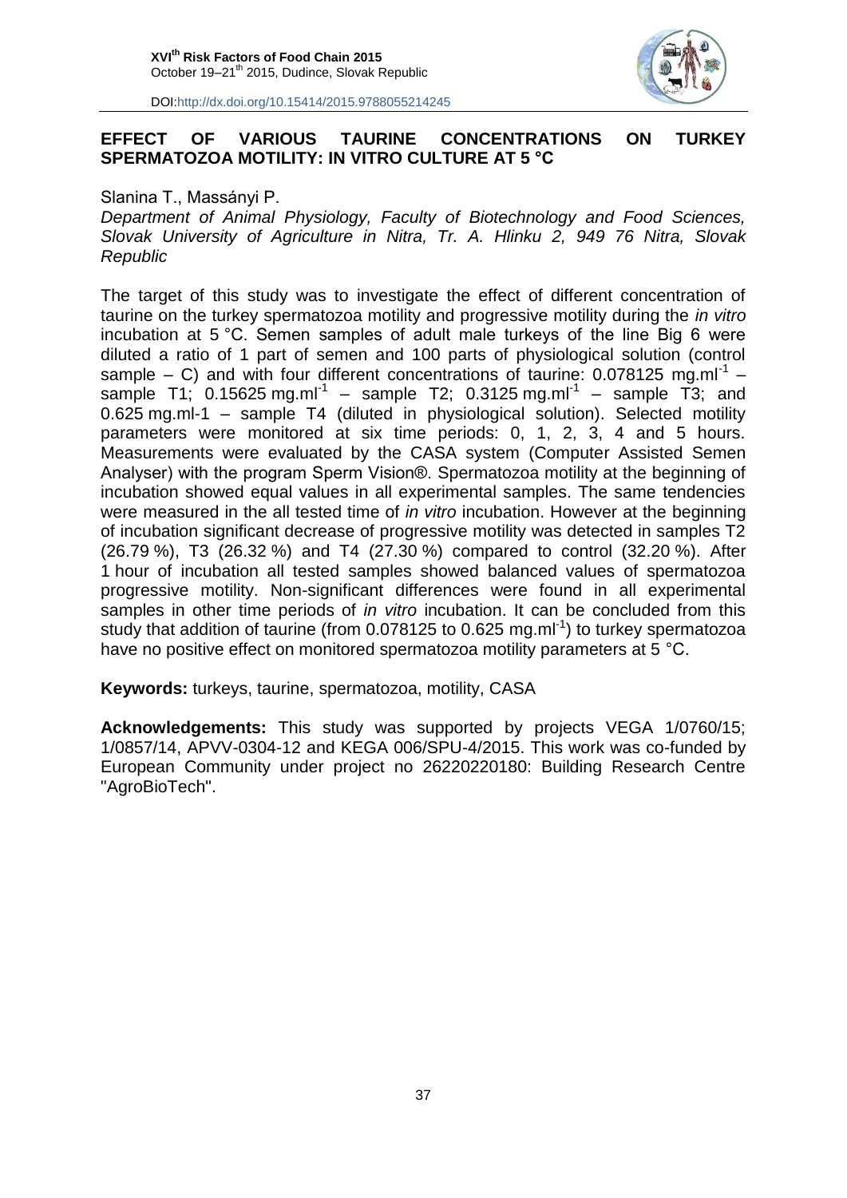## EFFECT OF VARIOUS TAURINE CONCENTRATIONS ON TURKEY SPERMATOZOA MOTILITY: IN VITRO CULTURE AT 5 °C

Slanina T., Massányi P.

*Department of Animal Physiology, Faculty of Biotechnology and Food Sciences, Slovak University of Agriculture in Nitra, Tr. A. Hlinku 2, 949 76 Nitra, Slovak Republic*

The target of this study was to investigate the effect of different concentration of taurine on the turkey spermatozoa motility and progressive motility during the *in vitro* incubation at 5 °C. Semen samples of adult male turkeys of the line Big 6 were diluted a ratio of 1 part of semen and 100 parts of physiological solution (control sample – C) and with four different concentrations of taurine: 0.078125 $mg.ml^{-1}$ – sample T1; 0.15625 $mg.ml^{-1}$ – sample T2; 0.3125 $mg.ml^{-1}$ – sample T3; and 0.625 mg.ml-1 – sample T4 (diluted in physiological solution). Selected motility parameters were monitored at six time periods: 0, 1, 2, 3, 4 and 5 hours. Measurements were evaluated by the CASA system (Computer Assisted Semen Analyser) with the program Sperm Vision®. Spermatozoa motility at the beginning of incubation showed equal values in all experimental samples. The same tendencies were measured in the all tested time of *in vitro* incubation. However at the beginning of incubation significant decrease of progressive motility was detected in samples T2 (26.79 %), T3 (26.32 %) and T4 (27.30 %) compared to control (32.20 %). After 1 hour of incubation all tested samples showed balanced values of spermatozoa progressive motility. Non-significant differences were found in all experimental samples in other time periods of *in vitro* incubation. It can be concluded from this study that addition of taurine (from 0.078125 to 0.625 $mg.ml^{-1}$) to turkey spermatozoa have no positive effect on monitored spermatozoa motility parameters at 5 °C.

**Keywords:** turkeys, taurine, spermatozoa, motility, CASA

**Acknowledgements:** This study was supported by projects VEGA 1/0760/15; 1/0857/14, APVV-0304-12 and KEGA 006/SPU-4/2015. This work was co-funded by European Community under project no 26220220180: Building Research Centre "AgroBioTech".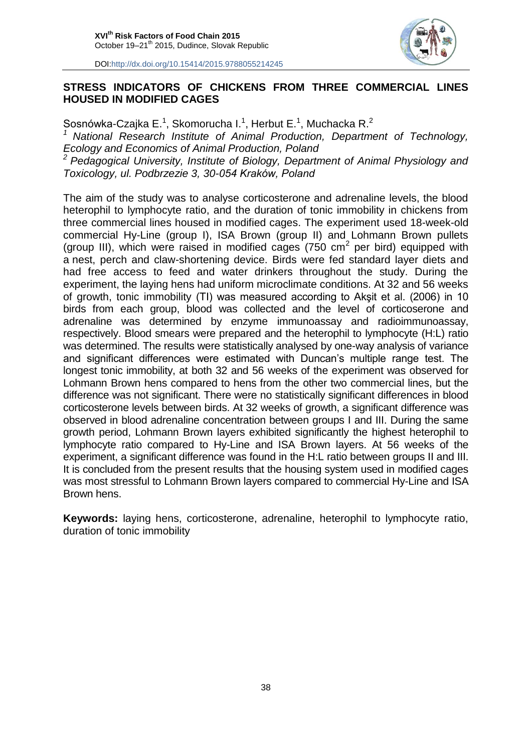## STRESS INDICATORS OF CHICKENS FROM THREE COMMERCIAL LINES HOUSED IN MODIFIED CAGES

Sosnówka-Czajka E.[1], Skomorucha I.[1], Herbut E.[1], Muchacka R.[2]

[1] *National Research Institute of Animal Production, Department of Technology, Ecology and Economics of Animal Production, Poland*

[2] *Pedagogical University, Institute of Biology, Department of Animal Physiology and Toxicology, ul. Podbrzezie 3, 30-054 Kraków, Poland*

The aim of the study was to analyse corticosterone and adrenaline levels, the blood heterophil to lymphocyte ratio, and the duration of tonic immobility in chickens from three commercial lines housed in modified cages. The experiment used 18-week-old commercial Hy-Line (group I), ISA Brown (group II) and Lohmann Brown pullets (group III), which were raised in modified cages (750 $cm^2$ per bird) equipped with a nest, perch and claw-shortening device. Birds were fed standard layer diets and had free access to feed and water drinkers throughout the study. During the experiment, the laying hens had uniform microclimate conditions. At 32 and 56 weeks of growth, tonic immobility (TI) was measured according to Akşit et al. (2006) in 10 birds from each group, blood was collected and the level of corticoserone and adrenaline was determined by enzyme immunoassay and radioimmunoassay, respectively. Blood smears were prepared and the heterophil to lymphocyte (H:L) ratio was determined. The results were statistically analysed by one-way analysis of variance and significant differences were estimated with Duncan's multiple range test. The longest tonic immobility, at both 32 and 56 weeks of the experiment was observed for Lohmann Brown hens compared to hens from the other two commercial lines, but the difference was not significant. There were no statistically significant differences in blood corticosterone levels between birds. At 32 weeks of growth, a significant difference was observed in blood adrenaline concentration between groups I and III. During the same growth period, Lohmann Brown layers exhibited significantly the highest heterophil to lymphocyte ratio compared to Hy-Line and ISA Brown layers. At 56 weeks of the experiment, a significant difference was found in the H:L ratio between groups II and III. It is concluded from the present results that the housing system used in modified cages was most stressful to Lohmann Brown layers compared to commercial Hy-Line and ISA Brown hens.

**Keywords:** laying hens, corticosterone, adrenaline, heterophil to lymphocyte ratio, duration of tonic immobility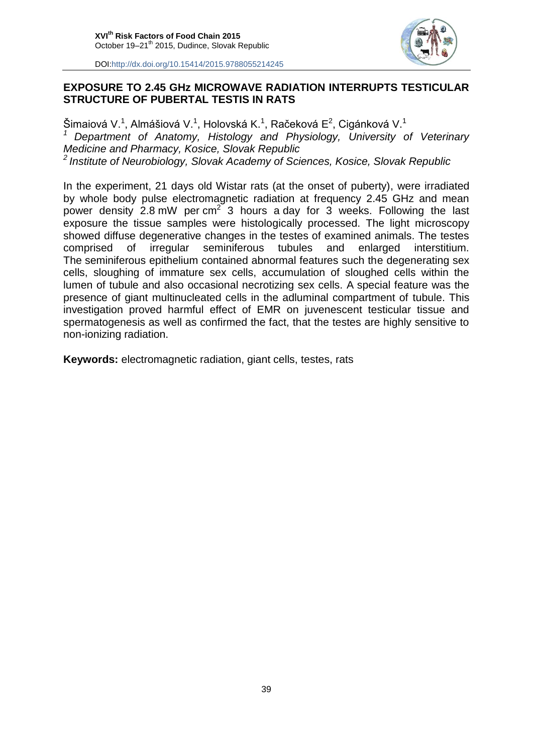## EXPOSURE TO 2.45 GHz MICROWAVE RADIATION INTERRUPTS TESTICULAR STRUCTURE OF PUBERTAL TESTIS IN RATS

Šimaiová V.[1], Almášiová V.[1], Holovská K.[1], Račeková E[2], Cigánková V.[1]

[1] *Department of Anatomy, Histology and Physiology, University of Veterinary Medicine and Pharmacy, Kosice, Slovak Republic*

[2] *Institute of Neurobiology, Slovak Academy of Sciences, Kosice, Slovak Republic*

In the experiment, 21 days old Wistar rats (at the onset of puberty), were irradiated by whole body pulse electromagnetic radiation at frequency 2.45 GHz and mean power density 2.8 mW per $cm^2$ 3 hours a day for 3 weeks. Following the last exposure the tissue samples were histologically processed. The light microscopy showed diffuse degenerative changes in the testes of examined animals. The testes comprised of irregular seminiferous tubules and enlarged interstitium. The seminiferous epithelium contained abnormal features such the degenerating sex cells, sloughing of immature sex cells, accumulation of sloughed cells within the lumen of tubule and also occasional necrotizing sex cells. A special feature was the presence of giant multinucleated cells in the adluminal compartment of tubule. This investigation proved harmful effect of EMR on juvenescent testicular tissue and spermatogenesis as well as confirmed the fact, that the testes are highly sensitive to non-ionizing radiation.

**Keywords:** electromagnetic radiation, giant cells, testes, rats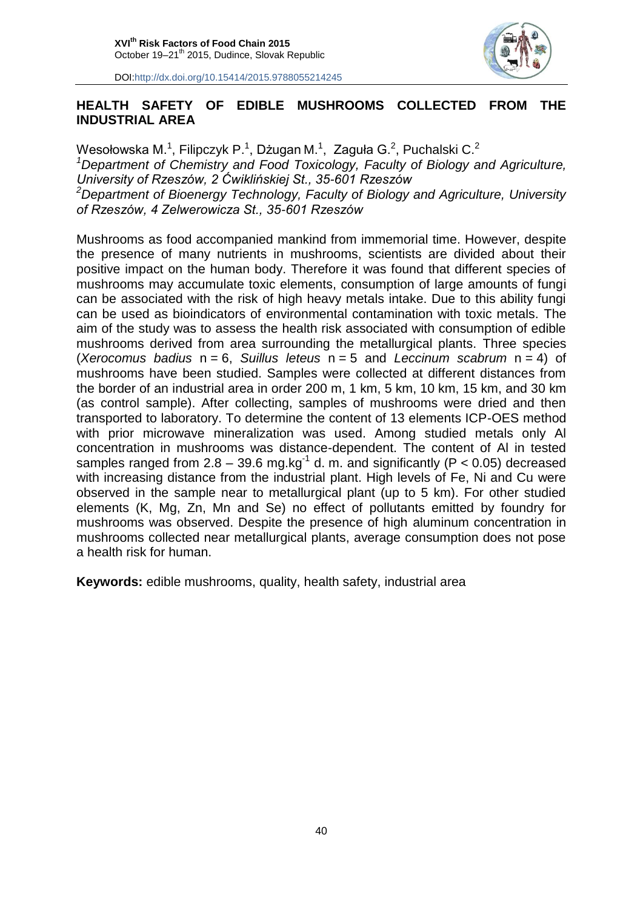## HEALTH SAFETY OF EDIBLE MUSHROOMS COLLECTED FROM THE INDUSTRIAL AREA

Wesołowska M.[1], Filipczyk P.[1], Dżugan M.[1], Zaguła G.[2], Puchalski C.[2]

[1]*Department of Chemistry and Food Toxicology, Faculty of Biology and Agriculture, University of Rzeszów, 2 Ćwiklińskiej St., 35-601 Rzeszów*

[2]*Department of Bioenergy Technology, Faculty of Biology and Agriculture, University of Rzeszów, 4 Zelwerowicza St., 35-601 Rzeszów*

Mushrooms as food accompanied mankind from immemorial time. However, despite the presence of many nutrients in mushrooms, scientists are divided about their positive impact on the human body. Therefore it was found that different species of mushrooms may accumulate toxic elements, consumption of large amounts of fungi can be associated with the risk of high heavy metals intake. Due to this ability fungi can be used as bioindicators of environmental contamination with toxic metals. The aim of the study was to assess the health risk associated with consumption of edible mushrooms derived from area surrounding the metallurgical plants. Three species (*Xerocomus badius* n = 6, *Suillus leteus* n = 5 and *Leccinum scabrum* n = 4) of mushrooms have been studied. Samples were collected at different distances from the border of an industrial area in order 200 m, 1 km, 5 km, 10 km, 15 km, and 30 km (as control sample). After collecting, samples of mushrooms were dried and then transported to laboratory. To determine the content of 13 elements ICP-OES method with prior microwave mineralization was used. Among studied metals only Al concentration in mushrooms was distance-dependent. The content of Al in tested samples ranged from 2.8 – 39.6 $mg.kg^{-1}$ d. m. and significantly ($P < 0.05$) decreased with increasing distance from the industrial plant. High levels of Fe, Ni and Cu were observed in the sample near to metallurgical plant (up to 5 km). For other studied elements (K, Mg, Zn, Mn and Se) no effect of pollutants emitted by foundry for mushrooms was observed. Despite the presence of high aluminum concentration in mushrooms collected near metallurgical plants, average consumption does not pose a health risk for human.

**Keywords:** edible mushrooms, quality, health safety, industrial area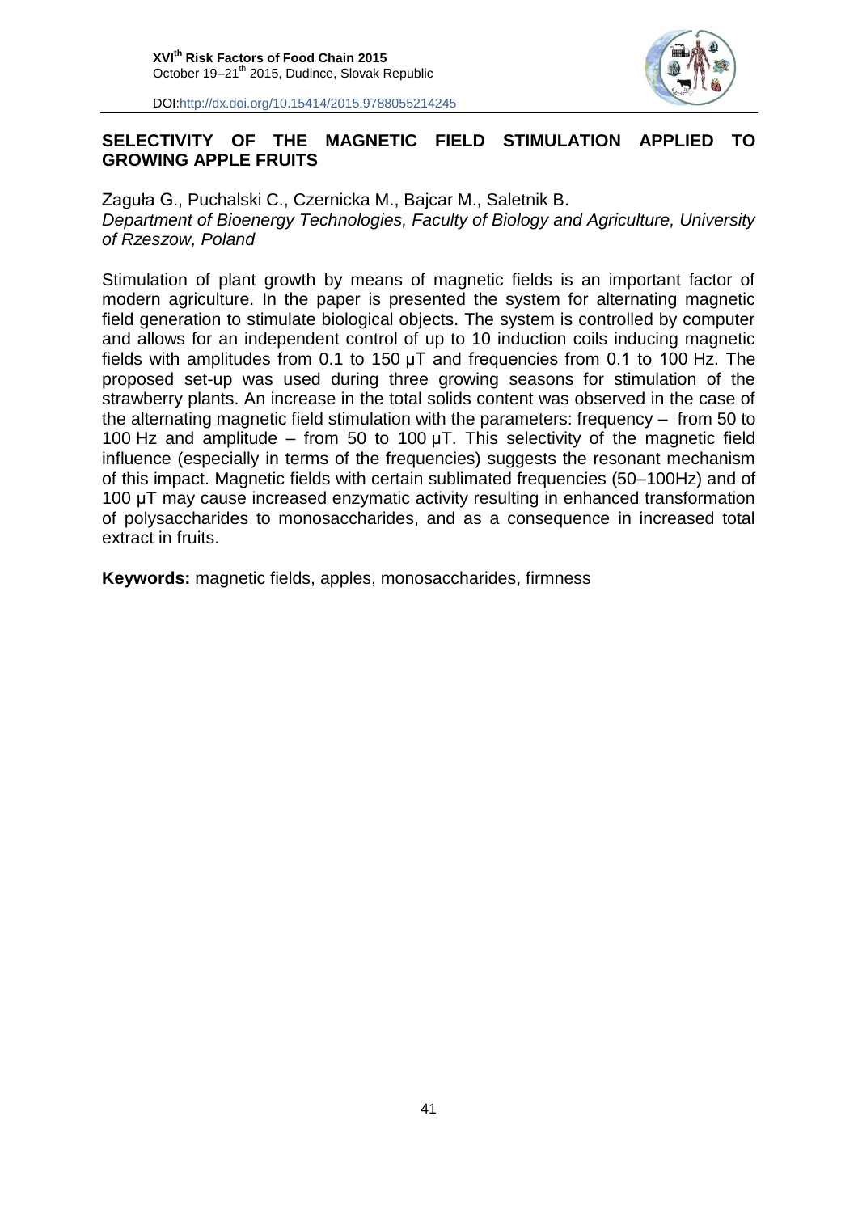## SELECTIVITY OF THE MAGNETIC FIELD STIMULATION APPLIED TO GROWING APPLE FRUITS

Zaguła G., Puchalski C., Czernicka M., Bajcar M., Saletnik B.

*Department of Bioenergy Technologies, Faculty of Biology and Agriculture, University of Rzeszow, Poland*

Stimulation of plant growth by means of magnetic fields is an important factor of modern agriculture. In the paper is presented the system for alternating magnetic field generation to stimulate biological objects. The system is controlled by computer and allows for an independent control of up to 10 induction coils inducing magnetic fields with amplitudes from 0.1 to 150 µT and frequencies from 0.1 to 100 Hz. The proposed set-up was used during three growing seasons for stimulation of the strawberry plants. An increase in the total solids content was observed in the case of the alternating magnetic field stimulation with the parameters: frequency – from 50 to 100 Hz and amplitude – from 50 to 100 µT. This selectivity of the magnetic field influence (especially in terms of the frequencies) suggests the resonant mechanism of this impact. Magnetic fields with certain sublimated frequencies (50–100Hz) and of 100 µT may cause increased enzymatic activity resulting in enhanced transformation of polysaccharides to monosaccharides, and as a consequence in increased total extract in fruits.

**Keywords:** magnetic fields, apples, monosaccharides, firmness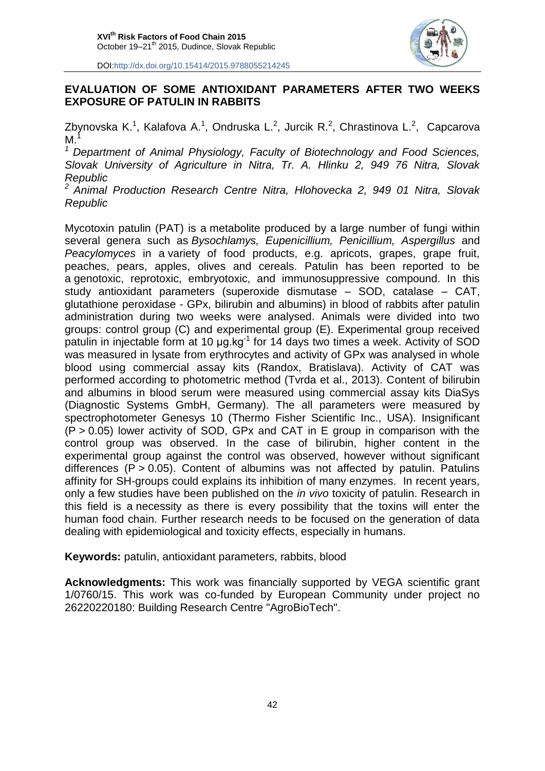## EVALUATION OF SOME ANTIOXIDANT PARAMETERS AFTER TWO WEEKS EXPOSURE OF PATULIN IN RABBITS

Zbynovska K.[1], Kalafova A.[1], Ondruska L.[2], Jurcik R.[2], Chrastinova L.[2], Capcarova M.[1]

[1] *Department of Animal Physiology, Faculty of Biotechnology and Food Sciences, Slovak University of Agriculture in Nitra, Tr. A. Hlinku 2, 949 76 Nitra, Slovak Republic*

[2] *Animal Production Research Centre Nitra, Hlohovecka 2, 949 01 Nitra, Slovak Republic*

Mycotoxin patulin (PAT) is a metabolite produced by a large number of fungi within several genera such as *Bysochlamys, Eupenicillium, Penicillium, Aspergillus* and *Peacylomyces* in a variety of food products, e.g. apricots, grapes, grape fruit, peaches, pears, apples, olives and cereals. Patulin has been reported to be a genotoxic, reprotoxic, embryotoxic, and immunosuppressive compound. In this study antioxidant parameters (superoxide dismutase – SOD, catalase – CAT, glutathione peroxidase - GPx, bilirubin and albumins) in blood of rabbits after patulin administration during two weeks were analysed. Animals were divided into two groups: control group (C) and experimental group (E). Experimental group received patulin in injectable form at 10 μg.kg$^{-1}$ for 14 days two times a week. Activity of SOD was measured in lysate from erythrocytes and activity of GPx was analysed in whole blood using commercial assay kits (Randox, Bratislava). Activity of CAT was performed according to photometric method (Tvrda et al., 2013). Content of bilirubin and albumins in blood serum were measured using commercial assay kits DiaSys (Diagnostic Systems GmbH, Germany). The all parameters were measured by spectrophotometer Genesys 10 (Thermo Fisher Scientific Inc., USA). Insignificant ($P > 0.05$) lower activity of SOD, GPx and CAT in E group in comparison with the control group was observed. In the case of bilirubin, higher content in the experimental group against the control was observed, however without significant differences ($P > 0.05$). Content of albumins was not affected by patulin. Patulins affinity for SH-groups could explains its inhibition of many enzymes. In recent years, only a few studies have been published on the *in vivo* toxicity of patulin. Research in this field is a necessity as there is every possibility that the toxins will enter the human food chain. Further research needs to be focused on the generation of data dealing with epidemiological and toxicity effects, especially in humans.

**Keywords:** patulin, antioxidant parameters, rabbits, blood

**Acknowledgments:** This work was financially supported by VEGA scientific grant 1/0760/15. This work was co-funded by European Community under project no 26220220180: Building Research Centre "AgroBioTech".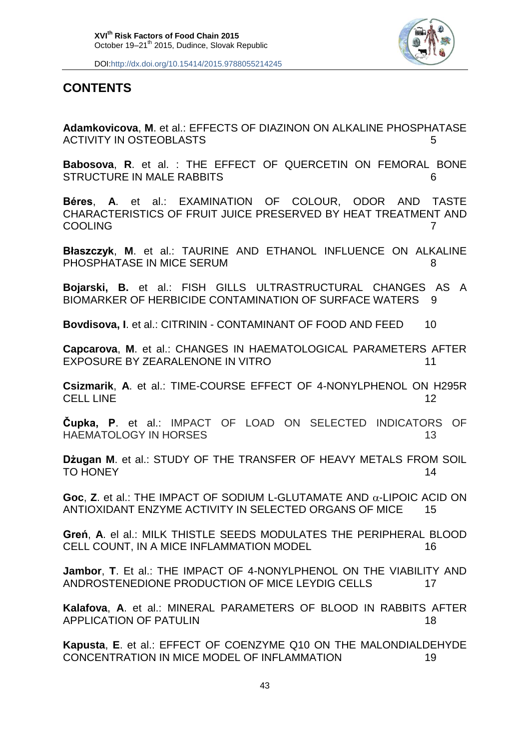## CONTENTS

**Adamkovicova**, **M**. et al.: EFFECTS OF DIAZINON ON ALKALINE PHOSPHATASE ACTIVITY IN OSTEOBLASTS 5

**Babosova**, **R**. et al. : THE EFFECT OF QUERCETIN ON FEMORAL BONE STRUCTURE IN MALE RABBITS 6

**Béres**, **A**. et al.: EXAMINATION OF COLOUR, ODOR AND TASTE CHARACTERISTICS OF FRUIT JUICE PRESERVED BY HEAT TREATMENT AND COOLING 7

**Błaszczyk**, **M**. et al.: TAURINE AND ETHANOL INFLUENCE ON ALKALINE PHOSPHATASE IN MICE SERUM 8

**Bojarski, B.** et al.: FISH GILLS ULTRASTRUCTURAL CHANGES AS A BIOMARKER OF HERBICIDE CONTAMINATION OF SURFACE WATERS 9

**Bovdisova, I**. et al.: CITRININ - CONTAMINANT OF FOOD AND FEED 10

**Capcarova**, **M**. et al.: CHANGES IN HAEMATOLOGICAL PARAMETERS AFTER EXPOSURE BY ZEARALENONE IN VITRO 11

**Csizmarik**, **A**. et al.: TIME-COURSE EFFECT OF 4-NONYLPHENOL ON H295R CELL LINE 12

**Čupka, P**. et al.: IMPACT OF LOAD ON SELECTED INDICATORS OF HAEMATOLOGY IN HORSES 13

**Dżugan M**. et al.: STUDY OF THE TRANSFER OF HEAVY METALS FROM SOIL TO HONEY 14

**Goc**, **Z**. et al.: THE IMPACT OF SODIUM L-GLUTAMATE AND $\alpha$-LIPOIC ACID ON ANTIOXIDANT ENZYME ACTIVITY IN SELECTED ORGANS OF MICE 15

**Greń**, **A**. el al.: MILK THISTLE SEEDS MODULATES THE PERIPHERAL BLOOD CELL COUNT, IN A MICE INFLAMMATION MODEL 16

**Jambor**, **T**. Et al.: THE IMPACT OF 4-NONYLPHENOL ON THE VIABILITY AND ANDROSTENEDIONE PRODUCTION OF MICE LEYDIG CELLS 17

**Kalafova**, **A**. et al.: MINERAL PARAMETERS OF BLOOD IN RABBITS AFTER APPLICATION OF PATULIN 18

**Kapusta**, **E**. et al.: EFFECT OF COENZYME Q10 ON THE MALONDIALDEHYDE CONCENTRATION IN MICE MODEL OF INFLAMMATION 19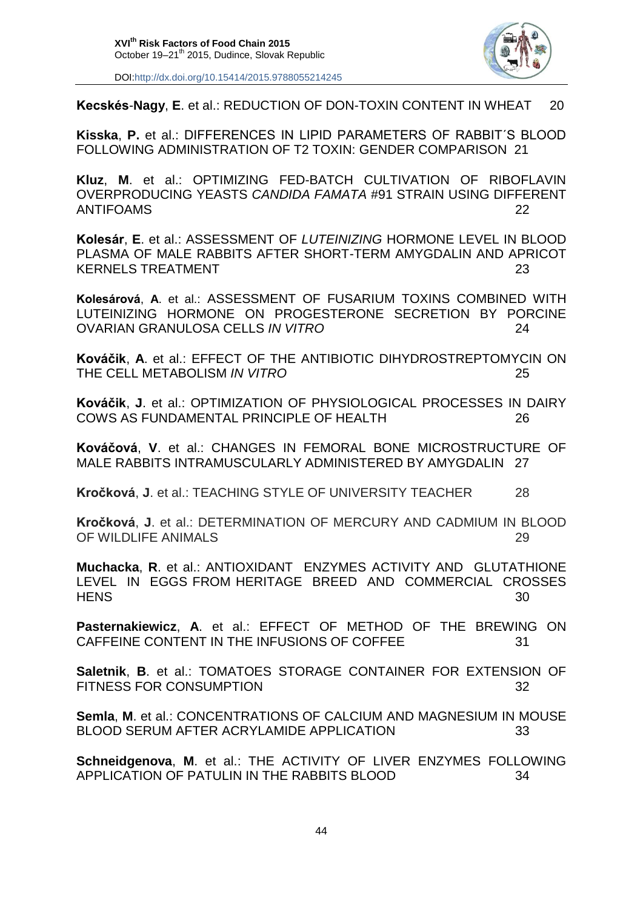**Kecskés-Nagy**, **E**. et al.: REDUCTION OF DON-TOXIN CONTENT IN WHEAT 20

**Kisska**, **P.** et al.: DIFFERENCES IN LIPID PARAMETERS OF RABBIT´S BLOOD FOLLOWING ADMINISTRATION OF T2 TOXIN: GENDER COMPARISON 21

**Kluz**, **M**. et al.: OPTIMIZING FED-BATCH CULTIVATION OF RIBOFLAVIN OVERPRODUCING YEASTS *CANDIDA FAMATA* #91 STRAIN USING DIFFERENT ANTIFOAMS 22

**Kolesár**, **E**. et al.: ASSESSMENT OF *LUTEINIZING* HORMONE LEVEL IN BLOOD PLASMA OF MALE RABBITS AFTER SHORT-TERM AMYGDALIN AND APRICOT KERNELS TREATMENT 23

**Kolesárová**, **A**. et al.: ASSESSMENT OF FUSARIUM TOXINS COMBINED WITH LUTEINIZING HORMONE ON PROGESTERONE SECRETION BY PORCINE OVARIAN GRANULOSA CELLS *IN VITRO* 24

**Kováčik**, **A**. et al.: EFFECT OF THE ANTIBIOTIC DIHYDROSTREPTOMYCIN ON THE CELL METABOLISM *IN VITRO* 25

**Kováčik**, **J**. et al.: OPTIMIZATION OF PHYSIOLOGICAL PROCESSES IN DAIRY COWS AS FUNDAMENTAL PRINCIPLE OF HEALTH 26

**Kováčová**, **V**. et al.: CHANGES IN FEMORAL BONE MICROSTRUCTURE OF MALE RABBITS INTRAMUSCULARLY ADMINISTERED BY AMYGDALIN 27

**Kročková**, **J**. et al.: TEACHING STYLE OF UNIVERSITY TEACHER 28

**Kročková**, **J**. et al.: DETERMINATION OF MERCURY AND CADMIUM IN BLOOD OF WILDLIFE ANIMALS 29

**Muchacka**, **R**. et al.: ANTIOXIDANT ENZYMES ACTIVITY AND GLUTATHIONE LEVEL IN EGGS FROM HERITAGE BREED AND COMMERCIAL CROSSES HENS 30

**Pasternakiewicz**, **A**. et al.: EFFECT OF METHOD OF THE BREWING ON CAFFEINE CONTENT IN THE INFUSIONS OF COFFEE 31

**Saletnik**, **B**. et al.: TOMATOES STORAGE CONTAINER FOR EXTENSION OF FITNESS FOR CONSUMPTION 32

**Semla**, **M**. et al.: CONCENTRATIONS OF CALCIUM AND MAGNESIUM IN MOUSE BLOOD SERUM AFTER ACRYLAMIDE APPLICATION 33

**Schneidgenova**, **M**. et al.: THE ACTIVITY OF LIVER ENZYMES FOLLOWING APPLICATION OF PATULIN IN THE RABBITS BLOOD 34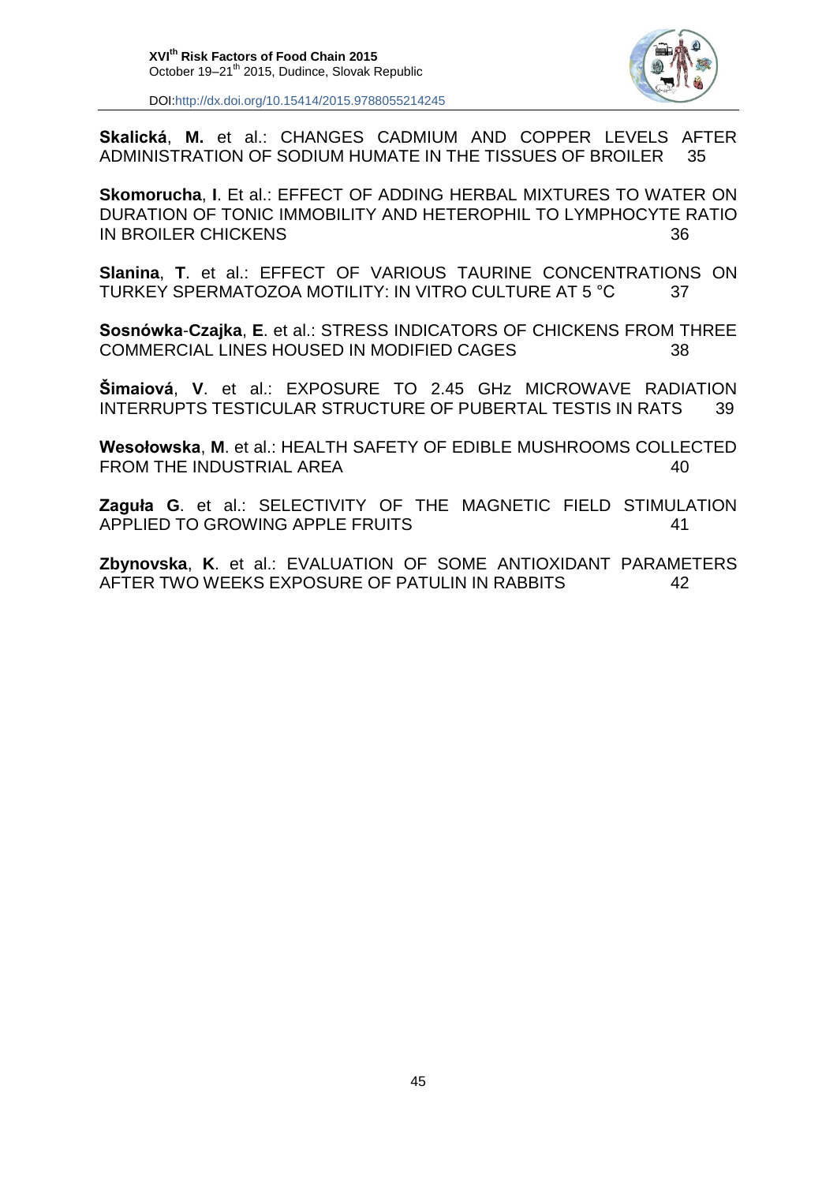**Skalická**, **M.** et al.: CHANGES CADMIUM AND COPPER LEVELS AFTER ADMINISTRATION OF SODIUM HUMATE IN THE TISSUES OF BROILER 35

**Skomorucha**, **I**. Et al.: EFFECT OF ADDING HERBAL MIXTURES TO WATER ON DURATION OF TONIC IMMOBILITY AND HETEROPHIL TO LYMPHOCYTE RATIO IN BROILER CHICKENS 36

**Slanina**, **T**. et al.: EFFECT OF VARIOUS TAURINE CONCENTRATIONS ON TURKEY SPERMATOZOA MOTILITY: IN VITRO CULTURE AT 5 °C 37

**Sosnówka**-**Czajka**, **E**. et al.: STRESS INDICATORS OF CHICKENS FROM THREE COMMERCIAL LINES HOUSED IN MODIFIED CAGES 38

**Šimaiová**, **V**. et al.: EXPOSURE TO 2.45 GHz MICROWAVE RADIATION INTERRUPTS TESTICULAR STRUCTURE OF PUBERTAL TESTIS IN RATS 39

**Wesołowska**, **M**. et al.: HEALTH SAFETY OF EDIBLE MUSHROOMS COLLECTED FROM THE INDUSTRIAL AREA 40

**Zaguła G**. et al.: SELECTIVITY OF THE MAGNETIC FIELD STIMULATION APPLIED TO GROWING APPLE FRUITS 41

**Zbynovska**, **K**. et al.: EVALUATION OF SOME ANTIOXIDANT PARAMETERS AFTER TWO WEEKS EXPOSURE OF PATULIN IN RABBITS 42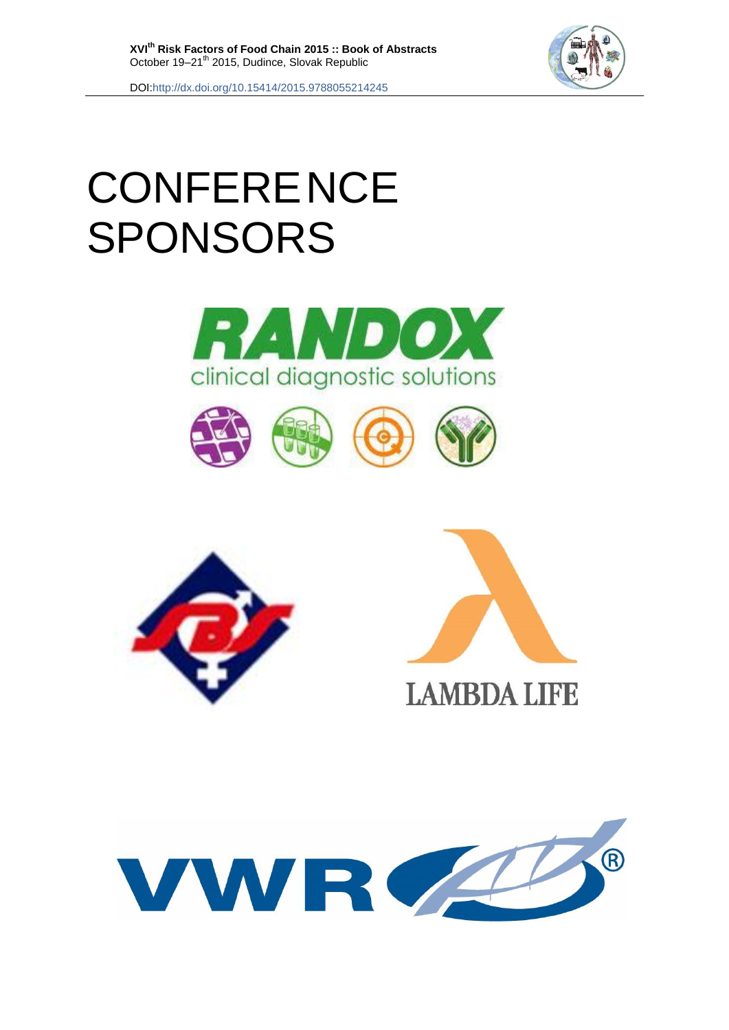# CONFERENCE SPONSORS

RANDOX

clinical diagnostic solutions

LAMBDA LIFE

VWR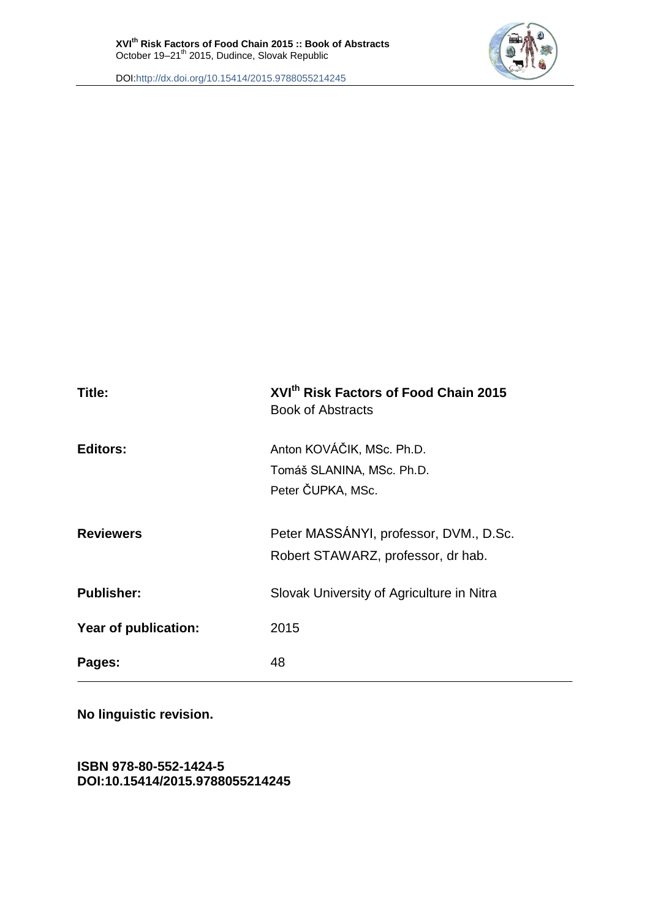| | |
|---|---|
| **Title:** | **XVI$^{th}$ Risk Factors of Food Chain 2015**<br>Book of Abstracts |
| **Editors:** | Anton KOVÁČIK, MSc. Ph.D.<br>Tomáš SLANINA, MSc. Ph.D.<br>Peter ČUPKA, MSc. |
| **Reviewers** | Peter MASSÁNYI, professor, DVM., D.Sc.<br>Robert STAWARZ, professor, dr hab. |
| **Publisher:** | Slovak University of Agriculture in Nitra |
| **Year of publication:** | 2015 |
| **Pages:** | 48 |

**No linguistic revision.**

**ISBN 978-80-552-1424-5**
**DOI:10.15414/2015.9788055214245**